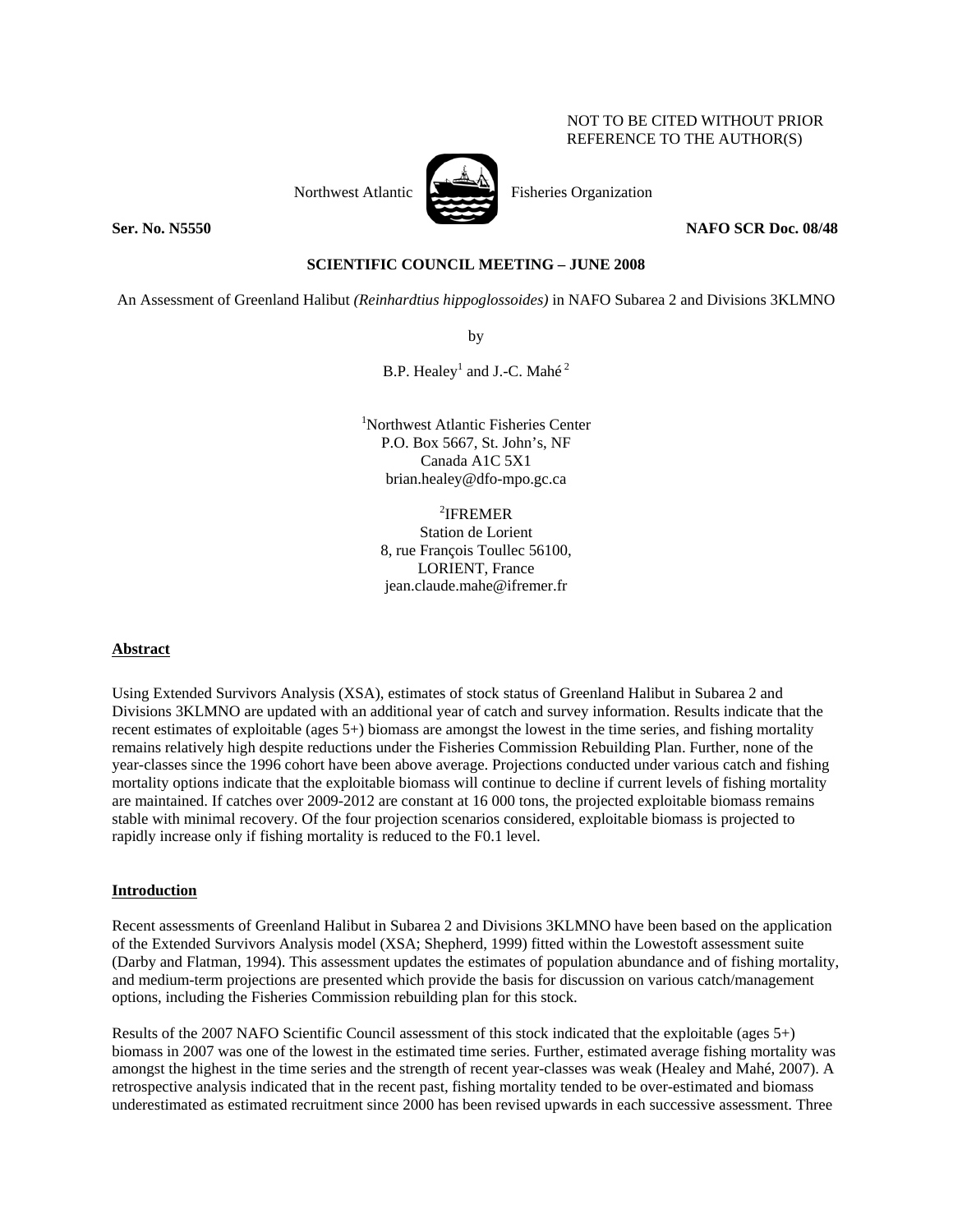NOT TO BE CITED WITHOUT PRIOR REFERENCE TO THE AUTHOR(S)

Northwest Atlantic Fisheries Organization

**Ser. No. N5550** **NAFO SCR Doc. 08/48**

**SCIENTIFIC COUNCIL MEETING – JUNE 2008**

An Assessment of Greenland Halibut *(Reinhardtius hippoglossoides)* in NAFO Subarea 2 and Divisions 3KLMNO

by

B.P. Healey[1] and J.-C. Mahé[2]

[1]Northwest Atlantic Fisheries Center
P.O. Box 5667, St. John's, NF
Canada A1C 5X1
brian.healey@dfo-mpo.gc.ca

[2]IFREMER
Station de Lorient
8, rue François Toullec 56100,
LORIENT, France
jean.claude.mahe@ifremer.fr

## Abstract

Using Extended Survivors Analysis (XSA), estimates of stock status of Greenland Halibut in Subarea 2 and Divisions 3KLMNO are updated with an additional year of catch and survey information. Results indicate that the recent estimates of exploitable (ages 5+) biomass are amongst the lowest in the time series, and fishing mortality remains relatively high despite reductions under the Fisheries Commission Rebuilding Plan. Further, none of the year-classes since the 1996 cohort have been above average. Projections conducted under various catch and fishing mortality options indicate that the exploitable biomass will continue to decline if current levels of fishing mortality are maintained. If catches over 2009-2012 are constant at 16 000 tons, the projected exploitable biomass remains stable with minimal recovery. Of the four projection scenarios considered, exploitable biomass is projected to rapidly increase only if fishing mortality is reduced to the F0.1 level.

## Introduction

Recent assessments of Greenland Halibut in Subarea 2 and Divisions 3KLMNO have been based on the application of the Extended Survivors Analysis model (XSA; Shepherd, 1999) fitted within the Lowestoft assessment suite (Darby and Flatman, 1994). This assessment updates the estimates of population abundance and of fishing mortality, and medium-term projections are presented which provide the basis for discussion on various catch/management options, including the Fisheries Commission rebuilding plan for this stock.

Results of the 2007 NAFO Scientific Council assessment of this stock indicated that the exploitable (ages 5+) biomass in 2007 was one of the lowest in the estimated time series. Further, estimated average fishing mortality was amongst the highest in the time series and the strength of recent year-classes was weak (Healey and Mahé, 2007). A retrospective analysis indicated that in the recent past, fishing mortality tended to be over-estimated and biomass underestimated as estimated recruitment since 2000 has been revised upwards in each successive assessment. Three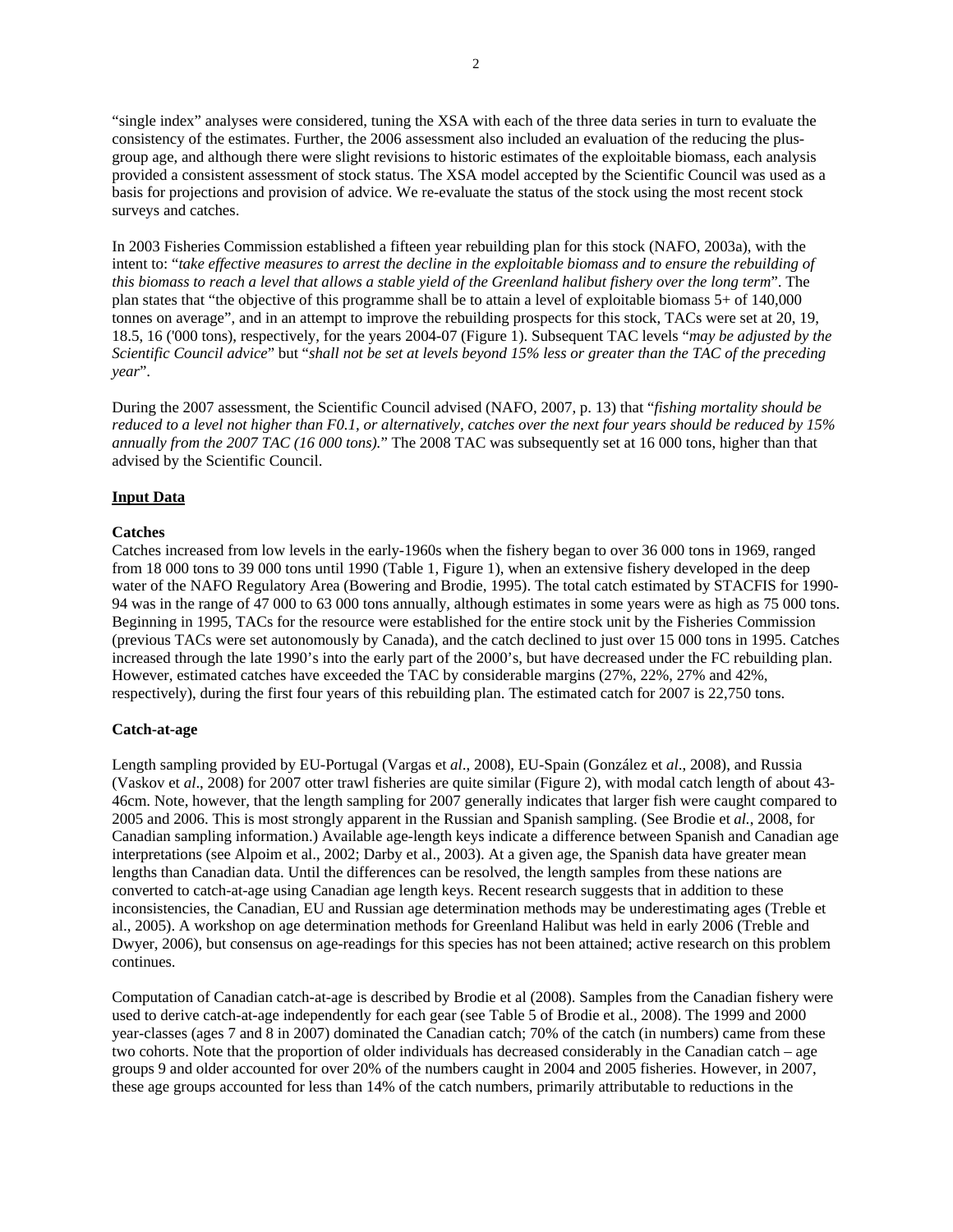"single index" analyses were considered, tuning the XSA with each of the three data series in turn to evaluate the consistency of the estimates. Further, the 2006 assessment also included an evaluation of the reducing the plus-group age, and although there were slight revisions to historic estimates of the exploitable biomass, each analysis provided a consistent assessment of stock status. The XSA model accepted by the Scientific Council was used as a basis for projections and provision of advice. We re-evaluate the status of the stock using the most recent stock surveys and catches.

In 2003 Fisheries Commission established a fifteen year rebuilding plan for this stock (NAFO, 2003a), with the intent to: "*take effective measures to arrest the decline in the exploitable biomass and to ensure the rebuilding of this biomass to reach a level that allows a stable yield of the Greenland halibut fishery over the long term*". The plan states that "the objective of this programme shall be to attain a level of exploitable biomass 5+ of 140,000 tonnes on average", and in an attempt to improve the rebuilding prospects for this stock, TACs were set at 20, 19, 18.5, 16 ('000 tons), respectively, for the years 2004-07 (Figure 1). Subsequent TAC levels "*may be adjusted by the Scientific Council advice*" but "*shall not be set at levels beyond 15% less or greater than the TAC of the preceding year*".

During the 2007 assessment, the Scientific Council advised (NAFO, 2007, p. 13) that "*fishing mortality should be reduced to a level not higher than F0.1, or alternatively, catches over the next four years should be reduced by 15% annually from the 2007 TAC (16 000 tons).*" The 2008 TAC was subsequently set at 16 000 tons, higher than that advised by the Scientific Council.

## Input Data

### Catches

Catches increased from low levels in the early-1960s when the fishery began to over 36 000 tons in 1969, ranged from 18 000 tons to 39 000 tons until 1990 (Table 1, Figure 1), when an extensive fishery developed in the deep water of the NAFO Regulatory Area (Bowering and Brodie, 1995). The total catch estimated by STACFIS for 1990-94 was in the range of 47 000 to 63 000 tons annually, although estimates in some years were as high as 75 000 tons. Beginning in 1995, TACs for the resource were established for the entire stock unit by the Fisheries Commission (previous TACs were set autonomously by Canada), and the catch declined to just over 15 000 tons in 1995. Catches increased through the late 1990's into the early part of the 2000's, but have decreased under the FC rebuilding plan. However, estimated catches have exceeded the TAC by considerable margins (27%, 22%, 27% and 42%, respectively), during the first four years of this rebuilding plan. The estimated catch for 2007 is 22,750 tons.

### Catch-at-age

Length sampling provided by EU-Portugal (Vargas et *al*., 2008), EU-Spain (González et *al*., 2008), and Russia (Vaskov et *al*., 2008) for 2007 otter trawl fisheries are quite similar (Figure 2), with modal catch length of about 43-46cm. Note, however, that the length sampling for 2007 generally indicates that larger fish were caught compared to 2005 and 2006. This is most strongly apparent in the Russian and Spanish sampling. (See Brodie et *al.*, 2008, for Canadian sampling information.) Available age-length keys indicate a difference between Spanish and Canadian age interpretations (see Alpoim et al., 2002; Darby et al., 2003). At a given age, the Spanish data have greater mean lengths than Canadian data. Until the differences can be resolved, the length samples from these nations are converted to catch-at-age using Canadian age length keys. Recent research suggests that in addition to these inconsistencies, the Canadian, EU and Russian age determination methods may be underestimating ages (Treble et al., 2005). A workshop on age determination methods for Greenland Halibut was held in early 2006 (Treble and Dwyer, 2006), but consensus on age-readings for this species has not been attained; active research on this problem continues.

Computation of Canadian catch-at-age is described by Brodie et al (2008). Samples from the Canadian fishery were used to derive catch-at-age independently for each gear (see Table 5 of Brodie et al., 2008). The 1999 and 2000 year-classes (ages 7 and 8 in 2007) dominated the Canadian catch; 70% of the catch (in numbers) came from these two cohorts. Note that the proportion of older individuals has decreased considerably in the Canadian catch – age groups 9 and older accounted for over 20% of the numbers caught in 2004 and 2005 fisheries. However, in 2007, these age groups accounted for less than 14% of the catch numbers, primarily attributable to reductions in the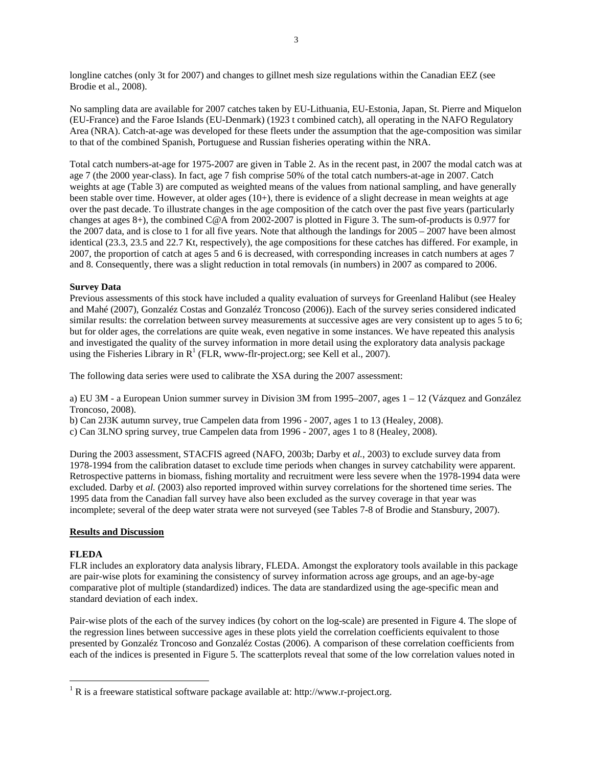longline catches (only 3t for 2007) and changes to gillnet mesh size regulations within the Canadian EEZ (see Brodie et al., 2008).

No sampling data are available for 2007 catches taken by EU-Lithuania, EU-Estonia, Japan, St. Pierre and Miquelon (EU-France) and the Faroe Islands (EU-Denmark) (1923 t combined catch), all operating in the NAFO Regulatory Area (NRA). Catch-at-age was developed for these fleets under the assumption that the age-composition was similar to that of the combined Spanish, Portuguese and Russian fisheries operating within the NRA.

Total catch numbers-at-age for 1975-2007 are given in Table 2. As in the recent past, in 2007 the modal catch was at age 7 (the 2000 year-class). In fact, age 7 fish comprise 50% of the total catch numbers-at-age in 2007. Catch weights at age (Table 3) are computed as weighted means of the values from national sampling, and have generally been stable over time. However, at older ages (10+), there is evidence of a slight decrease in mean weights at age over the past decade. To illustrate changes in the age composition of the catch over the past five years (particularly changes at ages 8+), the combined C@A from 2002-2007 is plotted in Figure 3. The sum-of-products is 0.977 for the 2007 data, and is close to 1 for all five years. Note that although the landings for 2005 – 2007 have been almost identical (23.3, 23.5 and 22.7 Kt, respectively), the age compositions for these catches has differed. For example, in 2007, the proportion of catch at ages 5 and 6 is decreased, with corresponding increases in catch numbers at ages 7 and 8. Consequently, there was a slight reduction in total removals (in numbers) in 2007 as compared to 2006.

**Survey Data**

Previous assessments of this stock have included a quality evaluation of surveys for Greenland Halibut (see Healey and Mahé (2007), Gonzaléz Costas and Gonzaléz Troncoso (2006)). Each of the survey series considered indicated similar results: the correlation between survey measurements at successive ages are very consistent up to ages 5 to 6; but for older ages, the correlations are quite weak, even negative in some instances. We have repeated this analysis and investigated the quality of the survey information in more detail using the exploratory data analysis package using the Fisheries Library in R[1] (FLR, www-flr-project.org; see Kell et al., 2007).

The following data series were used to calibrate the XSA during the 2007 assessment:

a) EU 3M - a European Union summer survey in Division 3M from 1995–2007, ages 1 – 12 (Vázquez and González Troncoso, 2008).
b) Can 2J3K autumn survey, true Campelen data from 1996 - 2007, ages 1 to 13 (Healey, 2008).
c) Can 3LNO spring survey, true Campelen data from 1996 - 2007, ages 1 to 8 (Healey, 2008).

During the 2003 assessment, STACFIS agreed (NAFO, 2003b; Darby et *al.*, 2003) to exclude survey data from 1978-1994 from the calibration dataset to exclude time periods when changes in survey catchability were apparent. Retrospective patterns in biomass, fishing mortality and recruitment were less severe when the 1978-1994 data were excluded. Darby et *al.* (2003) also reported improved within survey correlations for the shortened time series. The 1995 data from the Canadian fall survey have also been excluded as the survey coverage in that year was incomplete; several of the deep water strata were not surveyed (see Tables 7-8 of Brodie and Stansbury, 2007).

## Results and Discussion

**FLEDA**

FLR includes an exploratory data analysis library, FLEDA. Amongst the exploratory tools available in this package are pair-wise plots for examining the consistency of survey information across age groups, and an age-by-age comparative plot of multiple (standardized) indices. The data are standardized using the age-specific mean and standard deviation of each index.

Pair-wise plots of the each of the survey indices (by cohort on the log-scale) are presented in Figure 4. The slope of the regression lines between successive ages in these plots yield the correlation coefficients equivalent to those presented by Gonzaléz Troncoso and Gonzaléz Costas (2006). A comparison of these correlation coefficients from each of the indices is presented in Figure 5. The scatterplots reveal that some of the low correlation values noted in

[1] R is a freeware statistical software package available at: http://www.r-project.org.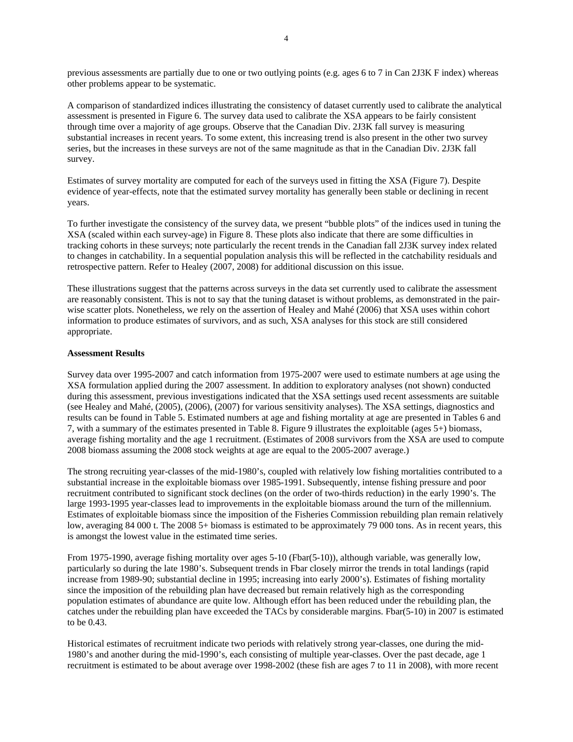previous assessments are partially due to one or two outlying points (e.g. ages 6 to 7 in Can 2J3K F index) whereas other problems appear to be systematic.

A comparison of standardized indices illustrating the consistency of dataset currently used to calibrate the analytical assessment is presented in Figure 6. The survey data used to calibrate the XSA appears to be fairly consistent through time over a majority of age groups. Observe that the Canadian Div. 2J3K fall survey is measuring substantial increases in recent years. To some extent, this increasing trend is also present in the other two survey series, but the increases in these surveys are not of the same magnitude as that in the Canadian Div. 2J3K fall survey.

Estimates of survey mortality are computed for each of the surveys used in fitting the XSA (Figure 7). Despite evidence of year-effects, note that the estimated survey mortality has generally been stable or declining in recent years.

To further investigate the consistency of the survey data, we present "bubble plots" of the indices used in tuning the XSA (scaled within each survey-age) in Figure 8. These plots also indicate that there are some difficulties in tracking cohorts in these surveys; note particularly the recent trends in the Canadian fall 2J3K survey index related to changes in catchability. In a sequential population analysis this will be reflected in the catchability residuals and retrospective pattern. Refer to Healey (2007, 2008) for additional discussion on this issue.

These illustrations suggest that the patterns across surveys in the data set currently used to calibrate the assessment are reasonably consistent. This is not to say that the tuning dataset is without problems, as demonstrated in the pair-wise scatter plots. Nonetheless, we rely on the assertion of Healey and Mahé (2006) that XSA uses within cohort information to produce estimates of survivors, and as such, XSA analyses for this stock are still considered appropriate.

**Assessment Results**

Survey data over 1995-2007 and catch information from 1975-2007 were used to estimate numbers at age using the XSA formulation applied during the 2007 assessment. In addition to exploratory analyses (not shown) conducted during this assessment, previous investigations indicated that the XSA settings used recent assessments are suitable (see Healey and Mahé, (2005), (2006), (2007) for various sensitivity analyses). The XSA settings, diagnostics and results can be found in Table 5. Estimated numbers at age and fishing mortality at age are presented in Tables 6 and 7, with a summary of the estimates presented in Table 8. Figure 9 illustrates the exploitable (ages 5+) biomass, average fishing mortality and the age 1 recruitment. (Estimates of 2008 survivors from the XSA are used to compute 2008 biomass assuming the 2008 stock weights at age are equal to the 2005-2007 average.)

The strong recruiting year-classes of the mid-1980's, coupled with relatively low fishing mortalities contributed to a substantial increase in the exploitable biomass over 1985-1991. Subsequently, intense fishing pressure and poor recruitment contributed to significant stock declines (on the order of two-thirds reduction) in the early 1990's. The large 1993-1995 year-classes lead to improvements in the exploitable biomass around the turn of the millennium. Estimates of exploitable biomass since the imposition of the Fisheries Commission rebuilding plan remain relatively low, averaging 84 000 t. The 2008 5+ biomass is estimated to be approximately 79 000 tons. As in recent years, this is amongst the lowest value in the estimated time series.

From 1975-1990, average fishing mortality over ages 5-10 (Fbar(5-10)), although variable, was generally low, particularly so during the late 1980's. Subsequent trends in Fbar closely mirror the trends in total landings (rapid increase from 1989-90; substantial decline in 1995; increasing into early 2000's). Estimates of fishing mortality since the imposition of the rebuilding plan have decreased but remain relatively high as the corresponding population estimates of abundance are quite low. Although effort has been reduced under the rebuilding plan, the catches under the rebuilding plan have exceeded the TACs by considerable margins. Fbar(5-10) in 2007 is estimated to be 0.43.

Historical estimates of recruitment indicate two periods with relatively strong year-classes, one during the mid-1980's and another during the mid-1990's, each consisting of multiple year-classes. Over the past decade, age 1 recruitment is estimated to be about average over 1998-2002 (these fish are ages 7 to 11 in 2008), with more recent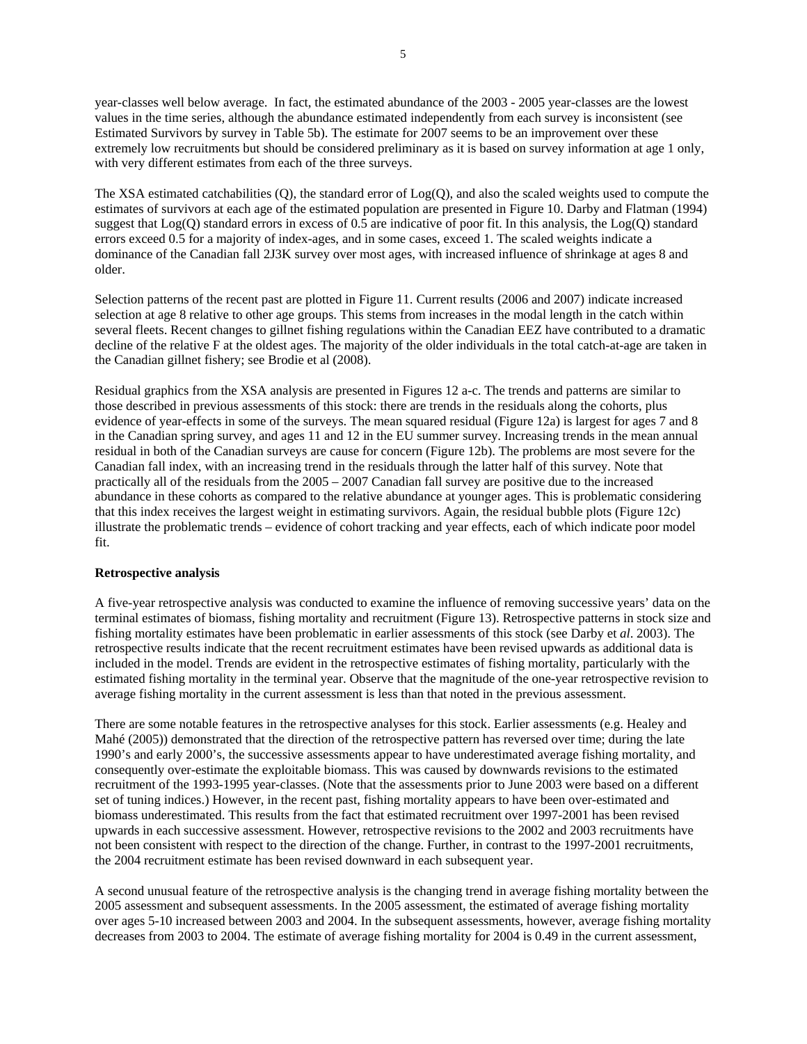year-classes well below average.  In fact, the estimated abundance of the 2003 - 2005 year-classes are the lowest values in the time series, although the abundance estimated independently from each survey is inconsistent (see Estimated Survivors by survey in Table 5b). The estimate for 2007 seems to be an improvement over these extremely low recruitments but should be considered preliminary as it is based on survey information at age 1 only, with very different estimates from each of the three surveys.

The XSA estimated catchabilities (Q), the standard error of Log(Q), and also the scaled weights used to compute the estimates of survivors at each age of the estimated population are presented in Figure 10. Darby and Flatman (1994) suggest that Log(Q) standard errors in excess of 0.5 are indicative of poor fit. In this analysis, the Log(Q) standard errors exceed 0.5 for a majority of index-ages, and in some cases, exceed 1. The scaled weights indicate a dominance of the Canadian fall 2J3K survey over most ages, with increased influence of shrinkage at ages 8 and older.

Selection patterns of the recent past are plotted in Figure 11. Current results (2006 and 2007) indicate increased selection at age 8 relative to other age groups. This stems from increases in the modal length in the catch within several fleets. Recent changes to gillnet fishing regulations within the Canadian EEZ have contributed to a dramatic decline of the relative F at the oldest ages. The majority of the older individuals in the total catch-at-age are taken in the Canadian gillnet fishery; see Brodie et al (2008).

Residual graphics from the XSA analysis are presented in Figures 12 a-c. The trends and patterns are similar to those described in previous assessments of this stock: there are trends in the residuals along the cohorts, plus evidence of year-effects in some of the surveys. The mean squared residual (Figure 12a) is largest for ages 7 and 8 in the Canadian spring survey, and ages 11 and 12 in the EU summer survey. Increasing trends in the mean annual residual in both of the Canadian surveys are cause for concern (Figure 12b). The problems are most severe for the Canadian fall index, with an increasing trend in the residuals through the latter half of this survey. Note that practically all of the residuals from the 2005 – 2007 Canadian fall survey are positive due to the increased abundance in these cohorts as compared to the relative abundance at younger ages. This is problematic considering that this index receives the largest weight in estimating survivors. Again, the residual bubble plots (Figure 12c) illustrate the problematic trends – evidence of cohort tracking and year effects, each of which indicate poor model fit.

**Retrospective analysis**

A five-year retrospective analysis was conducted to examine the influence of removing successive years' data on the terminal estimates of biomass, fishing mortality and recruitment (Figure 13). Retrospective patterns in stock size and fishing mortality estimates have been problematic in earlier assessments of this stock (see Darby et *al*. 2003). The retrospective results indicate that the recent recruitment estimates have been revised upwards as additional data is included in the model. Trends are evident in the retrospective estimates of fishing mortality, particularly with the estimated fishing mortality in the terminal year. Observe that the magnitude of the one-year retrospective revision to average fishing mortality in the current assessment is less than that noted in the previous assessment.

There are some notable features in the retrospective analyses for this stock. Earlier assessments (e.g. Healey and Mahé (2005)) demonstrated that the direction of the retrospective pattern has reversed over time; during the late 1990's and early 2000's, the successive assessments appear to have underestimated average fishing mortality, and consequently over-estimate the exploitable biomass. This was caused by downwards revisions to the estimated recruitment of the 1993-1995 year-classes. (Note that the assessments prior to June 2003 were based on a different set of tuning indices.) However, in the recent past, fishing mortality appears to have been over-estimated and biomass underestimated. This results from the fact that estimated recruitment over 1997-2001 has been revised upwards in each successive assessment. However, retrospective revisions to the 2002 and 2003 recruitments have not been consistent with respect to the direction of the change. Further, in contrast to the 1997-2001 recruitments, the 2004 recruitment estimate has been revised downward in each subsequent year.

A second unusual feature of the retrospective analysis is the changing trend in average fishing mortality between the 2005 assessment and subsequent assessments. In the 2005 assessment, the estimated of average fishing mortality over ages 5-10 increased between 2003 and 2004. In the subsequent assessments, however, average fishing mortality decreases from 2003 to 2004. The estimate of average fishing mortality for 2004 is 0.49 in the current assessment,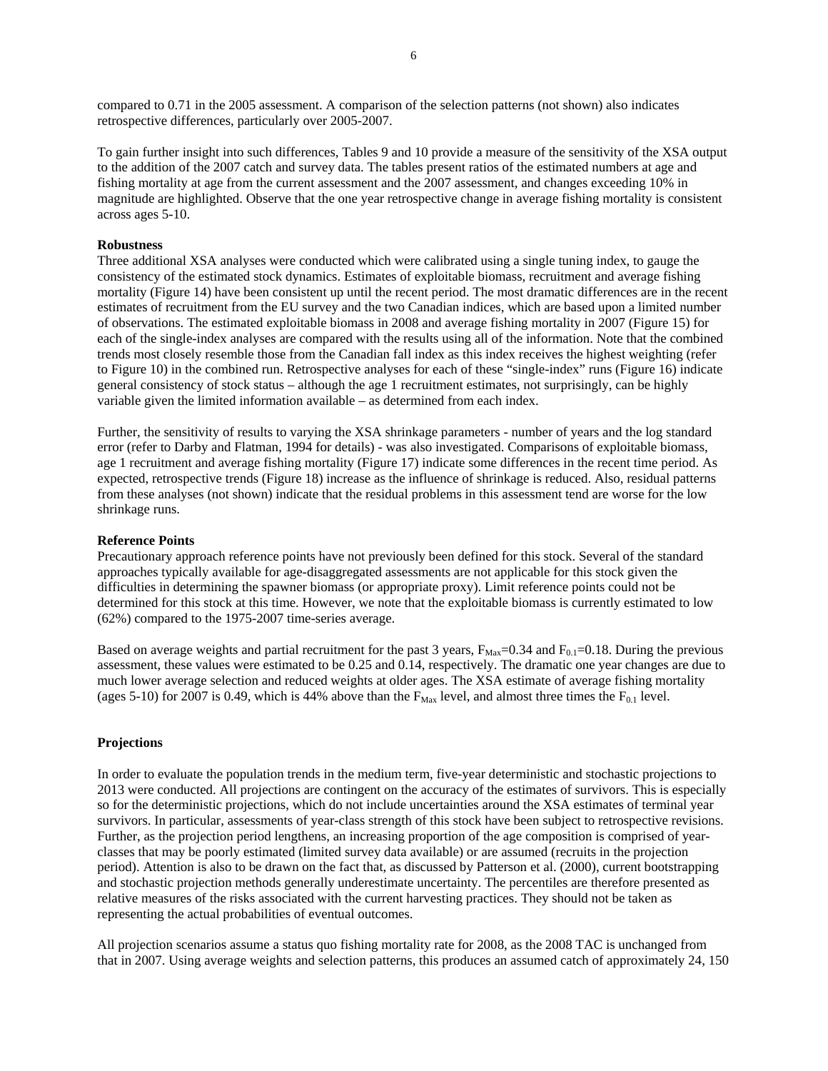compared to 0.71 in the 2005 assessment. A comparison of the selection patterns (not shown) also indicates retrospective differences, particularly over 2005-2007.

To gain further insight into such differences, Tables 9 and 10 provide a measure of the sensitivity of the XSA output to the addition of the 2007 catch and survey data. The tables present ratios of the estimated numbers at age and fishing mortality at age from the current assessment and the 2007 assessment, and changes exceeding 10% in magnitude are highlighted. Observe that the one year retrospective change in average fishing mortality is consistent across ages 5-10.

**Robustness**

Three additional XSA analyses were conducted which were calibrated using a single tuning index, to gauge the consistency of the estimated stock dynamics. Estimates of exploitable biomass, recruitment and average fishing mortality (Figure 14) have been consistent up until the recent period. The most dramatic differences are in the recent estimates of recruitment from the EU survey and the two Canadian indices, which are based upon a limited number of observations. The estimated exploitable biomass in 2008 and average fishing mortality in 2007 (Figure 15) for each of the single-index analyses are compared with the results using all of the information. Note that the combined trends most closely resemble those from the Canadian fall index as this index receives the highest weighting (refer to Figure 10) in the combined run. Retrospective analyses for each of these "single-index" runs (Figure 16) indicate general consistency of stock status – although the age 1 recruitment estimates, not surprisingly, can be highly variable given the limited information available – as determined from each index.

Further, the sensitivity of results to varying the XSA shrinkage parameters - number of years and the log standard error (refer to Darby and Flatman, 1994 for details) - was also investigated. Comparisons of exploitable biomass, age 1 recruitment and average fishing mortality (Figure 17) indicate some differences in the recent time period. As expected, retrospective trends (Figure 18) increase as the influence of shrinkage is reduced. Also, residual patterns from these analyses (not shown) indicate that the residual problems in this assessment tend are worse for the low shrinkage runs.

**Reference Points**

Precautionary approach reference points have not previously been defined for this stock. Several of the standard approaches typically available for age-disaggregated assessments are not applicable for this stock given the difficulties in determining the spawner biomass (or appropriate proxy). Limit reference points could not be determined for this stock at this time. However, we note that the exploitable biomass is currently estimated to low (62%) compared to the 1975-2007 time-series average.

Based on average weights and partial recruitment for the past 3 years, $F_{Max}$=0.34 and $F_{0.1}$=0.18. During the previous assessment, these values were estimated to be 0.25 and 0.14, respectively. The dramatic one year changes are due to much lower average selection and reduced weights at older ages. The XSA estimate of average fishing mortality (ages 5-10) for 2007 is 0.49, which is 44% above than the $F_{Max}$ level, and almost three times the $F_{0.1}$ level.

**Projections**

In order to evaluate the population trends in the medium term, five-year deterministic and stochastic projections to 2013 were conducted. All projections are contingent on the accuracy of the estimates of survivors. This is especially so for the deterministic projections, which do not include uncertainties around the XSA estimates of terminal year survivors. In particular, assessments of year-class strength of this stock have been subject to retrospective revisions. Further, as the projection period lengthens, an increasing proportion of the age composition is comprised of year-classes that may be poorly estimated (limited survey data available) or are assumed (recruits in the projection period). Attention is also to be drawn on the fact that, as discussed by Patterson et al. (2000), current bootstrapping and stochastic projection methods generally underestimate uncertainty. The percentiles are therefore presented as relative measures of the risks associated with the current harvesting practices. They should not be taken as representing the actual probabilities of eventual outcomes.

All projection scenarios assume a status quo fishing mortality rate for 2008, as the 2008 TAC is unchanged from that in 2007. Using average weights and selection patterns, this produces an assumed catch of approximately 24, 150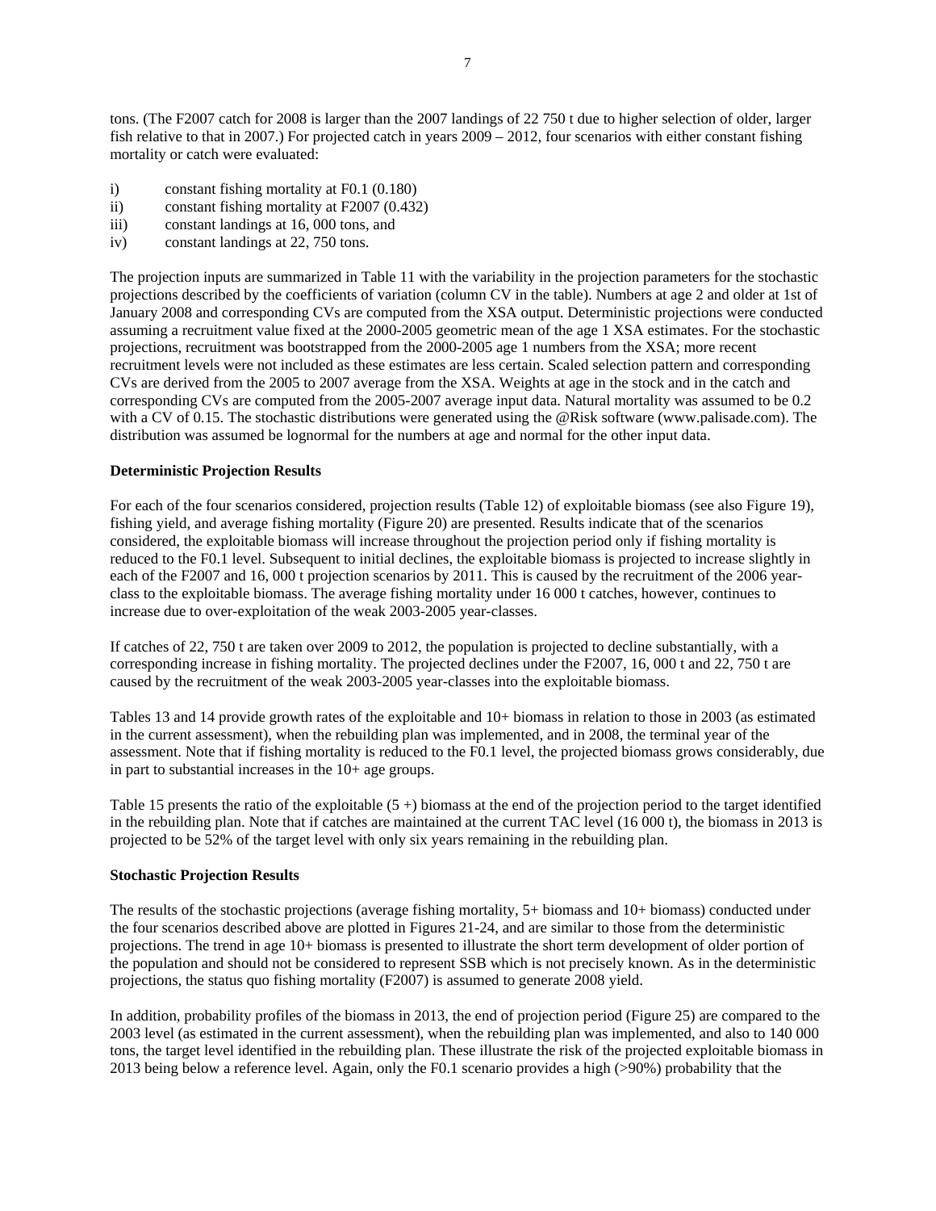tons. (The F2007 catch for 2008 is larger than the 2007 landings of 22 750 t due to higher selection of older, larger fish relative to that in 2007.) For projected catch in years 2009 – 2012, four scenarios with either constant fishing mortality or catch were evaluated:

i) constant fishing mortality at F0.1 (0.180)
ii) constant fishing mortality at F2007 (0.432)
iii) constant landings at 16, 000 tons, and
iv) constant landings at 22, 750 tons.

The projection inputs are summarized in Table 11 with the variability in the projection parameters for the stochastic projections described by the coefficients of variation (column CV in the table). Numbers at age 2 and older at 1st of January 2008 and corresponding CVs are computed from the XSA output. Deterministic projections were conducted assuming a recruitment value fixed at the 2000-2005 geometric mean of the age 1 XSA estimates. For the stochastic projections, recruitment was bootstrapped from the 2000-2005 age 1 numbers from the XSA; more recent recruitment levels were not included as these estimates are less certain. Scaled selection pattern and corresponding CVs are derived from the 2005 to 2007 average from the XSA. Weights at age in the stock and in the catch and corresponding CVs are computed from the 2005-2007 average input data. Natural mortality was assumed to be 0.2 with a CV of 0.15. The stochastic distributions were generated using the @Risk software (www.palisade.com). The distribution was assumed be lognormal for the numbers at age and normal for the other input data.

**Deterministic Projection Results**

For each of the four scenarios considered, projection results (Table 12) of exploitable biomass (see also Figure 19), fishing yield, and average fishing mortality (Figure 20) are presented. Results indicate that of the scenarios considered, the exploitable biomass will increase throughout the projection period only if fishing mortality is reduced to the F0.1 level. Subsequent to initial declines, the exploitable biomass is projected to increase slightly in each of the F2007 and 16, 000 t projection scenarios by 2011. This is caused by the recruitment of the 2006 year-class to the exploitable biomass. The average fishing mortality under 16 000 t catches, however, continues to increase due to over-exploitation of the weak 2003-2005 year-classes.

If catches of 22, 750 t are taken over 2009 to 2012, the population is projected to decline substantially, with a corresponding increase in fishing mortality. The projected declines under the F2007, 16, 000 t and 22, 750 t are caused by the recruitment of the weak 2003-2005 year-classes into the exploitable biomass.

Tables 13 and 14 provide growth rates of the exploitable and 10+ biomass in relation to those in 2003 (as estimated in the current assessment), when the rebuilding plan was implemented, and in 2008, the terminal year of the assessment. Note that if fishing mortality is reduced to the F0.1 level, the projected biomass grows considerably, due in part to substantial increases in the 10+ age groups.

Table 15 presents the ratio of the exploitable (5 +) biomass at the end of the projection period to the target identified in the rebuilding plan. Note that if catches are maintained at the current TAC level (16 000 t), the biomass in 2013 is projected to be 52% of the target level with only six years remaining in the rebuilding plan.

**Stochastic Projection Results**

The results of the stochastic projections (average fishing mortality, 5+ biomass and 10+ biomass) conducted under the four scenarios described above are plotted in Figures 21-24, and are similar to those from the deterministic projections. The trend in age 10+ biomass is presented to illustrate the short term development of older portion of the population and should not be considered to represent SSB which is not precisely known. As in the deterministic projections, the status quo fishing mortality (F2007) is assumed to generate 2008 yield.

In addition, probability profiles of the biomass in 2013, the end of projection period (Figure 25) are compared to the 2003 level (as estimated in the current assessment), when the rebuilding plan was implemented, and also to 140 000 tons, the target level identified in the rebuilding plan. These illustrate the risk of the projected exploitable biomass in 2013 being below a reference level. Again, only the F0.1 scenario provides a high (>90%) probability that the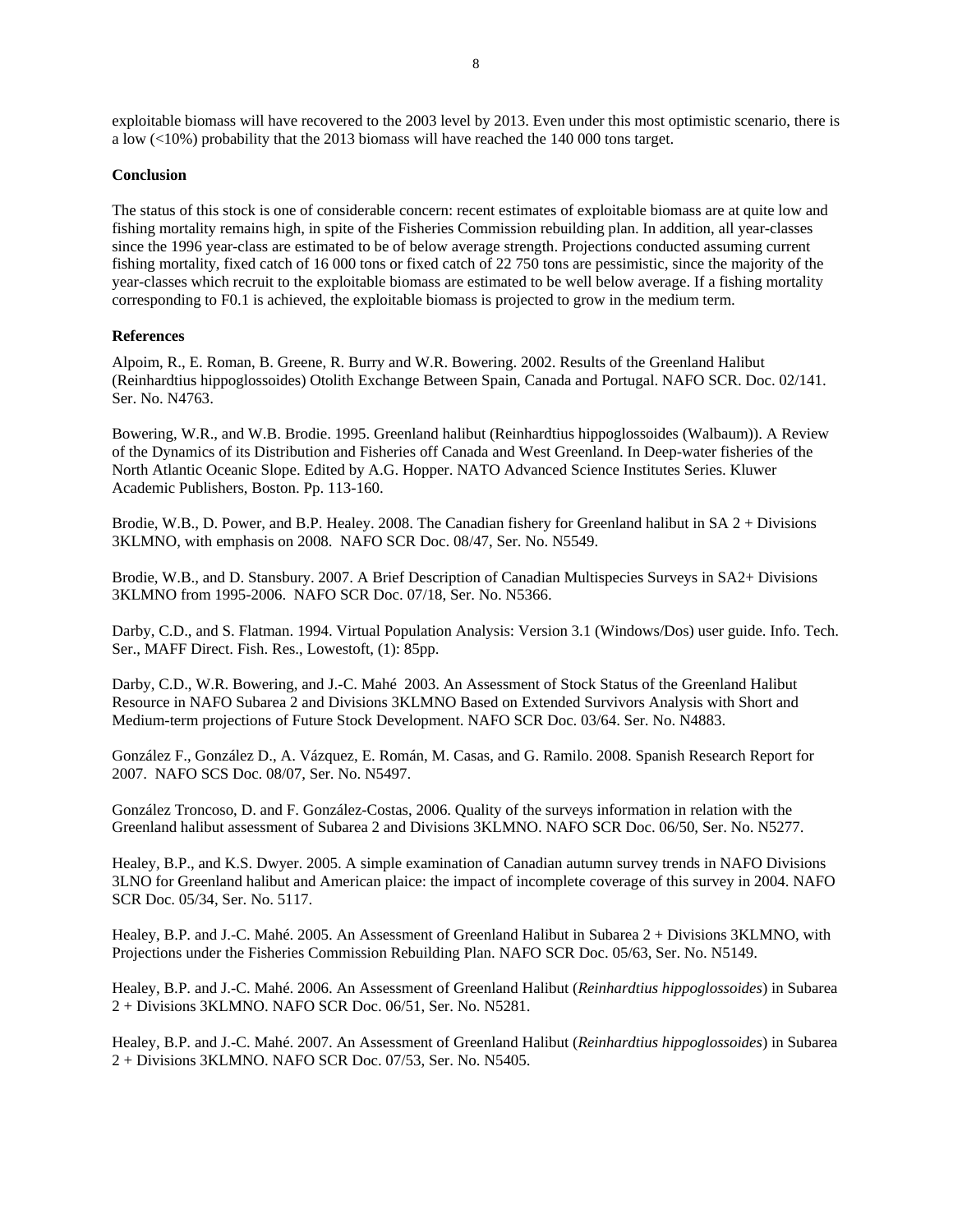exploitable biomass will have recovered to the 2003 level by 2013. Even under this most optimistic scenario, there is a low (<10%) probability that the 2013 biomass will have reached the 140 000 tons target.

## Conclusion

The status of this stock is one of considerable concern: recent estimates of exploitable biomass are at quite low and fishing mortality remains high, in spite of the Fisheries Commission rebuilding plan. In addition, all year-classes since the 1996 year-class are estimated to be of below average strength. Projections conducted assuming current fishing mortality, fixed catch of 16 000 tons or fixed catch of 22 750 tons are pessimistic, since the majority of the year-classes which recruit to the exploitable biomass are estimated to be well below average. If a fishing mortality corresponding to F0.1 is achieved, the exploitable biomass is projected to grow in the medium term.

## References

Alpoim, R., E. Roman, B. Greene, R. Burry and W.R. Bowering. 2002. Results of the Greenland Halibut (Reinhardtius hippoglossoides) Otolith Exchange Between Spain, Canada and Portugal. NAFO SCR. Doc. 02/141. Ser. No. N4763.

Bowering, W.R., and W.B. Brodie. 1995. Greenland halibut (Reinhardtius hippoglossoides (Walbaum)). A Review of the Dynamics of its Distribution and Fisheries off Canada and West Greenland. In Deep-water fisheries of the North Atlantic Oceanic Slope. Edited by A.G. Hopper. NATO Advanced Science Institutes Series. Kluwer Academic Publishers, Boston. Pp. 113-160.

Brodie, W.B., D. Power, and B.P. Healey. 2008. The Canadian fishery for Greenland halibut in SA 2 + Divisions 3KLMNO, with emphasis on 2008. NAFO SCR Doc. 08/47, Ser. No. N5549.

Brodie, W.B., and D. Stansbury. 2007. A Brief Description of Canadian Multispecies Surveys in SA2+ Divisions 3KLMNO from 1995-2006. NAFO SCR Doc. 07/18, Ser. No. N5366.

Darby, C.D., and S. Flatman. 1994. Virtual Population Analysis: Version 3.1 (Windows/Dos) user guide. Info. Tech. Ser., MAFF Direct. Fish. Res., Lowestoft, (1): 85pp.

Darby, C.D., W.R. Bowering, and J.-C. Mahé 2003. An Assessment of Stock Status of the Greenland Halibut Resource in NAFO Subarea 2 and Divisions 3KLMNO Based on Extended Survivors Analysis with Short and Medium-term projections of Future Stock Development. NAFO SCR Doc. 03/64. Ser. No. N4883.

González F., González D., A. Vázquez, E. Román, M. Casas, and G. Ramilo. 2008. Spanish Research Report for 2007. NAFO SCS Doc. 08/07, Ser. No. N5497.

González Troncoso, D. and F. González-Costas, 2006. Quality of the surveys information in relation with the Greenland halibut assessment of Subarea 2 and Divisions 3KLMNO. NAFO SCR Doc. 06/50, Ser. No. N5277.

Healey, B.P., and K.S. Dwyer. 2005. A simple examination of Canadian autumn survey trends in NAFO Divisions 3LNO for Greenland halibut and American plaice: the impact of incomplete coverage of this survey in 2004. NAFO SCR Doc. 05/34, Ser. No. 5117.

Healey, B.P. and J.-C. Mahé. 2005. An Assessment of Greenland Halibut in Subarea 2 + Divisions 3KLMNO, with Projections under the Fisheries Commission Rebuilding Plan. NAFO SCR Doc. 05/63, Ser. No. N5149.

Healey, B.P. and J.-C. Mahé. 2006. An Assessment of Greenland Halibut (*Reinhardtius hippoglossoides*) in Subarea 2 + Divisions 3KLMNO. NAFO SCR Doc. 06/51, Ser. No. N5281.

Healey, B.P. and J.-C. Mahé. 2007. An Assessment of Greenland Halibut (*Reinhardtius hippoglossoides*) in Subarea 2 + Divisions 3KLMNO. NAFO SCR Doc. 07/53, Ser. No. N5405.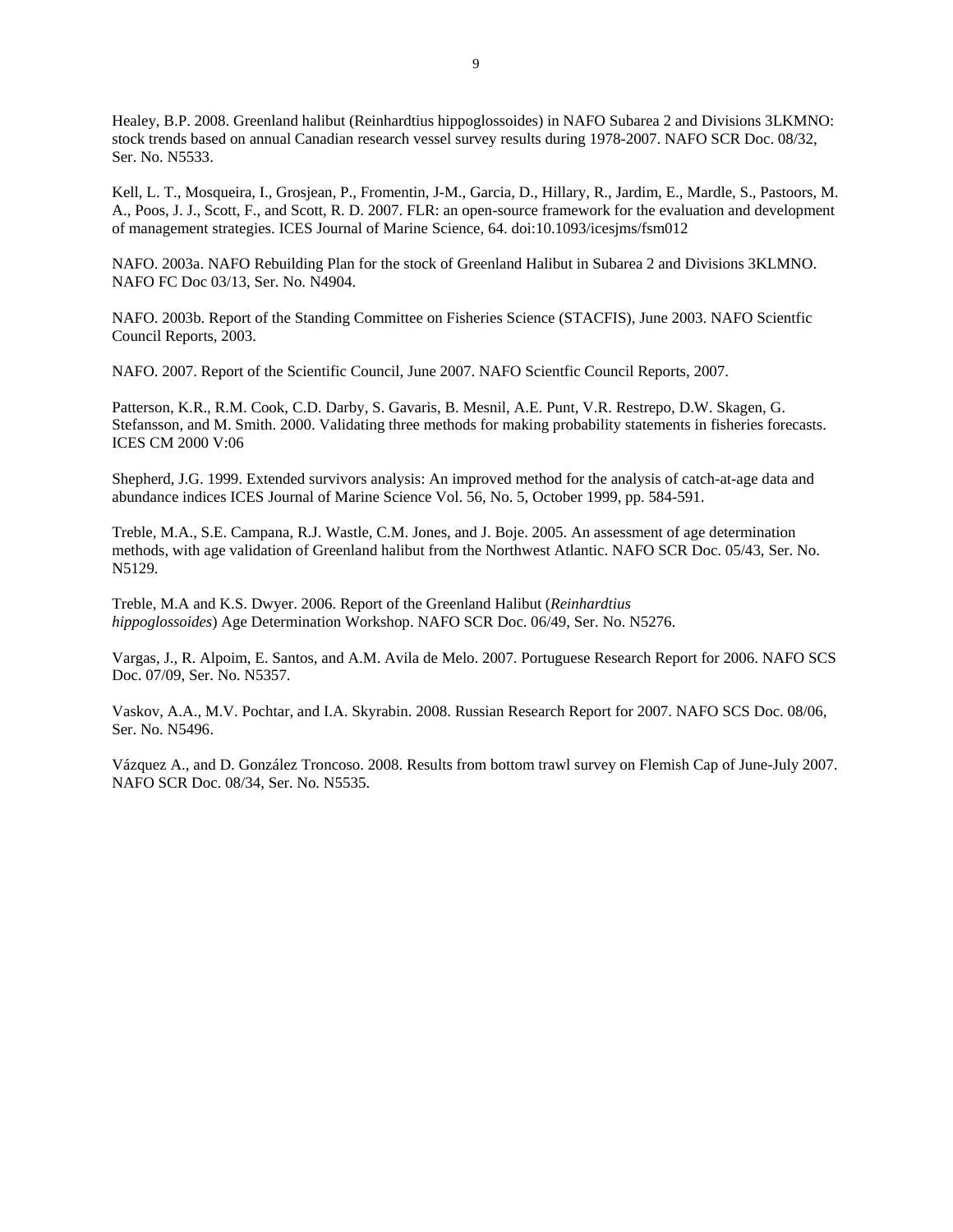Healey, B.P. 2008. Greenland halibut (Reinhardtius hippoglossoides) in NAFO Subarea 2 and Divisions 3LKMNO: stock trends based on annual Canadian research vessel survey results during 1978-2007. NAFO SCR Doc. 08/32, Ser. No. N5533.

Kell, L. T., Mosqueira, I., Grosjean, P., Fromentin, J-M., Garcia, D., Hillary, R., Jardim, E., Mardle, S., Pastoors, M. A., Poos, J. J., Scott, F., and Scott, R. D. 2007. FLR: an open-source framework for the evaluation and development of management strategies. ICES Journal of Marine Science, 64. doi:10.1093/icesjms/fsm012

NAFO. 2003a. NAFO Rebuilding Plan for the stock of Greenland Halibut in Subarea 2 and Divisions 3KLMNO. NAFO FC Doc 03/13, Ser. No. N4904.

NAFO. 2003b. Report of the Standing Committee on Fisheries Science (STACFIS), June 2003. NAFO Scientfic Council Reports, 2003.

NAFO. 2007. Report of the Scientific Council, June 2007. NAFO Scientfic Council Reports, 2007.

Patterson, K.R., R.M. Cook, C.D. Darby, S. Gavaris, B. Mesnil, A.E. Punt, V.R. Restrepo, D.W. Skagen, G. Stefansson, and M. Smith. 2000. Validating three methods for making probability statements in fisheries forecasts. ICES CM 2000 V:06

Shepherd, J.G. 1999. Extended survivors analysis: An improved method for the analysis of catch-at-age data and abundance indices ICES Journal of Marine Science Vol. 56, No. 5, October 1999, pp. 584-591.

Treble, M.A., S.E. Campana, R.J. Wastle, C.M. Jones, and J. Boje. 2005. An assessment of age determination methods, with age validation of Greenland halibut from the Northwest Atlantic. NAFO SCR Doc. 05/43, Ser. No. N5129.

Treble, M.A and K.S. Dwyer. 2006. Report of the Greenland Halibut (*Reinhardtius hippoglossoides*) Age Determination Workshop. NAFO SCR Doc. 06/49, Ser. No. N5276.

Vargas, J., R. Alpoim, E. Santos, and A.M. Avila de Melo. 2007. Portuguese Research Report for 2006. NAFO SCS Doc. 07/09, Ser. No. N5357.

Vaskov, A.A., M.V. Pochtar, and I.A. Skyrabin. 2008. Russian Research Report for 2007. NAFO SCS Doc. 08/06, Ser. No. N5496.

Vázquez A., and D. González Troncoso. 2008. Results from bottom trawl survey on Flemish Cap of June-July 2007. NAFO SCR Doc. 08/34, Ser. No. N5535.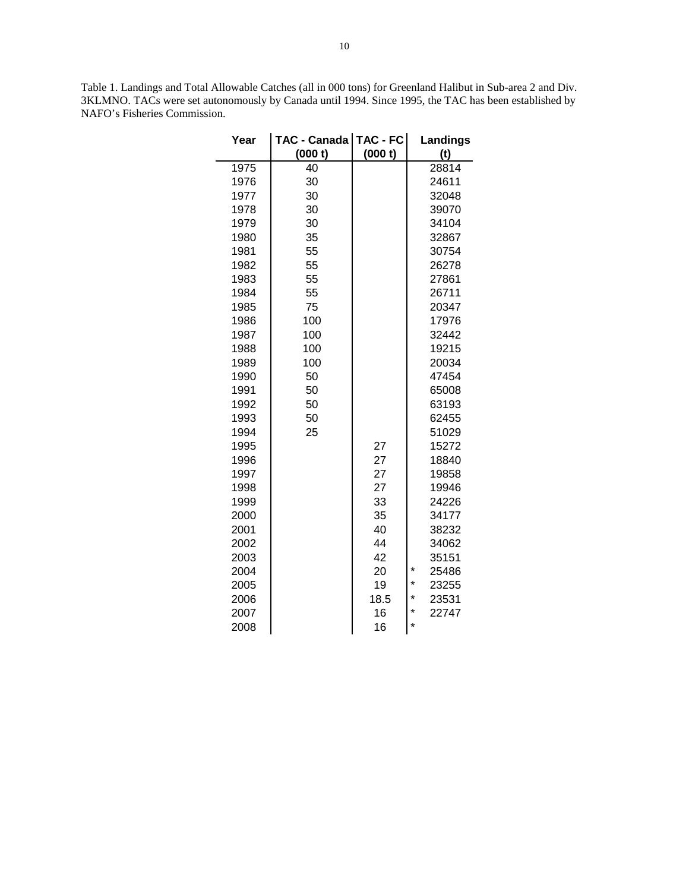Table 1. Landings and Total Allowable Catches (all in 000 tons) for Greenland Halibut in Sub-area 2 and Div. 3KLMNO. TACs were set autonomously by Canada until 1994. Since 1995, the TAC has been established by NAFO's Fisheries Commission.

| Year | TAC - Canada (000 t) | TAC - FC (000 t) | Landings (t) |
|---|---|---|---|
| 1975 | 40 | | 28814 |
| 1976 | 30 | | 24611 |
| 1977 | 30 | | 32048 |
| 1978 | 30 | | 39070 |
| 1979 | 30 | | 34104 |
| 1980 | 35 | | 32867 |
| 1981 | 55 | | 30754 |
| 1982 | 55 | | 26278 |
| 1983 | 55 | | 27861 |
| 1984 | 55 | | 26711 |
| 1985 | 75 | | 20347 |
| 1986 | 100 | | 17976 |
| 1987 | 100 | | 32442 |
| 1988 | 100 | | 19215 |
| 1989 | 100 | | 20034 |
| 1990 | 50 | | 47454 |
| 1991 | 50 | | 65008 |
| 1992 | 50 | | 63193 |
| 1993 | 50 | | 62455 |
| 1994 | 25 | | 51029 |
| 1995 | | 27 | 15272 |
| 1996 | | 27 | 18840 |
| 1997 | | 27 | 19858 |
| 1998 | | 27 | 19946 |
| 1999 | | 33 | 24226 |
| 2000 | | 35 | 34177 |
| 2001 | | 40 | 38232 |
| 2002 | | 44 | 34062 |
| 2003 | | 42 | 35151 |
| 2004 | | 20 | * 25486 |
| 2005 | | 19 | * 23255 |
| 2006 | | 18.5 | * 23531 |
| 2007 | | 16 | * 22747 |
| 2008 | | 16 | * |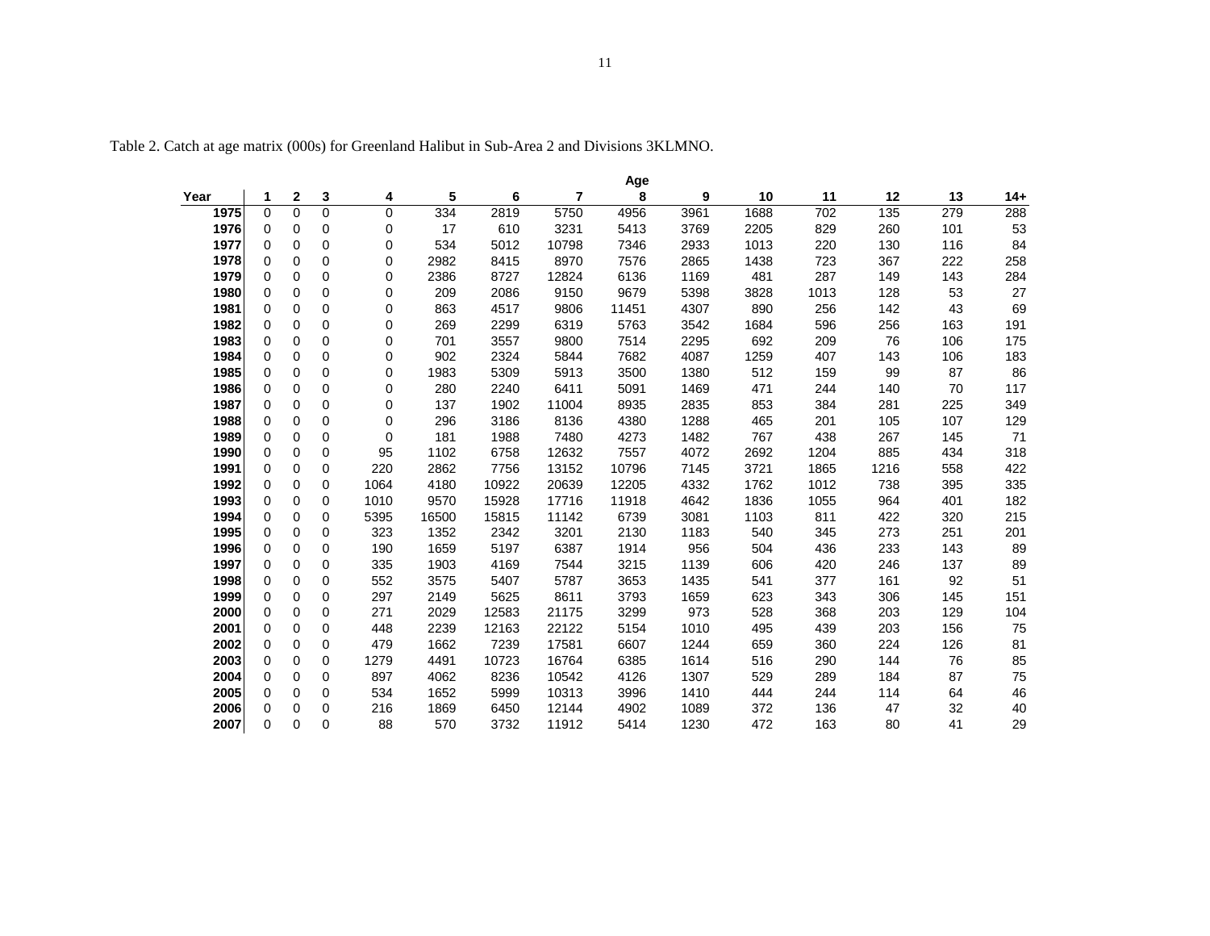Table 2. Catch at age matrix (000s) for Greenland Halibut in Sub-Area 2 and Divisions 3KLMNO.

| | Age | | | | | | | | | | | | | |
|---|---|---|---|---|---|---|---|---|---|---|---|---|---|---|
| Year | 1 | 2 | 3 | 4 | 5 | 6 | 7 | 8 | 9 | 10 | 11 | 12 | 13 | 14+ |
| 1975 | 0 | 0 | 0 | 0 | 334 | 2819 | 5750 | 4956 | 3961 | 1688 | 702 | 135 | 279 | 288 |
| 1976 | 0 | 0 | 0 | 0 | 17 | 610 | 3231 | 5413 | 3769 | 2205 | 829 | 260 | 101 | 53 |
| 1977 | 0 | 0 | 0 | 0 | 534 | 5012 | 10798 | 7346 | 2933 | 1013 | 220 | 130 | 116 | 84 |
| 1978 | 0 | 0 | 0 | 0 | 2982 | 8415 | 8970 | 7576 | 2865 | 1438 | 723 | 367 | 222 | 258 |
| 1979 | 0 | 0 | 0 | 0 | 2386 | 8727 | 12824 | 6136 | 1169 | 481 | 287 | 149 | 143 | 284 |
| 1980 | 0 | 0 | 0 | 0 | 209 | 2086 | 9150 | 9679 | 5398 | 3828 | 1013 | 128 | 53 | 27 |
| 1981 | 0 | 0 | 0 | 0 | 863 | 4517 | 9806 | 11451 | 4307 | 890 | 256 | 142 | 43 | 69 |
| 1982 | 0 | 0 | 0 | 0 | 269 | 2299 | 6319 | 5763 | 3542 | 1684 | 596 | 256 | 163 | 191 |
| 1983 | 0 | 0 | 0 | 0 | 701 | 3557 | 9800 | 7514 | 2295 | 692 | 209 | 76 | 106 | 175 |
| 1984 | 0 | 0 | 0 | 0 | 902 | 2324 | 5844 | 7682 | 4087 | 1259 | 407 | 143 | 106 | 183 |
| 1985 | 0 | 0 | 0 | 0 | 1983 | 5309 | 5913 | 3500 | 1380 | 512 | 159 | 99 | 87 | 86 |
| 1986 | 0 | 0 | 0 | 0 | 280 | 2240 | 6411 | 5091 | 1469 | 471 | 244 | 140 | 70 | 117 |
| 1987 | 0 | 0 | 0 | 0 | 137 | 1902 | 11004 | 8935 | 2835 | 853 | 384 | 281 | 225 | 349 |
| 1988 | 0 | 0 | 0 | 0 | 296 | 3186 | 8136 | 4380 | 1288 | 465 | 201 | 105 | 107 | 129 |
| 1989 | 0 | 0 | 0 | 0 | 181 | 1988 | 7480 | 4273 | 1482 | 767 | 438 | 267 | 145 | 71 |
| 1990 | 0 | 0 | 0 | 95 | 1102 | 6758 | 12632 | 7557 | 4072 | 2692 | 1204 | 885 | 434 | 318 |
| 1991 | 0 | 0 | 0 | 220 | 2862 | 7756 | 13152 | 10796 | 7145 | 3721 | 1865 | 1216 | 558 | 422 |
| 1992 | 0 | 0 | 0 | 1064 | 4180 | 10922 | 20639 | 12205 | 4332 | 1762 | 1012 | 738 | 395 | 335 |
| 1993 | 0 | 0 | 0 | 1010 | 9570 | 15928 | 17716 | 11918 | 4642 | 1836 | 1055 | 964 | 401 | 182 |
| 1994 | 0 | 0 | 0 | 5395 | 16500 | 15815 | 11142 | 6739 | 3081 | 1103 | 811 | 422 | 320 | 215 |
| 1995 | 0 | 0 | 0 | 323 | 1352 | 2342 | 3201 | 2130 | 1183 | 540 | 345 | 273 | 251 | 201 |
| 1996 | 0 | 0 | 0 | 190 | 1659 | 5197 | 6387 | 1914 | 956 | 504 | 436 | 233 | 143 | 89 |
| 1997 | 0 | 0 | 0 | 335 | 1903 | 4169 | 7544 | 3215 | 1139 | 606 | 420 | 246 | 137 | 89 |
| 1998 | 0 | 0 | 0 | 552 | 3575 | 5407 | 5787 | 3653 | 1435 | 541 | 377 | 161 | 92 | 51 |
| 1999 | 0 | 0 | 0 | 297 | 2149 | 5625 | 8611 | 3793 | 1659 | 623 | 343 | 306 | 145 | 151 |
| 2000 | 0 | 0 | 0 | 271 | 2029 | 12583 | 21175 | 3299 | 973 | 528 | 368 | 203 | 129 | 104 |
| 2001 | 0 | 0 | 0 | 448 | 2239 | 12163 | 22122 | 5154 | 1010 | 495 | 439 | 203 | 156 | 75 |
| 2002 | 0 | 0 | 0 | 479 | 1662 | 7239 | 17581 | 6607 | 1244 | 659 | 360 | 224 | 126 | 81 |
| 2003 | 0 | 0 | 0 | 1279 | 4491 | 10723 | 16764 | 6385 | 1614 | 516 | 290 | 144 | 76 | 85 |
| 2004 | 0 | 0 | 0 | 897 | 4062 | 8236 | 10542 | 4126 | 1307 | 529 | 289 | 184 | 87 | 75 |
| 2005 | 0 | 0 | 0 | 534 | 1652 | 5999 | 10313 | 3996 | 1410 | 444 | 244 | 114 | 64 | 46 |
| 2006 | 0 | 0 | 0 | 216 | 1869 | 6450 | 12144 | 4902 | 1089 | 372 | 136 | 47 | 32 | 40 |
| 2007 | 0 | 0 | 0 | 88 | 570 | 3732 | 11912 | 5414 | 1230 | 472 | 163 | 80 | 41 | 29 |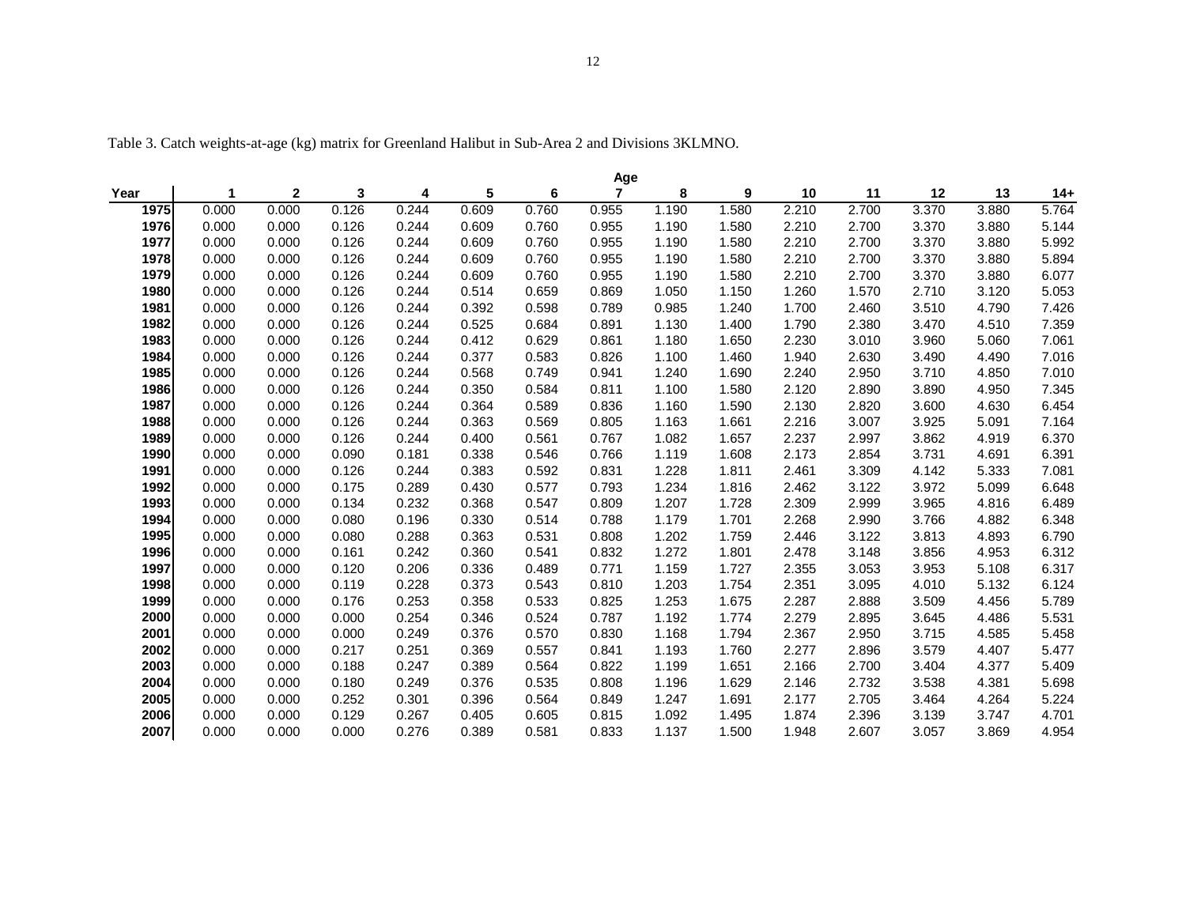Table 3. Catch weights-at-age (kg) matrix for Greenland Halibut in Sub-Area 2 and Divisions 3KLMNO.

| Year | Age 1 | 2 | 3 | 4 | 5 | 6 | 7 | 8 | 9 | 10 | 11 | 12 | 13 | 14+ |
|---|---|---|---|---|---|---|---|---|---|---|---|---|---|---|
| 1975 | 0.000 | 0.000 | 0.126 | 0.244 | 0.609 | 0.760 | 0.955 | 1.190 | 1.580 | 2.210 | 2.700 | 3.370 | 3.880 | 5.764 |
| 1976 | 0.000 | 0.000 | 0.126 | 0.244 | 0.609 | 0.760 | 0.955 | 1.190 | 1.580 | 2.210 | 2.700 | 3.370 | 3.880 | 5.144 |
| 1977 | 0.000 | 0.000 | 0.126 | 0.244 | 0.609 | 0.760 | 0.955 | 1.190 | 1.580 | 2.210 | 2.700 | 3.370 | 3.880 | 5.992 |
| 1978 | 0.000 | 0.000 | 0.126 | 0.244 | 0.609 | 0.760 | 0.955 | 1.190 | 1.580 | 2.210 | 2.700 | 3.370 | 3.880 | 5.894 |
| 1979 | 0.000 | 0.000 | 0.126 | 0.244 | 0.609 | 0.760 | 0.955 | 1.190 | 1.580 | 2.210 | 2.700 | 3.370 | 3.880 | 6.077 |
| 1980 | 0.000 | 0.000 | 0.126 | 0.244 | 0.514 | 0.659 | 0.869 | 1.050 | 1.150 | 1.260 | 1.570 | 2.710 | 3.120 | 5.053 |
| 1981 | 0.000 | 0.000 | 0.126 | 0.244 | 0.392 | 0.598 | 0.789 | 0.985 | 1.240 | 1.700 | 2.460 | 3.510 | 4.790 | 7.426 |
| 1982 | 0.000 | 0.000 | 0.126 | 0.244 | 0.525 | 0.684 | 0.891 | 1.130 | 1.400 | 1.790 | 2.380 | 3.470 | 4.510 | 7.359 |
| 1983 | 0.000 | 0.000 | 0.126 | 0.244 | 0.412 | 0.629 | 0.861 | 1.180 | 1.650 | 2.230 | 3.010 | 3.960 | 5.060 | 7.061 |
| 1984 | 0.000 | 0.000 | 0.126 | 0.244 | 0.377 | 0.583 | 0.826 | 1.100 | 1.460 | 1.940 | 2.630 | 3.490 | 4.490 | 7.016 |
| 1985 | 0.000 | 0.000 | 0.126 | 0.244 | 0.568 | 0.749 | 0.941 | 1.240 | 1.690 | 2.240 | 2.950 | 3.710 | 4.850 | 7.010 |
| 1986 | 0.000 | 0.000 | 0.126 | 0.244 | 0.350 | 0.584 | 0.811 | 1.100 | 1.580 | 2.120 | 2.890 | 3.890 | 4.950 | 7.345 |
| 1987 | 0.000 | 0.000 | 0.126 | 0.244 | 0.364 | 0.589 | 0.836 | 1.160 | 1.590 | 2.130 | 2.820 | 3.600 | 4.630 | 6.454 |
| 1988 | 0.000 | 0.000 | 0.126 | 0.244 | 0.363 | 0.569 | 0.805 | 1.163 | 1.661 | 2.216 | 3.007 | 3.925 | 5.091 | 7.164 |
| 1989 | 0.000 | 0.000 | 0.126 | 0.244 | 0.400 | 0.561 | 0.767 | 1.082 | 1.657 | 2.237 | 2.997 | 3.862 | 4.919 | 6.370 |
| 1990 | 0.000 | 0.000 | 0.090 | 0.181 | 0.338 | 0.546 | 0.766 | 1.119 | 1.608 | 2.173 | 2.854 | 3.731 | 4.691 | 6.391 |
| 1991 | 0.000 | 0.000 | 0.126 | 0.244 | 0.383 | 0.592 | 0.831 | 1.228 | 1.811 | 2.461 | 3.309 | 4.142 | 5.333 | 7.081 |
| 1992 | 0.000 | 0.000 | 0.175 | 0.289 | 0.430 | 0.577 | 0.793 | 1.234 | 1.816 | 2.462 | 3.122 | 3.972 | 5.099 | 6.648 |
| 1993 | 0.000 | 0.000 | 0.134 | 0.232 | 0.368 | 0.547 | 0.809 | 1.207 | 1.728 | 2.309 | 2.999 | 3.965 | 4.816 | 6.489 |
| 1994 | 0.000 | 0.000 | 0.080 | 0.196 | 0.330 | 0.514 | 0.788 | 1.179 | 1.701 | 2.268 | 2.990 | 3.766 | 4.882 | 6.348 |
| 1995 | 0.000 | 0.000 | 0.080 | 0.288 | 0.363 | 0.531 | 0.808 | 1.202 | 1.759 | 2.446 | 3.122 | 3.813 | 4.893 | 6.790 |
| 1996 | 0.000 | 0.000 | 0.161 | 0.242 | 0.360 | 0.541 | 0.832 | 1.272 | 1.801 | 2.478 | 3.148 | 3.856 | 4.953 | 6.312 |
| 1997 | 0.000 | 0.000 | 0.120 | 0.206 | 0.336 | 0.489 | 0.771 | 1.159 | 1.727 | 2.355 | 3.053 | 3.953 | 5.108 | 6.317 |
| 1998 | 0.000 | 0.000 | 0.119 | 0.228 | 0.373 | 0.543 | 0.810 | 1.203 | 1.754 | 2.351 | 3.095 | 4.010 | 5.132 | 6.124 |
| 1999 | 0.000 | 0.000 | 0.176 | 0.253 | 0.358 | 0.533 | 0.825 | 1.253 | 1.675 | 2.287 | 2.888 | 3.509 | 4.456 | 5.789 |
| 2000 | 0.000 | 0.000 | 0.000 | 0.254 | 0.346 | 0.524 | 0.787 | 1.192 | 1.774 | 2.279 | 2.895 | 3.645 | 4.486 | 5.531 |
| 2001 | 0.000 | 0.000 | 0.000 | 0.249 | 0.376 | 0.570 | 0.830 | 1.168 | 1.794 | 2.367 | 2.950 | 3.715 | 4.585 | 5.458 |
| 2002 | 0.000 | 0.000 | 0.217 | 0.251 | 0.369 | 0.557 | 0.841 | 1.193 | 1.760 | 2.277 | 2.896 | 3.579 | 4.407 | 5.477 |
| 2003 | 0.000 | 0.000 | 0.188 | 0.247 | 0.389 | 0.564 | 0.822 | 1.199 | 1.651 | 2.166 | 2.700 | 3.404 | 4.377 | 5.409 |
| 2004 | 0.000 | 0.000 | 0.180 | 0.249 | 0.376 | 0.535 | 0.808 | 1.196 | 1.629 | 2.146 | 2.732 | 3.538 | 4.381 | 5.698 |
| 2005 | 0.000 | 0.000 | 0.252 | 0.301 | 0.396 | 0.564 | 0.849 | 1.247 | 1.691 | 2.177 | 2.705 | 3.464 | 4.264 | 5.224 |
| 2006 | 0.000 | 0.000 | 0.129 | 0.267 | 0.405 | 0.605 | 0.815 | 1.092 | 1.495 | 1.874 | 2.396 | 3.139 | 3.747 | 4.701 |
| 2007 | 0.000 | 0.000 | 0.000 | 0.276 | 0.389 | 0.581 | 0.833 | 1.137 | 1.500 | 1.948 | 2.607 | 3.057 | 3.869 | 4.954 |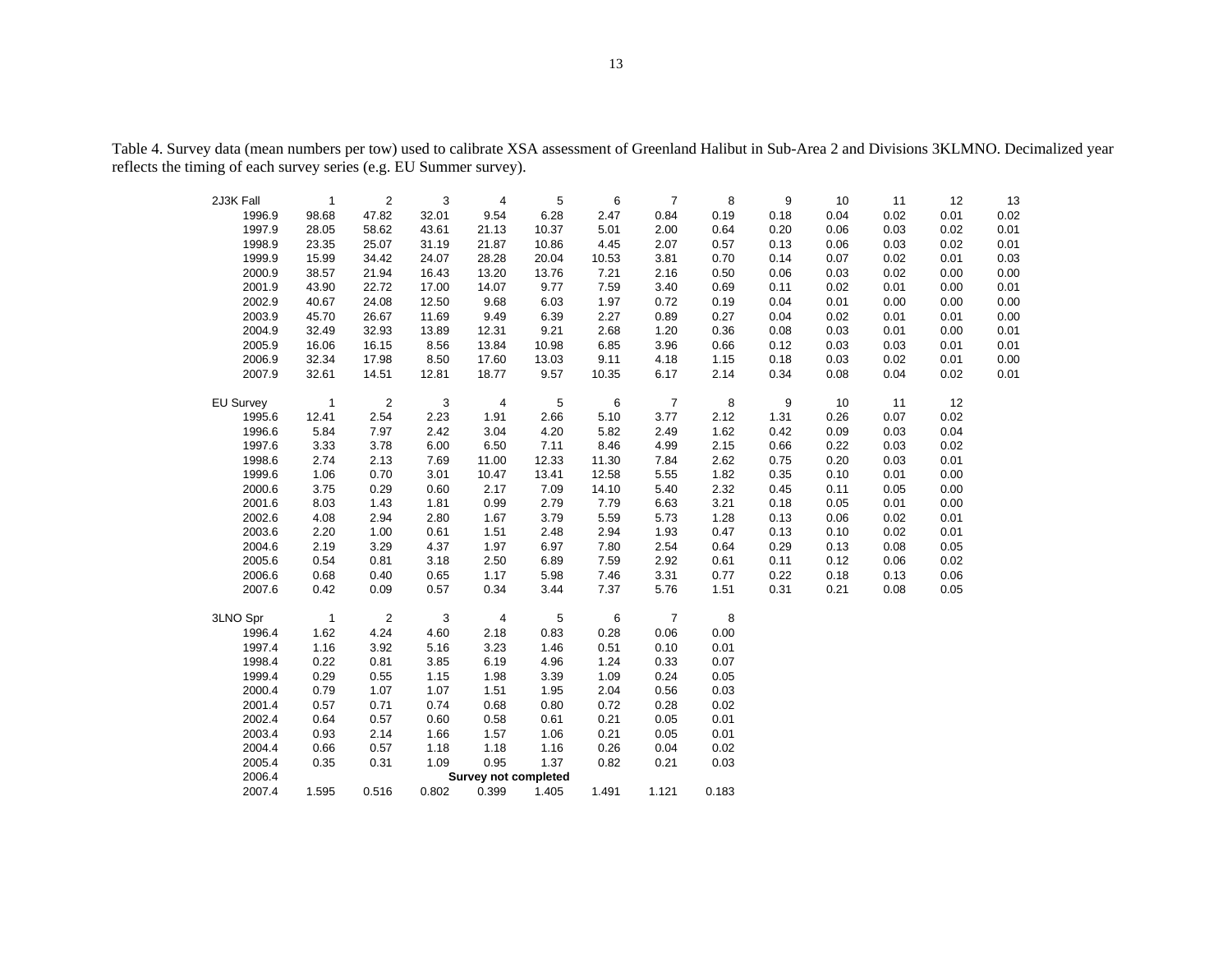Table 4. Survey data (mean numbers per tow) used to calibrate XSA assessment of Greenland Halibut in Sub-Area 2 and Divisions 3KLMNO. Decimalized year reflects the timing of each survey series (e.g. EU Summer survey).

| 2J3K Fall | 1 | 2 | 3 | 4 | 5 | 6 | 7 | 8 | 9 | 10 | 11 | 12 | 13 |
|---|---|---|---|---|---|---|---|---|---|---|---|---|---|
| 1996.9 | 98.68 | 47.82 | 32.01 | 9.54 | 6.28 | 2.47 | 0.84 | 0.19 | 0.18 | 0.04 | 0.02 | 0.01 | 0.02 |
| 1997.9 | 28.05 | 58.62 | 43.61 | 21.13 | 10.37 | 5.01 | 2.00 | 0.64 | 0.20 | 0.06 | 0.03 | 0.02 | 0.01 |
| 1998.9 | 23.35 | 25.07 | 31.19 | 21.87 | 10.86 | 4.45 | 2.07 | 0.57 | 0.13 | 0.06 | 0.03 | 0.02 | 0.01 |
| 1999.9 | 15.99 | 34.42 | 24.07 | 28.28 | 20.04 | 10.53 | 3.81 | 0.70 | 0.14 | 0.07 | 0.02 | 0.01 | 0.03 |
| 2000.9 | 38.57 | 21.94 | 16.43 | 13.20 | 13.76 | 7.21 | 2.16 | 0.50 | 0.06 | 0.03 | 0.02 | 0.00 | 0.00 |
| 2001.9 | 43.90 | 22.72 | 17.00 | 14.07 | 9.77 | 7.59 | 3.40 | 0.69 | 0.11 | 0.02 | 0.01 | 0.00 | 0.01 |
| 2002.9 | 40.67 | 24.08 | 12.50 | 9.68 | 6.03 | 1.97 | 0.72 | 0.19 | 0.04 | 0.01 | 0.00 | 0.00 | 0.00 |
| 2003.9 | 45.70 | 26.67 | 11.69 | 9.49 | 6.39 | 2.27 | 0.89 | 0.27 | 0.04 | 0.02 | 0.01 | 0.01 | 0.00 |
| 2004.9 | 32.49 | 32.93 | 13.89 | 12.31 | 9.21 | 2.68 | 1.20 | 0.36 | 0.08 | 0.03 | 0.01 | 0.00 | 0.01 |
| 2005.9 | 16.06 | 16.15 | 8.56 | 13.84 | 10.98 | 6.85 | 3.96 | 0.66 | 0.12 | 0.03 | 0.03 | 0.01 | 0.01 |
| 2006.9 | 32.34 | 17.98 | 8.50 | 17.60 | 13.03 | 9.11 | 4.18 | 1.15 | 0.18 | 0.03 | 0.02 | 0.01 | 0.00 |
| 2007.9 | 32.61 | 14.51 | 12.81 | 18.77 | 9.57 | 10.35 | 6.17 | 2.14 | 0.34 | 0.08 | 0.04 | 0.02 | 0.01 |

| EU Survey | 1 | 2 | 3 | 4 | 5 | 6 | 7 | 8 | 9 | 10 | 11 | 12 |
|---|---|---|---|---|---|---|---|---|---|---|---|---|
| 1995.6 | 12.41 | 2.54 | 2.23 | 1.91 | 2.66 | 5.10 | 3.77 | 2.12 | 1.31 | 0.26 | 0.07 | 0.02 |
| 1996.6 | 5.84 | 7.97 | 2.42 | 3.04 | 4.20 | 5.82 | 2.49 | 1.62 | 0.42 | 0.09 | 0.03 | 0.04 |
| 1997.6 | 3.33 | 3.78 | 6.00 | 6.50 | 7.11 | 8.46 | 4.99 | 2.15 | 0.66 | 0.22 | 0.03 | 0.02 |
| 1998.6 | 2.74 | 2.13 | 7.69 | 11.00 | 12.33 | 11.30 | 7.84 | 2.62 | 0.75 | 0.20 | 0.03 | 0.01 |
| 1999.6 | 1.06 | 0.70 | 3.01 | 10.47 | 13.41 | 12.58 | 5.55 | 1.82 | 0.35 | 0.10 | 0.01 | 0.00 |
| 2000.6 | 3.75 | 0.29 | 0.60 | 2.17 | 7.09 | 14.10 | 5.40 | 2.32 | 0.45 | 0.11 | 0.05 | 0.00 |
| 2001.6 | 8.03 | 1.43 | 1.81 | 0.99 | 2.79 | 7.79 | 6.63 | 3.21 | 0.18 | 0.05 | 0.01 | 0.00 |
| 2002.6 | 4.08 | 2.94 | 2.80 | 1.67 | 3.79 | 5.59 | 5.73 | 1.28 | 0.13 | 0.06 | 0.02 | 0.01 |
| 2003.6 | 2.20 | 1.00 | 0.61 | 1.51 | 2.48 | 2.94 | 1.93 | 0.47 | 0.13 | 0.10 | 0.02 | 0.01 |
| 2004.6 | 2.19 | 3.29 | 4.37 | 1.97 | 6.97 | 7.80 | 2.54 | 0.64 | 0.29 | 0.13 | 0.08 | 0.05 |
| 2005.6 | 0.54 | 0.81 | 3.18 | 2.50 | 6.89 | 7.59 | 2.92 | 0.61 | 0.11 | 0.12 | 0.06 | 0.02 |
| 2006.6 | 0.68 | 0.40 | 0.65 | 1.17 | 5.98 | 7.46 | 3.31 | 0.77 | 0.22 | 0.18 | 0.13 | 0.06 |
| 2007.6 | 0.42 | 0.09 | 0.57 | 0.34 | 3.44 | 7.37 | 5.76 | 1.51 | 0.31 | 0.21 | 0.08 | 0.05 |

| 3LNO Spr | 1 | 2 | 3 | 4 | 5 | 6 | 7 | 8 |
|---|---|---|---|---|---|---|---|---|
| 1996.4 | 1.62 | 4.24 | 4.60 | 2.18 | 0.83 | 0.28 | 0.06 | 0.00 |
| 1997.4 | 1.16 | 3.92 | 5.16 | 3.23 | 1.46 | 0.51 | 0.10 | 0.01 |
| 1998.4 | 0.22 | 0.81 | 3.85 | 6.19 | 4.96 | 1.24 | 0.33 | 0.07 |
| 1999.4 | 0.29 | 0.55 | 1.15 | 1.98 | 3.39 | 1.09 | 0.24 | 0.05 |
| 2000.4 | 0.79 | 1.07 | 1.07 | 1.51 | 1.95 | 2.04 | 0.56 | 0.03 |
| 2001.4 | 0.57 | 0.71 | 0.74 | 0.68 | 0.80 | 0.72 | 0.28 | 0.02 |
| 2002.4 | 0.64 | 0.57 | 0.60 | 0.58 | 0.61 | 0.21 | 0.05 | 0.01 |
| 2003.4 | 0.93 | 2.14 | 1.66 | 1.57 | 1.06 | 0.21 | 0.05 | 0.01 |
| 2004.4 | 0.66 | 0.57 | 1.18 | 1.18 | 1.16 | 0.26 | 0.04 | 0.02 |
| 2005.4 | 0.35 | 0.31 | 1.09 | 0.95 | 1.37 | 0.82 | 0.21 | 0.03 |
| 2006.4 | | | | **Survey not completed** | | | | |
| 2007.4 | 1.595 | 0.516 | 0.802 | 0.399 | 1.405 | 1.491 | 1.121 | 0.183 |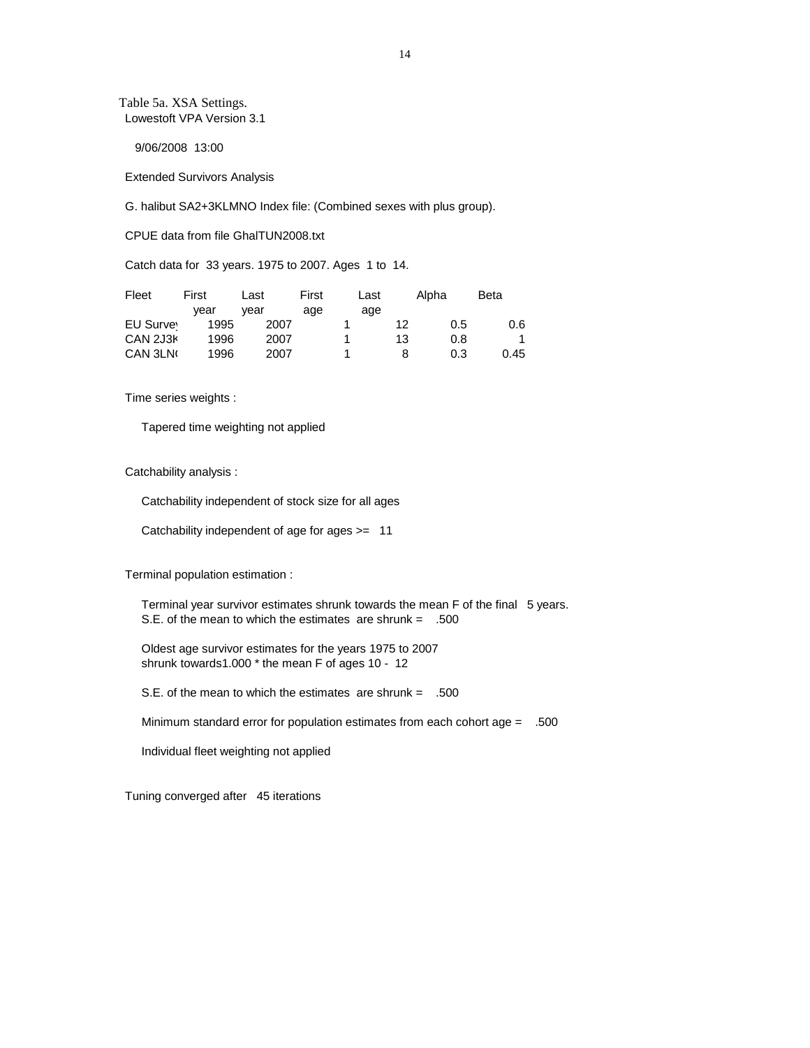Table 5a. XSA Settings.

Lowestoft VPA Version 3.1

9/06/2008 13:00

Extended Survivors Analysis

G. halibut SA2+3KLMNO Index file: (Combined sexes with plus group).

CPUE data from file GhalTUN2008.txt

Catch data for 33 years. 1975 to 2007. Ages 1 to 14.

| Fleet | First year | Last year | First age | Last age | Alpha | Beta |
|---|---|---|---|---|---|---|
| EU Survey | 1995 | 2007 | 1 | 12 | 0.5 | 0.6 |
| CAN 2J3K | 1996 | 2007 | 1 | 13 | 0.8 | 1 |
| CAN 3LNO | 1996 | 2007 | 1 | 8 | 0.3 | 0.45 |

Time series weights :

Tapered time weighting not applied

Catchability analysis :

Catchability independent of stock size for all ages

Catchability independent of age for ages >= 11

Terminal population estimation :

Terminal year survivor estimates shrunk towards the mean F of the final 5 years.
S.E. of the mean to which the estimates are shrunk = .500

Oldest age survivor estimates for the years 1975 to 2007
shrunk towards1.000 * the mean F of ages 10 - 12

S.E. of the mean to which the estimates are shrunk = .500

Minimum standard error for population estimates from each cohort age = .500

Individual fleet weighting not applied

Tuning converged after 45 iterations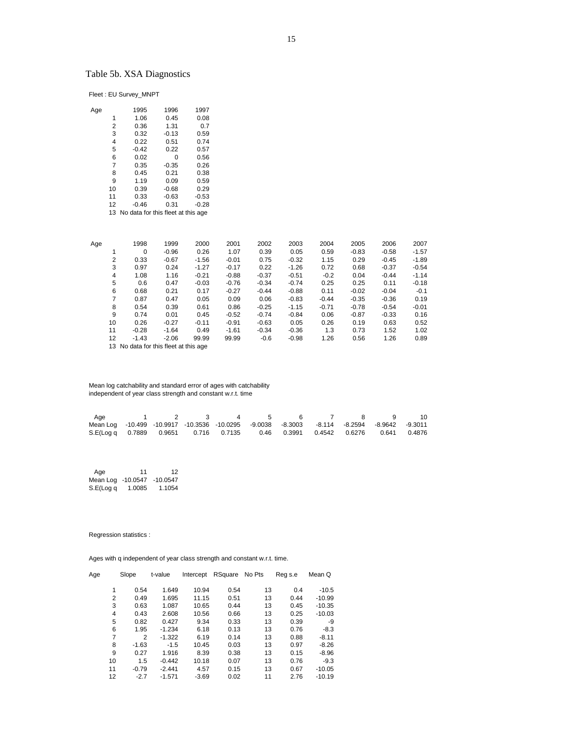## Table 5b. XSA Diagnostics

Fleet : EU Survey_MNPT

| Age | 1995 | 1996 | 1997 |
|---|---|---|---|
| 1 | 1.06 | 0.45 | 0.08 |
| 2 | 0.36 | 1.31 | 0.7 |
| 3 | 0.32 | -0.13 | 0.59 |
| 4 | 0.22 | 0.51 | 0.74 |
| 5 | -0.42 | 0.22 | 0.57 |
| 6 | 0.02 | 0 | 0.56 |
| 7 | 0.35 | -0.35 | 0.26 |
| 8 | 0.45 | 0.21 | 0.38 |
| 9 | 1.19 | 0.09 | 0.59 |
| 10 | 0.39 | -0.68 | 0.29 |
| 11 | 0.33 | -0.63 | -0.53 |
| 12 | -0.46 | 0.31 | -0.28 |
| 13 | No data for this fleet at this age | | |

| Age | 1998 | 1999 | 2000 | 2001 | 2002 | 2003 | 2004 | 2005 | 2006 | 2007 |
|---|---|---|---|---|---|---|---|---|---|---|
| 1 | 0 | -0.96 | 0.26 | 1.07 | 0.39 | 0.05 | 0.59 | -0.83 | -0.58 | -1.57 |
| 2 | 0.33 | -0.67 | -1.56 | -0.01 | 0.75 | -0.32 | 1.15 | 0.29 | -0.45 | -1.89 |
| 3 | 0.97 | 0.24 | -1.27 | -0.17 | 0.22 | -1.26 | 0.72 | 0.68 | -0.37 | -0.54 |
| 4 | 1.08 | 1.16 | -0.21 | -0.88 | -0.37 | -0.51 | -0.2 | 0.04 | -0.44 | -1.14 |
| 5 | 0.6 | 0.47 | -0.03 | -0.76 | -0.34 | -0.74 | 0.25 | 0.25 | 0.11 | -0.18 |
| 6 | 0.68 | 0.21 | 0.17 | -0.27 | -0.44 | -0.88 | 0.11 | -0.02 | -0.04 | -0.1 |
| 7 | 0.87 | 0.47 | 0.05 | 0.09 | 0.06 | -0.83 | -0.44 | -0.35 | -0.36 | 0.19 |
| 8 | 0.54 | 0.39 | 0.61 | 0.86 | -0.25 | -1.15 | -0.71 | -0.78 | -0.54 | -0.01 |
| 9 | 0.74 | 0.01 | 0.45 | -0.52 | -0.74 | -0.84 | 0.06 | -0.87 | -0.33 | 0.16 |
| 10 | 0.26 | -0.27 | -0.11 | -0.91 | -0.63 | 0.05 | 0.26 | 0.19 | 0.63 | 0.52 |
| 11 | -0.28 | -1.64 | 0.49 | -1.61 | -0.34 | -0.36 | 1.3 | 0.73 | 1.52 | 1.02 |
| 12 | -1.43 | -2.06 | 99.99 | 99.99 | -0.6 | -0.98 | 1.26 | 0.56 | 1.26 | 0.89 |
| 13 | No data for this fleet at this age | | | | | | | | | |

Mean log catchability and standard error of ages with catchability independent of year class strength and constant w.r.t. time

| Age | 1 | 2 | 3 | 4 | 5 | 6 | 7 | 8 | 9 | 10 |
|---|---|---|---|---|---|---|---|---|---|---|
| Mean Log | -10.499 | -10.9917 | -10.3536 | -10.0295 | -9.0038 | -8.3003 | -8.114 | -8.2594 | -8.9642 | -9.3011 |
| S.E(Log q | 0.7889 | 0.9651 | 0.716 | 0.7135 | 0.46 | 0.3991 | 0.4542 | 0.6276 | 0.641 | 0.4876 |

| Age | 11 | 12 |
|---|---|---|
| Mean Log | -10.0547 | -10.0547 |
| S.E(Log q | 1.0085 | 1.1054 |

Regression statistics :

Ages with q independent of year class strength and constant w.r.t. time.

| Age | Slope | t-value | Intercept | RSquare | No Pts | Reg s.e | Mean Q |
|---|---|---|---|---|---|---|---|
| 1 | 0.54 | 1.649 | 10.94 | 0.54 | 13 | 0.4 | -10.5 |
| 2 | 0.49 | 1.695 | 11.15 | 0.51 | 13 | 0.44 | -10.99 |
| 3 | 0.63 | 1.087 | 10.65 | 0.44 | 13 | 0.45 | -10.35 |
| 4 | 0.43 | 2.608 | 10.56 | 0.66 | 13 | 0.25 | -10.03 |
| 5 | 0.82 | 0.427 | 9.34 | 0.33 | 13 | 0.39 | -9 |
| 6 | 1.95 | -1.234 | 6.18 | 0.13 | 13 | 0.76 | -8.3 |
| 7 | 2 | -1.322 | 6.19 | 0.14 | 13 | 0.88 | -8.11 |
| 8 | -1.63 | -1.5 | 10.45 | 0.03 | 13 | 0.97 | -8.26 |
| 9 | 0.27 | 1.916 | 8.39 | 0.38 | 13 | 0.15 | -8.96 |
| 10 | 1.5 | -0.442 | 10.18 | 0.07 | 13 | 0.76 | -9.3 |
| 11 | -0.79 | -2.441 | 4.57 | 0.15 | 13 | 0.67 | -10.05 |
| 12 | -2.7 | -1.571 | -3.69 | 0.02 | 11 | 2.76 | -10.19 |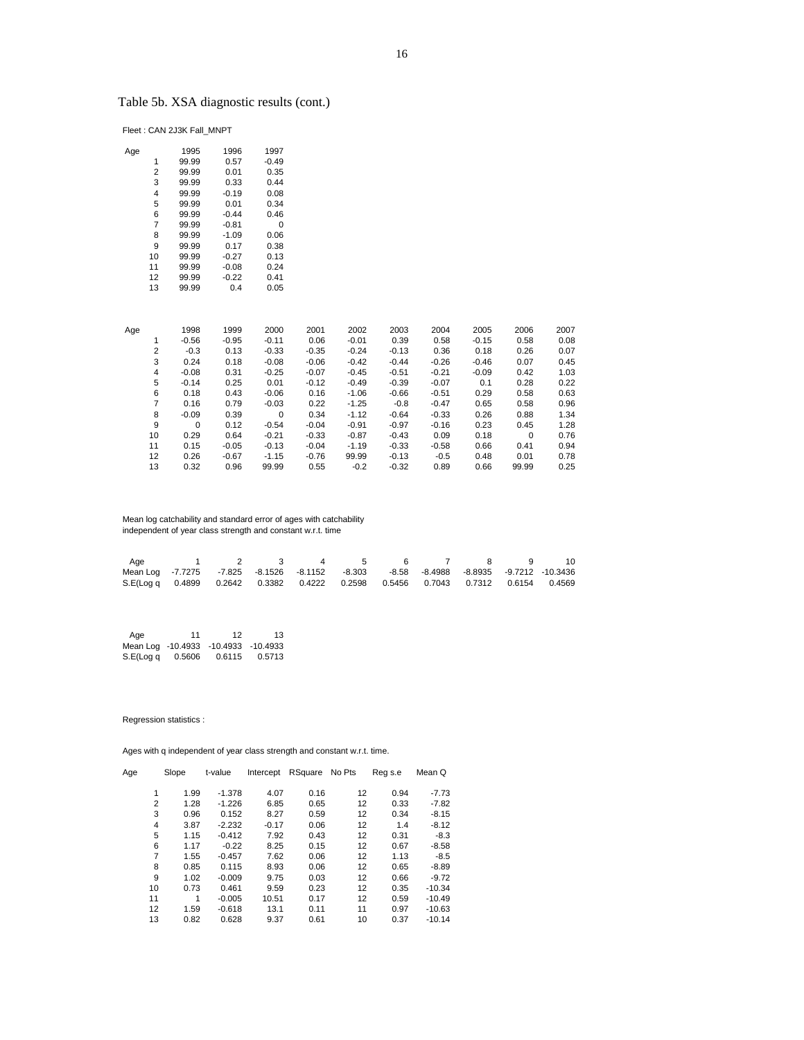Table 5b. XSA diagnostic results (cont.)

Fleet : CAN 2J3K Fall_MNPT

| Age | 1995 | 1996 | 1997 |
|---|---|---|---|
| 1 | 99.99 | 0.57 | -0.49 |
| 2 | 99.99 | 0.01 | 0.35 |
| 3 | 99.99 | 0.33 | 0.44 |
| 4 | 99.99 | -0.19 | 0.08 |
| 5 | 99.99 | 0.01 | 0.34 |
| 6 | 99.99 | -0.44 | 0.46 |
| 7 | 99.99 | -0.81 | 0 |
| 8 | 99.99 | -1.09 | 0.06 |
| 9 | 99.99 | 0.17 | 0.38 |
| 10 | 99.99 | -0.27 | 0.13 |
| 11 | 99.99 | -0.08 | 0.24 |
| 12 | 99.99 | -0.22 | 0.41 |
| 13 | 99.99 | 0.4 | 0.05 |

| Age | 1998 | 1999 | 2000 | 2001 | 2002 | 2003 | 2004 | 2005 | 2006 | 2007 |
|---|---|---|---|---|---|---|---|---|---|---|
| 1 | -0.56 | -0.95 | -0.11 | 0.06 | -0.01 | 0.39 | 0.58 | -0.15 | 0.58 | 0.08 |
| 2 | -0.3 | 0.13 | -0.33 | -0.35 | -0.24 | -0.13 | 0.36 | 0.18 | 0.26 | 0.07 |
| 3 | 0.24 | 0.18 | -0.08 | -0.06 | -0.42 | -0.44 | -0.26 | -0.46 | 0.07 | 0.45 |
| 4 | -0.08 | 0.31 | -0.25 | -0.07 | -0.45 | -0.51 | -0.21 | -0.09 | 0.42 | 1.03 |
| 5 | -0.14 | 0.25 | 0.01 | -0.12 | -0.49 | -0.39 | -0.07 | 0.1 | 0.28 | 0.22 |
| 6 | 0.18 | 0.43 | -0.06 | 0.16 | -1.06 | -0.66 | -0.51 | 0.29 | 0.58 | 0.63 |
| 7 | 0.16 | 0.79 | -0.03 | 0.22 | -1.25 | -0.8 | -0.47 | 0.65 | 0.58 | 0.96 |
| 8 | -0.09 | 0.39 | 0 | 0.34 | -1.12 | -0.64 | -0.33 | 0.26 | 0.88 | 1.34 |
| 9 | 0 | 0.12 | -0.54 | -0.04 | -0.91 | -0.97 | -0.16 | 0.23 | 0.45 | 1.28 |
| 10 | 0.29 | 0.64 | -0.21 | -0.33 | -0.87 | -0.43 | 0.09 | 0.18 | 0 | 0.76 |
| 11 | 0.15 | -0.05 | -0.13 | -0.04 | -1.19 | -0.33 | -0.58 | 0.66 | 0.41 | 0.94 |
| 12 | 0.26 | -0.67 | -1.15 | -0.76 | 99.99 | -0.13 | -0.5 | 0.48 | 0.01 | 0.78 |
| 13 | 0.32 | 0.96 | 99.99 | 0.55 | -0.2 | -0.32 | 0.89 | 0.66 | 99.99 | 0.25 |

Mean log catchability and standard error of ages with catchability independent of year class strength and constant w.r.t. time

| Age | 1 | 2 | 3 | 4 | 5 | 6 | 7 | 8 | 9 | 10 |
|---|---|---|---|---|---|---|---|---|---|---|
| Mean Log | -7.7275 | -7.825 | -8.1526 | -8.1152 | -8.303 | -8.58 | -8.4988 | -8.8935 | -9.7212 | -10.3436 |
| S.E(Log q | 0.4899 | 0.2642 | 0.3382 | 0.4222 | 0.2598 | 0.5456 | 0.7043 | 0.7312 | 0.6154 | 0.4569 |

| Age | 11 | 12 | 13 |
|---|---|---|---|
| Mean Log | -10.4933 | -10.4933 | -10.4933 |
| S.E(Log q | 0.5606 | 0.6115 | 0.5713 |

Regression statistics :

Ages with q independent of year class strength and constant w.r.t. time.

| Age | Slope | t-value | Intercept | RSquare | No Pts | Reg s.e | Mean Q |
|---|---|---|---|---|---|---|---|
| 1 | 1.99 | -1.378 | 4.07 | 0.16 | 12 | 0.94 | -7.73 |
| 2 | 1.28 | -1.226 | 6.85 | 0.65 | 12 | 0.33 | -7.82 |
| 3 | 0.96 | 0.152 | 8.27 | 0.59 | 12 | 0.34 | -8.15 |
| 4 | 3.87 | -2.232 | -0.17 | 0.06 | 12 | 1.4 | -8.12 |
| 5 | 1.15 | -0.412 | 7.92 | 0.43 | 12 | 0.31 | -8.3 |
| 6 | 1.17 | -0.22 | 8.25 | 0.15 | 12 | 0.67 | -8.58 |
| 7 | 1.55 | -0.457 | 7.62 | 0.06 | 12 | 1.13 | -8.5 |
| 8 | 0.85 | 0.115 | 8.93 | 0.06 | 12 | 0.65 | -8.89 |
| 9 | 1.02 | -0.009 | 9.75 | 0.03 | 12 | 0.66 | -9.72 |
| 10 | 0.73 | 0.461 | 9.59 | 0.23 | 12 | 0.35 | -10.34 |
| 11 | 1 | -0.005 | 10.51 | 0.17 | 12 | 0.59 | -10.49 |
| 12 | 1.59 | -0.618 | 13.1 | 0.11 | 11 | 0.97 | -10.63 |
| 13 | 0.82 | 0.628 | 9.37 | 0.61 | 10 | 0.37 | -10.14 |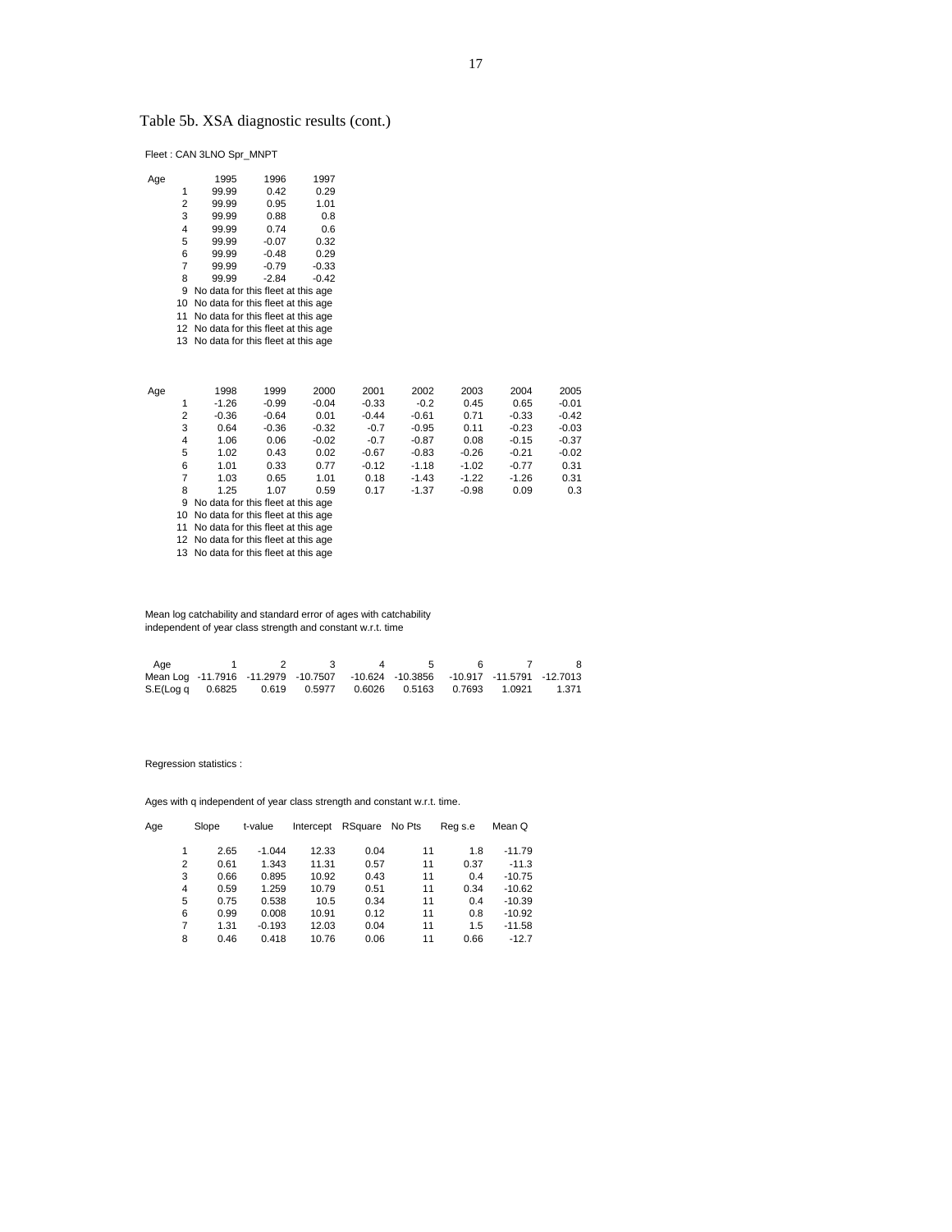Table 5b. XSA diagnostic results (cont.)

Fleet : CAN 3LNO Spr_MNPT

| Age | 1995 | 1996 | 1997 |
|---|---|---|---|
| 1 | 99.99 | 0.42 | 0.29 |
| 2 | 99.99 | 0.95 | 1.01 |
| 3 | 99.99 | 0.88 | 0.8 |
| 4 | 99.99 | 0.74 | 0.6 |
| 5 | 99.99 | -0.07 | 0.32 |
| 6 | 99.99 | -0.48 | 0.29 |
| 7 | 99.99 | -0.79 | -0.33 |
| 8 | 99.99 | -2.84 | -0.42 |
| 9 | No data for this fleet at this age | | |
| 10 | No data for this fleet at this age | | |
| 11 | No data for this fleet at this age | | |
| 12 | No data for this fleet at this age | | |
| 13 | No data for this fleet at this age | | |

| Age | 1998 | 1999 | 2000 | 2001 | 2002 | 2003 | 2004 | 2005 |
|---|---|---|---|---|---|---|---|---|
| 1 | -1.26 | -0.99 | -0.04 | -0.33 | -0.2 | 0.45 | 0.65 | -0.01 |
| 2 | -0.36 | -0.64 | 0.01 | -0.44 | -0.61 | 0.71 | -0.33 | -0.42 |
| 3 | 0.64 | -0.36 | -0.32 | -0.7 | -0.95 | 0.11 | -0.23 | -0.03 |
| 4 | 1.06 | 0.06 | -0.02 | -0.7 | -0.87 | 0.08 | -0.15 | -0.37 |
| 5 | 1.02 | 0.43 | 0.02 | -0.67 | -0.83 | -0.26 | -0.21 | -0.02 |
| 6 | 1.01 | 0.33 | 0.77 | -0.12 | -1.18 | -1.02 | -0.77 | 0.31 |
| 7 | 1.03 | 0.65 | 1.01 | 0.18 | -1.43 | -1.22 | -1.26 | 0.31 |
| 8 | 1.25 | 1.07 | 0.59 | 0.17 | -1.37 | -0.98 | 0.09 | 0.3 |
| 9 | No data for this fleet at this age | | | | | | | |
| 10 | No data for this fleet at this age | | | | | | | |
| 11 | No data for this fleet at this age | | | | | | | |
| 12 | No data for this fleet at this age | | | | | | | |
| 13 | No data for this fleet at this age | | | | | | | |

Mean log catchability and standard error of ages with catchability independent of year class strength and constant w.r.t. time

| Age | 1 | 2 | 3 | 4 | 5 | 6 | 7 | 8 |
|---|---|---|---|---|---|---|---|---|
| Mean Log | -11.7916 | -11.2979 | -10.7507 | -10.624 | -10.3856 | -10.917 | -11.5791 | -12.7013 |
| S.E(Log q | 0.6825 | 0.619 | 0.5977 | 0.6026 | 0.5163 | 0.7693 | 1.0921 | 1.371 |

Regression statistics :

Ages with q independent of year class strength and constant w.r.t. time.

| Age | Slope | t-value | Intercept | RSquare | No Pts | Reg s.e | Mean Q |
|---|---|---|---|---|---|---|---|
| 1 | 2.65 | -1.044 | 12.33 | 0.04 | 11 | 1.8 | -11.79 |
| 2 | 0.61 | 1.343 | 11.31 | 0.57 | 11 | 0.37 | -11.3 |
| 3 | 0.66 | 0.895 | 10.92 | 0.43 | 11 | 0.4 | -10.75 |
| 4 | 0.59 | 1.259 | 10.79 | 0.51 | 11 | 0.34 | -10.62 |
| 5 | 0.75 | 0.538 | 10.5 | 0.34 | 11 | 0.4 | -10.39 |
| 6 | 0.99 | 0.008 | 10.91 | 0.12 | 11 | 0.8 | -10.92 |
| 7 | 1.31 | -0.193 | 12.03 | 0.04 | 11 | 1.5 | -11.58 |
| 8 | 0.46 | 0.418 | 10.76 | 0.06 | 11 | 0.66 | -12.7 |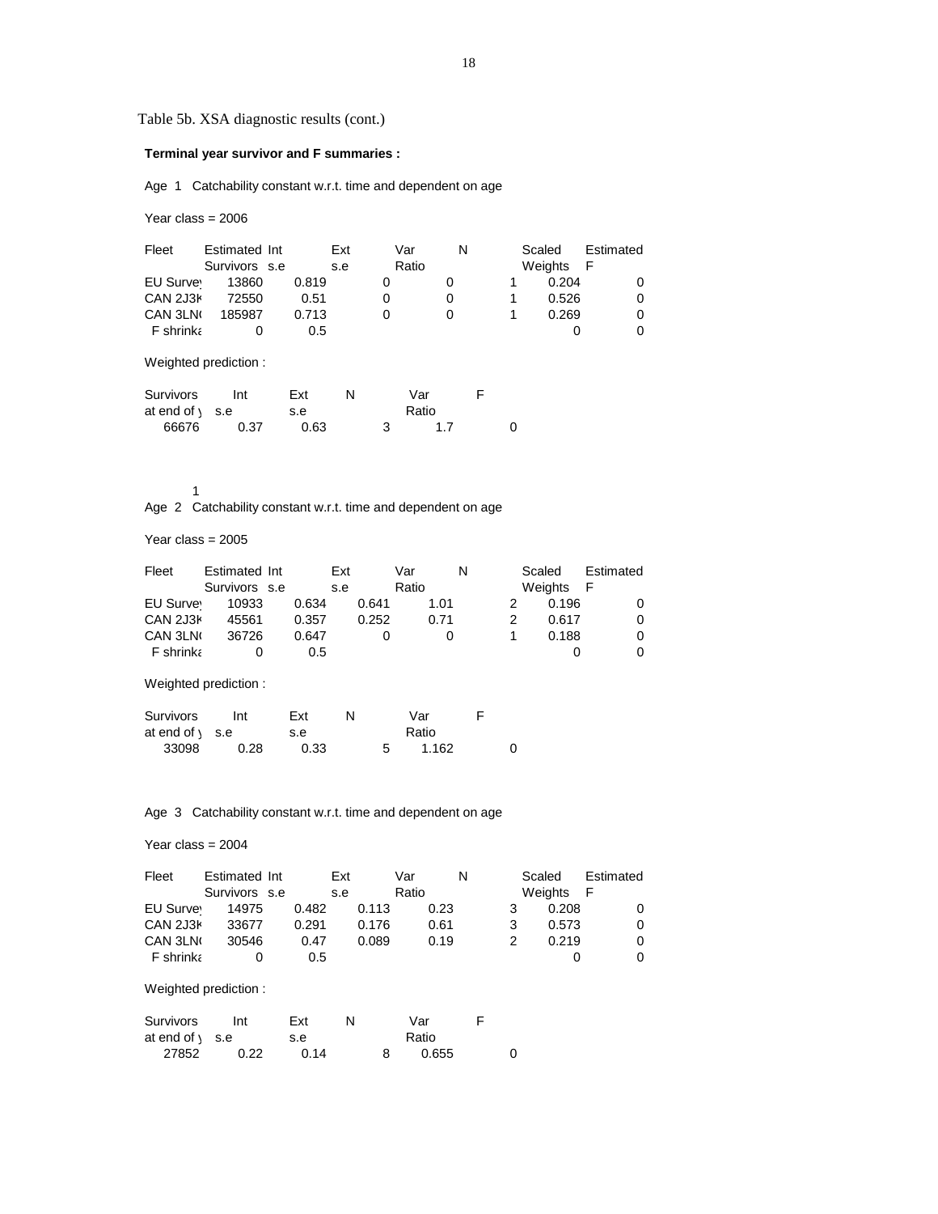Table 5b. XSA diagnostic results (cont.)

**Terminal year survivor and F summaries :**

Age 1 Catchability constant w.r.t. time and dependent on age

Year class = 2006

| Fleet | Estimated Survivors | Int s.e | Ext s.e | Var Ratio | N | Scaled Weights | Estimated F |
|---|---|---|---|---|---|---|---|
| EU Survey | 13860 | 0.819 | 0 | 0 | 1 | 0.204 | 0 |
| CAN 2J3K | 72550 | 0.51 | 0 | 0 | 1 | 0.526 | 0 |
| CAN 3LNO | 185987 | 0.713 | 0 | 0 | 1 | 0.269 | 0 |
| F shrinka | 0 | 0.5 | | | | 0 | 0 |

Weighted prediction :

| Survivors at end of y | Int s.e | Ext s.e | N | Var Ratio | F |
|---|---|---|---|---|---|
| 66676 | 0.37 | 0.63 | 3 | 1.7 | 0 |

1

Age 2 Catchability constant w.r.t. time and dependent on age

Year class = 2005

| Fleet | Estimated Survivors | Int s.e | Ext s.e | Var Ratio | N | Scaled Weights | Estimated F |
|---|---|---|---|---|---|---|---|
| EU Survey | 10933 | 0.634 | 0.641 | 1.01 | 2 | 0.196 | 0 |
| CAN 2J3K | 45561 | 0.357 | 0.252 | 0.71 | 2 | 0.617 | 0 |
| CAN 3LNO | 36726 | 0.647 | 0 | 0 | 1 | 0.188 | 0 |
| F shrinka | 0 | 0.5 | | | | 0 | 0 |

Weighted prediction :

| Survivors at end of y | Int s.e | Ext s.e | N | Var Ratio | F |
|---|---|---|---|---|---|
| 33098 | 0.28 | 0.33 | 5 | 1.162 | 0 |

Age 3 Catchability constant w.r.t. time and dependent on age

Year class = 2004

| Fleet | Estimated Survivors | Int s.e | Ext s.e | Var Ratio | N | Scaled Weights | Estimated F |
|---|---|---|---|---|---|---|---|
| EU Survey | 14975 | 0.482 | 0.113 | 0.23 | 3 | 0.208 | 0 |
| CAN 2J3K | 33677 | 0.291 | 0.176 | 0.61 | 3 | 0.573 | 0 |
| CAN 3LNO | 30546 | 0.47 | 0.089 | 0.19 | 2 | 0.219 | 0 |
| F shrinka | 0 | 0.5 | | | | 0 | 0 |

Weighted prediction :

| Survivors at end of y | Int s.e | Ext s.e | N | Var Ratio | F |
|---|---|---|---|---|---|
| 27852 | 0.22 | 0.14 | 8 | 0.655 | 0 |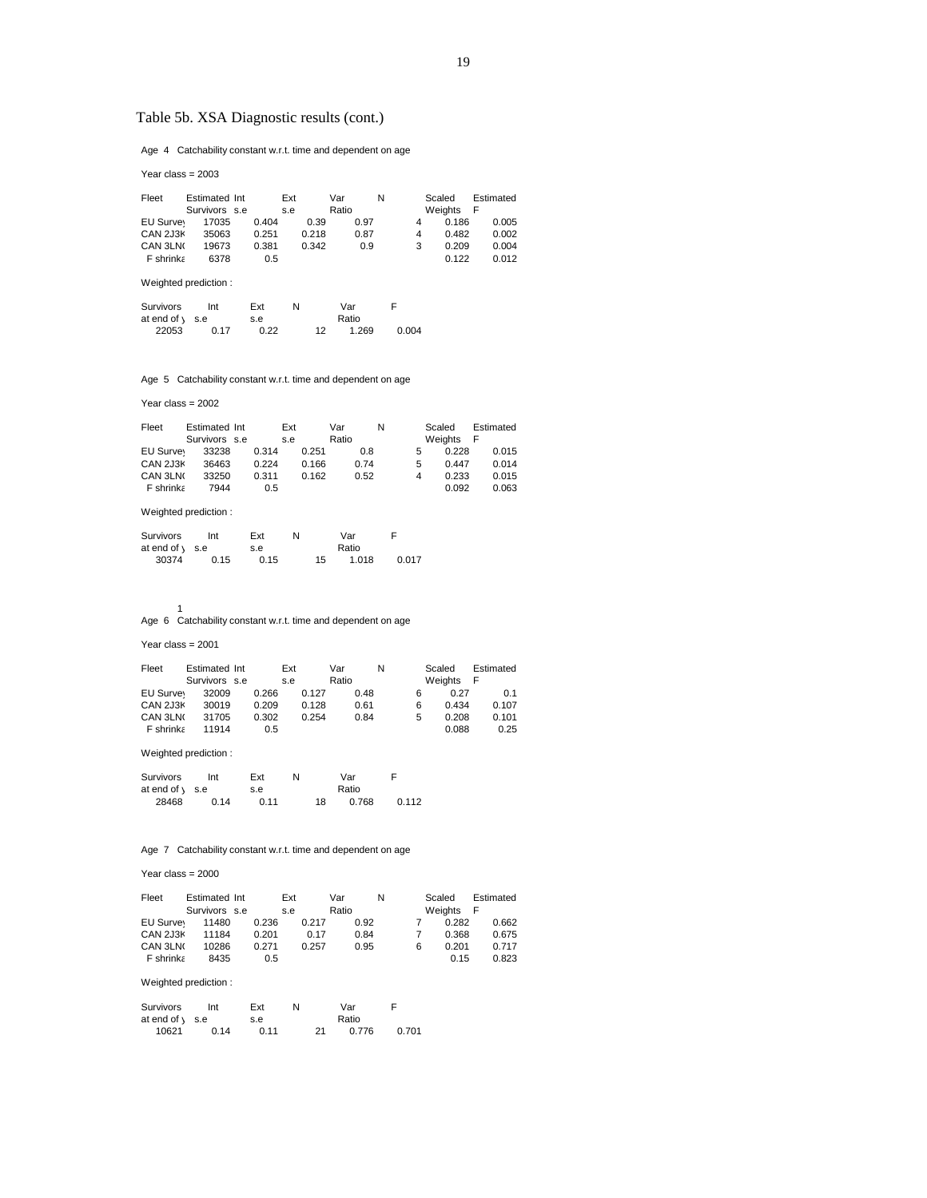## Table 5b. XSA Diagnostic results (cont.)

Age 4 Catchability constant w.r.t. time and dependent on age

Year class = 2003

| Fleet | Estimated Survivors | Int s.e | Ext s.e | Var Ratio | N | Scaled Weights | Estimated F |
|---|---|---|---|---|---|---|---|
| EU Survey | 17035 | 0.404 | 0.39 | 0.97 | 4 | 0.186 | 0.005 |
| CAN 2J3K | 35063 | 0.251 | 0.218 | 0.87 | 4 | 0.482 | 0.002 |
| CAN 3LNO | 19673 | 0.381 | 0.342 | 0.9 | 3 | 0.209 | 0.004 |
| F shrinka | 6378 | 0.5 | | | | 0.122 | 0.012 |

Weighted prediction :

| Survivors at end of y | Int s.e | Ext s.e | N | Var Ratio | F |
|---|---|---|---|---|---|
| 22053 | 0.17 | 0.22 | 12 | 1.269 | 0.004 |

Age 5 Catchability constant w.r.t. time and dependent on age

Year class = 2002

| Fleet | Estimated Survivors | Int s.e | Ext s.e | Var Ratio | N | Scaled Weights | Estimated F |
|---|---|---|---|---|---|---|---|
| EU Survey | 33238 | 0.314 | 0.251 | 0.8 | 5 | 0.228 | 0.015 |
| CAN 2J3K | 36463 | 0.224 | 0.166 | 0.74 | 5 | 0.447 | 0.014 |
| CAN 3LNO | 33250 | 0.311 | 0.162 | 0.52 | 4 | 0.233 | 0.015 |
| F shrinka | 7944 | 0.5 | | | | 0.092 | 0.063 |

Weighted prediction :

| Survivors at end of y | Int s.e | Ext s.e | N | Var Ratio | F |
|---|---|---|---|---|---|
| 30374 | 0.15 | 0.15 | 15 | 1.018 | 0.017 |

1

Age 6 Catchability constant w.r.t. time and dependent on age

Year class = 2001

| Fleet | Estimated Survivors | Int s.e | Ext s.e | Var Ratio | N | Scaled Weights | Estimated F |
|---|---|---|---|---|---|---|---|
| EU Survey | 32009 | 0.266 | 0.127 | 0.48 | 6 | 0.27 | 0.1 |
| CAN 2J3K | 30019 | 0.209 | 0.128 | 0.61 | 6 | 0.434 | 0.107 |
| CAN 3LNO | 31705 | 0.302 | 0.254 | 0.84 | 5 | 0.208 | 0.101 |
| F shrinka | 11914 | 0.5 | | | | 0.088 | 0.25 |

Weighted prediction :

| Survivors at end of y | Int s.e | Ext s.e | N | Var Ratio | F |
|---|---|---|---|---|---|
| 28468 | 0.14 | 0.11 | 18 | 0.768 | 0.112 |

Age 7 Catchability constant w.r.t. time and dependent on age

Year class = 2000

| Fleet | Estimated Survivors | Int s.e | Ext s.e | Var Ratio | N | Scaled Weights | Estimated F |
|---|---|---|---|---|---|---|---|
| EU Survey | 11480 | 0.236 | 0.217 | 0.92 | 7 | 0.282 | 0.662 |
| CAN 2J3K | 11184 | 0.201 | 0.17 | 0.84 | 7 | 0.368 | 0.675 |
| CAN 3LNO | 10286 | 0.271 | 0.257 | 0.95 | 6 | 0.201 | 0.717 |
| F shrinka | 8435 | 0.5 | | | | 0.15 | 0.823 |

Weighted prediction :

| Survivors at end of y | Int s.e | Ext s.e | N | Var Ratio | F |
|---|---|---|---|---|---|
| 10621 | 0.14 | 0.11 | 21 | 0.776 | 0.701 |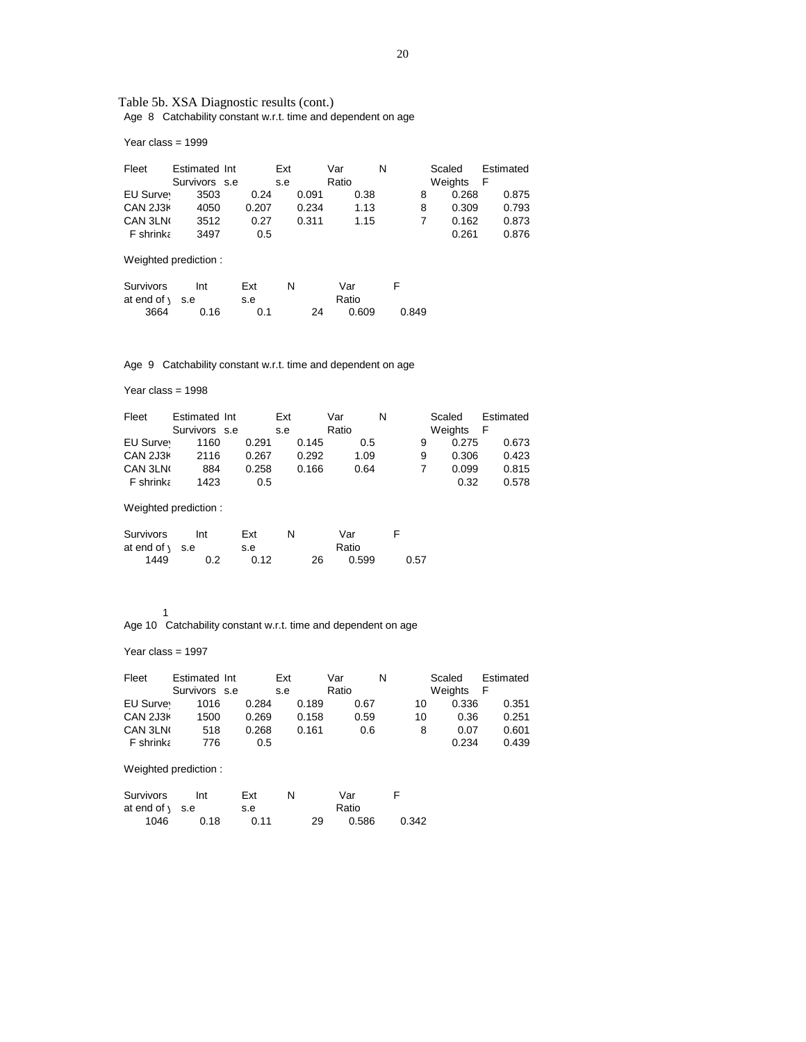Table 5b. XSA Diagnostic results (cont.)

Age 8 Catchability constant w.r.t. time and dependent on age

Year class = 1999

| Fleet | Estimated Survivors | Int s.e | Ext s.e | Var Ratio | N | Scaled Weights | Estimated F |
|---|---|---|---|---|---|---|---|
| EU Survey | 3503 | 0.24 | 0.091 | 0.38 | 8 | 0.268 | 0.875 |
| CAN 2J3K | 4050 | 0.207 | 0.234 | 1.13 | 8 | 0.309 | 0.793 |
| CAN 3LNO | 3512 | 0.27 | 0.311 | 1.15 | 7 | 0.162 | 0.873 |
| F shrinkage | 3497 | 0.5 | | | | 0.261 | 0.876 |

Weighted prediction :

| Survivors at end of year | Int s.e | Ext s.e | N | Var Ratio | F |
|---|---|---|---|---|---|
| 3664 | 0.16 | 0.1 | 24 | 0.609 | 0.849 |

Age 9 Catchability constant w.r.t. time and dependent on age

Year class = 1998

| Fleet | Estimated Survivors | Int s.e | Ext s.e | Var Ratio | N | Scaled Weights | Estimated F |
|---|---|---|---|---|---|---|---|
| EU Survey | 1160 | 0.291 | 0.145 | 0.5 | 9 | 0.275 | 0.673 |
| CAN 2J3K | 2116 | 0.267 | 0.292 | 1.09 | 9 | 0.306 | 0.423 |
| CAN 3LNO | 884 | 0.258 | 0.166 | 0.64 | 7 | 0.099 | 0.815 |
| F shrinkage | 1423 | 0.5 | | | | 0.32 | 0.578 |

Weighted prediction :

| Survivors at end of year | Int s.e | Ext s.e | N | Var Ratio | F |
|---|---|---|---|---|---|
| 1449 | 0.2 | 0.12 | 26 | 0.599 | 0.57 |

1

Age 10 Catchability constant w.r.t. time and dependent on age

Year class = 1997

| Fleet | Estimated Survivors | Int s.e | Ext s.e | Var Ratio | N | Scaled Weights | Estimated F |
|---|---|---|---|---|---|---|---|
| EU Survey | 1016 | 0.284 | 0.189 | 0.67 | 10 | 0.336 | 0.351 |
| CAN 2J3K | 1500 | 0.269 | 0.158 | 0.59 | 10 | 0.36 | 0.251 |
| CAN 3LNO | 518 | 0.268 | 0.161 | 0.6 | 8 | 0.07 | 0.601 |
| F shrinkage | 776 | 0.5 | | | | 0.234 | 0.439 |

Weighted prediction :

| Survivors at end of year | Int s.e | Ext s.e | N | Var Ratio | F |
|---|---|---|---|---|---|
| 1046 | 0.18 | 0.11 | 29 | 0.586 | 0.342 |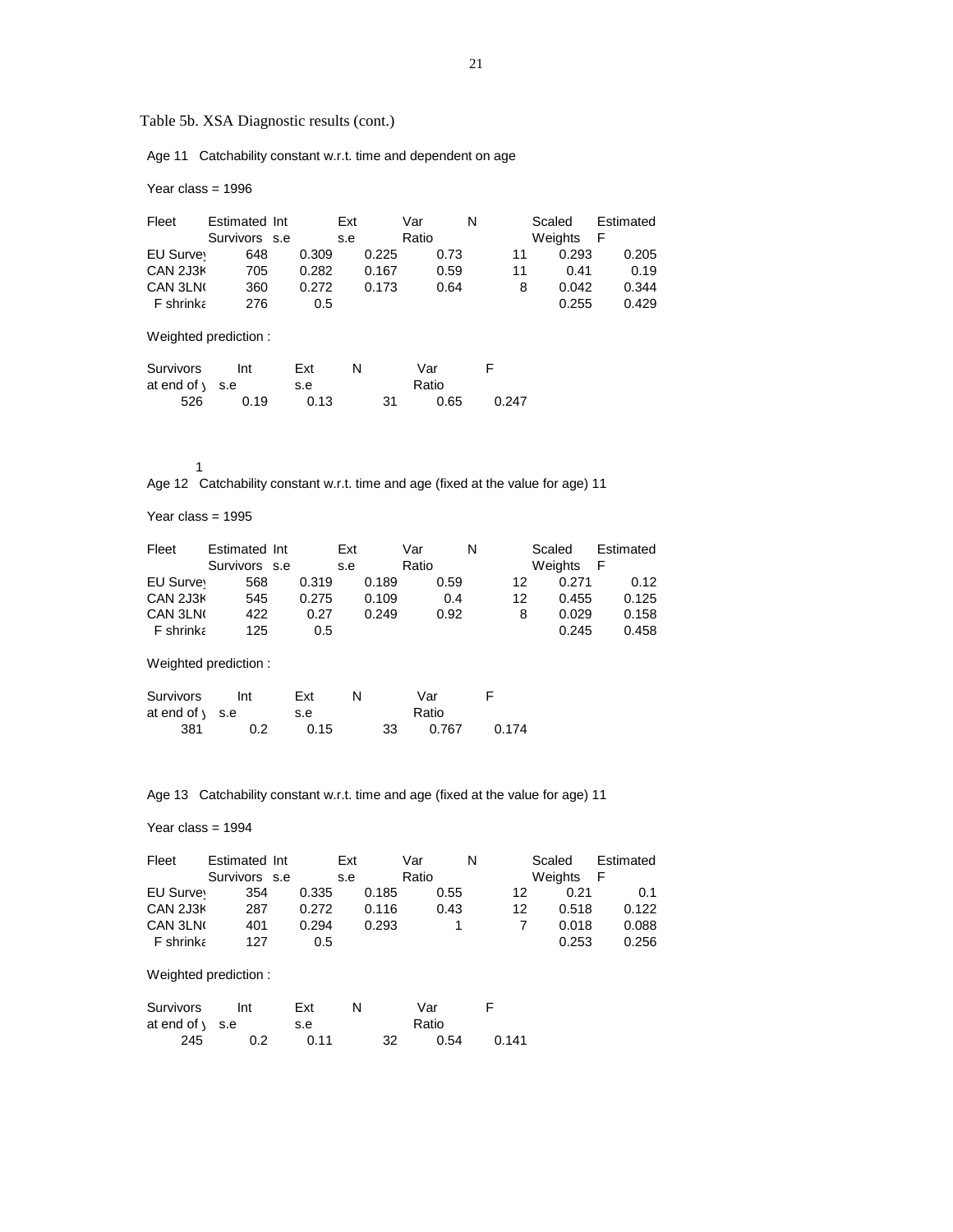Table 5b. XSA Diagnostic results (cont.)

Age 11 Catchability constant w.r.t. time and dependent on age

Year class = 1996

| Fleet | Estimated Survivors | Int s.e | Ext s.e | Var Ratio | N | Scaled Weights | Estimated F |
|---|---|---|---|---|---|---|---|
| EU Survey | 648 | 0.309 | 0.225 | 0.73 | 11 | 0.293 | 0.205 |
| CAN 2J3K | 705 | 0.282 | 0.167 | 0.59 | 11 | 0.41 | 0.19 |
| CAN 3LNO | 360 | 0.272 | 0.173 | 0.64 | 8 | 0.042 | 0.344 |
| F shrinka | 276 | 0.5 | | | | 0.255 | 0.429 |

Weighted prediction :

| Survivors at end of y | Int s.e | Ext s.e | N | Var Ratio | F |
|---|---|---|---|---|---|
| 526 | 0.19 | 0.13 | 31 | 0.65 | 0.247 |

1

Age 12 Catchability constant w.r.t. time and age (fixed at the value for age) 11

Year class = 1995

| Fleet | Estimated Survivors | Int s.e | Ext s.e | Var Ratio | N | Scaled Weights | Estimated F |
|---|---|---|---|---|---|---|---|
| EU Survey | 568 | 0.319 | 0.189 | 0.59 | 12 | 0.271 | 0.12 |
| CAN 2J3K | 545 | 0.275 | 0.109 | 0.4 | 12 | 0.455 | 0.125 |
| CAN 3LNO | 422 | 0.27 | 0.249 | 0.92 | 8 | 0.029 | 0.158 |
| F shrinka | 125 | 0.5 | | | | 0.245 | 0.458 |

Weighted prediction :

| Survivors at end of y | Int s.e | Ext s.e | N | Var Ratio | F |
|---|---|---|---|---|---|
| 381 | 0.2 | 0.15 | 33 | 0.767 | 0.174 |

Age 13 Catchability constant w.r.t. time and age (fixed at the value for age) 11

Year class = 1994

| Fleet | Estimated Survivors | Int s.e | Ext s.e | Var Ratio | N | Scaled Weights | Estimated F |
|---|---|---|---|---|---|---|---|
| EU Survey | 354 | 0.335 | 0.185 | 0.55 | 12 | 0.21 | 0.1 |
| CAN 2J3K | 287 | 0.272 | 0.116 | 0.43 | 12 | 0.518 | 0.122 |
| CAN 3LNO | 401 | 0.294 | 0.293 | 1 | 7 | 0.018 | 0.088 |
| F shrinka | 127 | 0.5 | | | | 0.253 | 0.256 |

Weighted prediction :

| Survivors at end of y | Int s.e | Ext s.e | N | Var Ratio | F |
|---|---|---|---|---|---|
| 245 | 0.2 | 0.11 | 32 | 0.54 | 0.141 |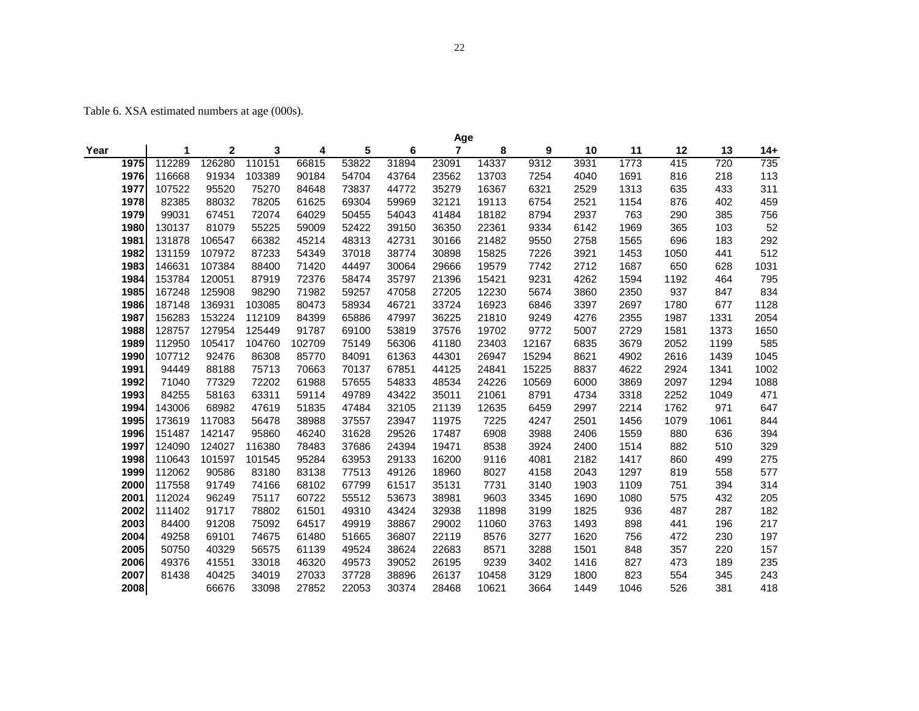Table 6. XSA estimated numbers at age (000s).

| Year | Age 1 | 2 | 3 | 4 | 5 | 6 | 7 | 8 | 9 | 10 | 11 | 12 | 13 | 14+ |
|---|---|---|---|---|---|---|---|---|---|---|---|---|---|---|
| 1975 | 112289 | 126280 | 110151 | 66815 | 53822 | 31894 | 23091 | 14337 | 9312 | 3931 | 1773 | 415 | 720 | 735 |
| 1976 | 116668 | 91934 | 103389 | 90184 | 54704 | 43764 | 23562 | 13703 | 7254 | 4040 | 1691 | 816 | 218 | 113 |
| 1977 | 107522 | 95520 | 75270 | 84648 | 73837 | 44772 | 35279 | 16367 | 6321 | 2529 | 1313 | 635 | 433 | 311 |
| 1978 | 82385 | 88032 | 78205 | 61625 | 69304 | 59969 | 32121 | 19113 | 6754 | 2521 | 1154 | 876 | 402 | 459 |
| 1979 | 99031 | 67451 | 72074 | 64029 | 50455 | 54043 | 41484 | 18182 | 8794 | 2937 | 763 | 290 | 385 | 756 |
| 1980 | 130137 | 81079 | 55225 | 59009 | 52422 | 39150 | 36350 | 22361 | 9334 | 6142 | 1969 | 365 | 103 | 52 |
| 1981 | 131878 | 106547 | 66382 | 45214 | 48313 | 42731 | 30166 | 21482 | 9550 | 2758 | 1565 | 696 | 183 | 292 |
| 1982 | 131159 | 107972 | 87233 | 54349 | 37018 | 38774 | 30898 | 15825 | 7226 | 3921 | 1453 | 1050 | 441 | 512 |
| 1983 | 146631 | 107384 | 88400 | 71420 | 44497 | 30064 | 29666 | 19579 | 7742 | 2712 | 1687 | 650 | 628 | 1031 |
| 1984 | 153784 | 120051 | 87919 | 72376 | 58474 | 35797 | 21396 | 15421 | 9231 | 4262 | 1594 | 1192 | 464 | 795 |
| 1985 | 167248 | 125908 | 98290 | 71982 | 59257 | 47058 | 27205 | 12230 | 5674 | 3860 | 2350 | 937 | 847 | 834 |
| 1986 | 187148 | 136931 | 103085 | 80473 | 58934 | 46721 | 33724 | 16923 | 6846 | 3397 | 2697 | 1780 | 677 | 1128 |
| 1987 | 156283 | 153224 | 112109 | 84399 | 65886 | 47997 | 36225 | 21810 | 9249 | 4276 | 2355 | 1987 | 1331 | 2054 |
| 1988 | 128757 | 127954 | 125449 | 91787 | 69100 | 53819 | 37576 | 19702 | 9772 | 5007 | 2729 | 1581 | 1373 | 1650 |
| 1989 | 112950 | 105417 | 104760 | 102709 | 75149 | 56306 | 41180 | 23403 | 12167 | 6835 | 3679 | 2052 | 1199 | 585 |
| 1990 | 107712 | 92476 | 86308 | 85770 | 84091 | 61363 | 44301 | 26947 | 15294 | 8621 | 4902 | 2616 | 1439 | 1045 |
| 1991 | 94449 | 88188 | 75713 | 70663 | 70137 | 67851 | 44125 | 24841 | 15225 | 8837 | 4622 | 2924 | 1341 | 1002 |
| 1992 | 71040 | 77329 | 72202 | 61988 | 57655 | 54833 | 48534 | 24226 | 10569 | 6000 | 3869 | 2097 | 1294 | 1088 |
| 1993 | 84255 | 58163 | 63311 | 59114 | 49789 | 43422 | 35011 | 21061 | 8791 | 4734 | 3318 | 2252 | 1049 | 471 |
| 1994 | 143006 | 68982 | 47619 | 51835 | 47484 | 32105 | 21139 | 12635 | 6459 | 2997 | 2214 | 1762 | 971 | 647 |
| 1995 | 173619 | 117083 | 56478 | 38988 | 37557 | 23947 | 11975 | 7225 | 4247 | 2501 | 1456 | 1079 | 1061 | 844 |
| 1996 | 151487 | 142147 | 95860 | 46240 | 31628 | 29526 | 17487 | 6908 | 3988 | 2406 | 1559 | 880 | 636 | 394 |
| 1997 | 124090 | 124027 | 116380 | 78483 | 37686 | 24394 | 19471 | 8538 | 3924 | 2400 | 1514 | 882 | 510 | 329 |
| 1998 | 110643 | 101597 | 101545 | 95284 | 63953 | 29133 | 16200 | 9116 | 4081 | 2182 | 1417 | 860 | 499 | 275 |
| 1999 | 112062 | 90586 | 83180 | 83138 | 77513 | 49126 | 18960 | 8027 | 4158 | 2043 | 1297 | 819 | 558 | 577 |
| 2000 | 117558 | 91749 | 74166 | 68102 | 67799 | 61517 | 35131 | 7731 | 3140 | 1903 | 1109 | 751 | 394 | 314 |
| 2001 | 112024 | 96249 | 75117 | 60722 | 55512 | 53673 | 38981 | 9603 | 3345 | 1690 | 1080 | 575 | 432 | 205 |
| 2002 | 111402 | 91717 | 78802 | 61501 | 49310 | 43424 | 32938 | 11898 | 3199 | 1825 | 936 | 487 | 287 | 182 |
| 2003 | 84400 | 91208 | 75092 | 64517 | 49919 | 38867 | 29002 | 11060 | 3763 | 1493 | 898 | 441 | 196 | 217 |
| 2004 | 49258 | 69101 | 74675 | 61480 | 51665 | 36807 | 22119 | 8576 | 3277 | 1620 | 756 | 472 | 230 | 197 |
| 2005 | 50750 | 40329 | 56575 | 61139 | 49524 | 38624 | 22683 | 8571 | 3288 | 1501 | 848 | 357 | 220 | 157 |
| 2006 | 49376 | 41551 | 33018 | 46320 | 49573 | 39052 | 26195 | 9239 | 3402 | 1416 | 827 | 473 | 189 | 235 |
| 2007 | 81438 | 40425 | 34019 | 27033 | 37728 | 38896 | 26137 | 10458 | 3129 | 1800 | 823 | 554 | 345 | 243 |
| 2008 | | 66676 | 33098 | 27852 | 22053 | 30374 | 28468 | 10621 | 3664 | 1449 | 1046 | 526 | 381 | 418 |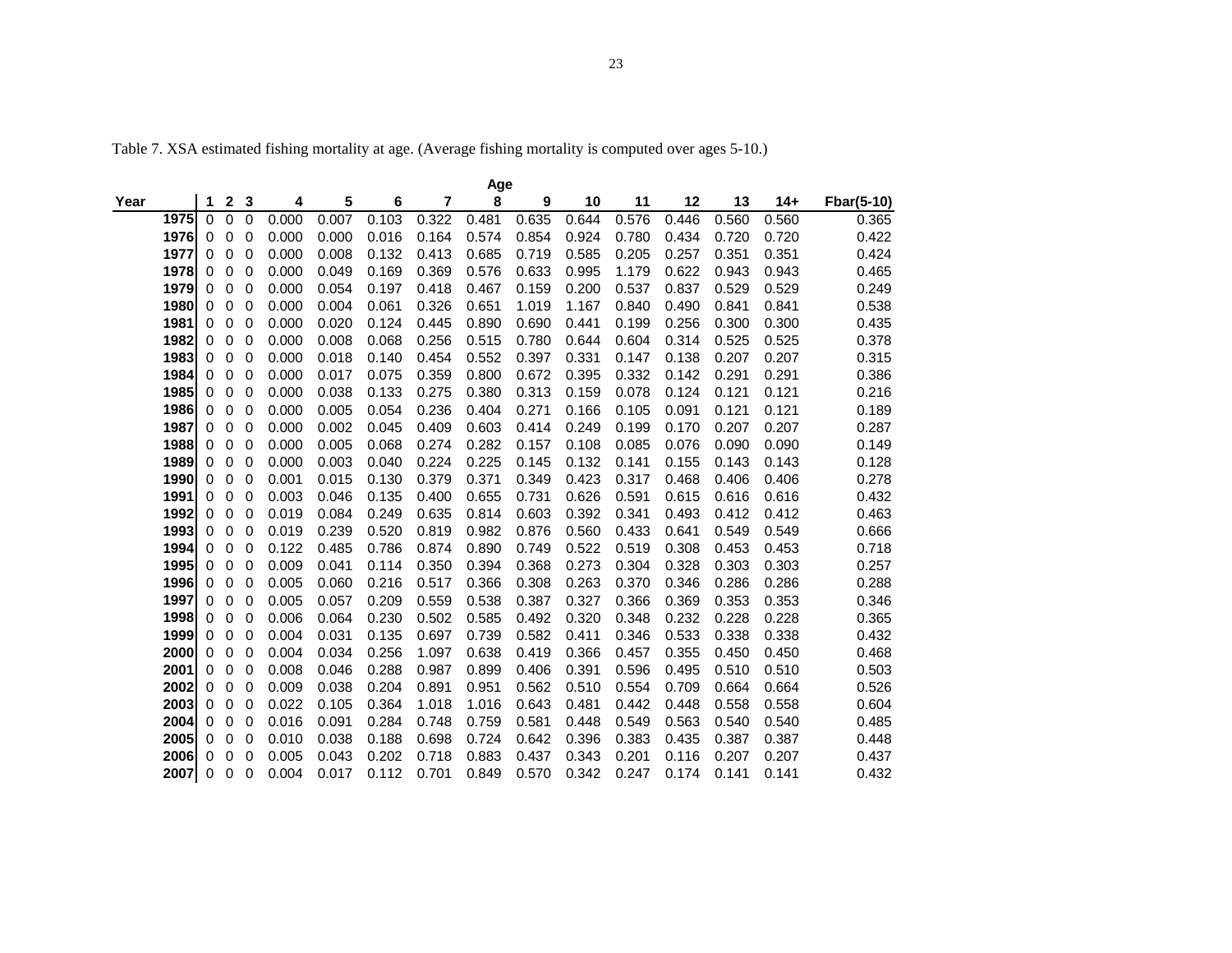Table 7. XSA estimated fishing mortality at age. (Average fishing mortality is computed over ages 5-10.)

| | Age | | | | | | | | | | | | | | |
|---|---|---|---|---|---|---|---|---|---|---|---|---|---|---|---|
| Year | 1 | 2 | 3 | 4 | 5 | 6 | 7 | 8 | 9 | 10 | 11 | 12 | 13 | 14+ | Fbar(5-10) |
| 1975 | 0 | 0 | 0 | 0.000 | 0.007 | 0.103 | 0.322 | 0.481 | 0.635 | 0.644 | 0.576 | 0.446 | 0.560 | 0.560 | 0.365 |
| 1976 | 0 | 0 | 0 | 0.000 | 0.000 | 0.016 | 0.164 | 0.574 | 0.854 | 0.924 | 0.780 | 0.434 | 0.720 | 0.720 | 0.422 |
| 1977 | 0 | 0 | 0 | 0.000 | 0.008 | 0.132 | 0.413 | 0.685 | 0.719 | 0.585 | 0.205 | 0.257 | 0.351 | 0.351 | 0.424 |
| 1978 | 0 | 0 | 0 | 0.000 | 0.049 | 0.169 | 0.369 | 0.576 | 0.633 | 0.995 | 1.179 | 0.622 | 0.943 | 0.943 | 0.465 |
| 1979 | 0 | 0 | 0 | 0.000 | 0.054 | 0.197 | 0.418 | 0.467 | 0.159 | 0.200 | 0.537 | 0.837 | 0.529 | 0.529 | 0.249 |
| 1980 | 0 | 0 | 0 | 0.000 | 0.004 | 0.061 | 0.326 | 0.651 | 1.019 | 1.167 | 0.840 | 0.490 | 0.841 | 0.841 | 0.538 |
| 1981 | 0 | 0 | 0 | 0.000 | 0.020 | 0.124 | 0.445 | 0.890 | 0.690 | 0.441 | 0.199 | 0.256 | 0.300 | 0.300 | 0.435 |
| 1982 | 0 | 0 | 0 | 0.000 | 0.008 | 0.068 | 0.256 | 0.515 | 0.780 | 0.644 | 0.604 | 0.314 | 0.525 | 0.525 | 0.378 |
| 1983 | 0 | 0 | 0 | 0.000 | 0.018 | 0.140 | 0.454 | 0.552 | 0.397 | 0.331 | 0.147 | 0.138 | 0.207 | 0.207 | 0.315 |
| 1984 | 0 | 0 | 0 | 0.000 | 0.017 | 0.075 | 0.359 | 0.800 | 0.672 | 0.395 | 0.332 | 0.142 | 0.291 | 0.291 | 0.386 |
| 1985 | 0 | 0 | 0 | 0.000 | 0.038 | 0.133 | 0.275 | 0.380 | 0.313 | 0.159 | 0.078 | 0.124 | 0.121 | 0.121 | 0.216 |
| 1986 | 0 | 0 | 0 | 0.000 | 0.005 | 0.054 | 0.236 | 0.404 | 0.271 | 0.166 | 0.105 | 0.091 | 0.121 | 0.121 | 0.189 |
| 1987 | 0 | 0 | 0 | 0.000 | 0.002 | 0.045 | 0.409 | 0.603 | 0.414 | 0.249 | 0.199 | 0.170 | 0.207 | 0.207 | 0.287 |
| 1988 | 0 | 0 | 0 | 0.000 | 0.005 | 0.068 | 0.274 | 0.282 | 0.157 | 0.108 | 0.085 | 0.076 | 0.090 | 0.090 | 0.149 |
| 1989 | 0 | 0 | 0 | 0.000 | 0.003 | 0.040 | 0.224 | 0.225 | 0.145 | 0.132 | 0.141 | 0.155 | 0.143 | 0.143 | 0.128 |
| 1990 | 0 | 0 | 0 | 0.001 | 0.015 | 0.130 | 0.379 | 0.371 | 0.349 | 0.423 | 0.317 | 0.468 | 0.406 | 0.406 | 0.278 |
| 1991 | 0 | 0 | 0 | 0.003 | 0.046 | 0.135 | 0.400 | 0.655 | 0.731 | 0.626 | 0.591 | 0.615 | 0.616 | 0.616 | 0.432 |
| 1992 | 0 | 0 | 0 | 0.019 | 0.084 | 0.249 | 0.635 | 0.814 | 0.603 | 0.392 | 0.341 | 0.493 | 0.412 | 0.412 | 0.463 |
| 1993 | 0 | 0 | 0 | 0.019 | 0.239 | 0.520 | 0.819 | 0.982 | 0.876 | 0.560 | 0.433 | 0.641 | 0.549 | 0.549 | 0.666 |
| 1994 | 0 | 0 | 0 | 0.122 | 0.485 | 0.786 | 0.874 | 0.890 | 0.749 | 0.522 | 0.519 | 0.308 | 0.453 | 0.453 | 0.718 |
| 1995 | 0 | 0 | 0 | 0.009 | 0.041 | 0.114 | 0.350 | 0.394 | 0.368 | 0.273 | 0.304 | 0.328 | 0.303 | 0.303 | 0.257 |
| 1996 | 0 | 0 | 0 | 0.005 | 0.060 | 0.216 | 0.517 | 0.366 | 0.308 | 0.263 | 0.370 | 0.346 | 0.286 | 0.286 | 0.288 |
| 1997 | 0 | 0 | 0 | 0.005 | 0.057 | 0.209 | 0.559 | 0.538 | 0.387 | 0.327 | 0.366 | 0.369 | 0.353 | 0.353 | 0.346 |
| 1998 | 0 | 0 | 0 | 0.006 | 0.064 | 0.230 | 0.502 | 0.585 | 0.492 | 0.320 | 0.348 | 0.232 | 0.228 | 0.228 | 0.365 |
| 1999 | 0 | 0 | 0 | 0.004 | 0.031 | 0.135 | 0.697 | 0.739 | 0.582 | 0.411 | 0.346 | 0.533 | 0.338 | 0.338 | 0.432 |
| 2000 | 0 | 0 | 0 | 0.004 | 0.034 | 0.256 | 1.097 | 0.638 | 0.419 | 0.366 | 0.457 | 0.355 | 0.450 | 0.450 | 0.468 |
| 2001 | 0 | 0 | 0 | 0.008 | 0.046 | 0.288 | 0.987 | 0.899 | 0.406 | 0.391 | 0.596 | 0.495 | 0.510 | 0.510 | 0.503 |
| 2002 | 0 | 0 | 0 | 0.009 | 0.038 | 0.204 | 0.891 | 0.951 | 0.562 | 0.510 | 0.554 | 0.709 | 0.664 | 0.664 | 0.526 |
| 2003 | 0 | 0 | 0 | 0.022 | 0.105 | 0.364 | 1.018 | 1.016 | 0.643 | 0.481 | 0.442 | 0.448 | 0.558 | 0.558 | 0.604 |
| 2004 | 0 | 0 | 0 | 0.016 | 0.091 | 0.284 | 0.748 | 0.759 | 0.581 | 0.448 | 0.549 | 0.563 | 0.540 | 0.540 | 0.485 |
| 2005 | 0 | 0 | 0 | 0.010 | 0.038 | 0.188 | 0.698 | 0.724 | 0.642 | 0.396 | 0.383 | 0.435 | 0.387 | 0.387 | 0.448 |
| 2006 | 0 | 0 | 0 | 0.005 | 0.043 | 0.202 | 0.718 | 0.883 | 0.437 | 0.343 | 0.201 | 0.116 | 0.207 | 0.207 | 0.437 |
| 2007 | 0 | 0 | 0 | 0.004 | 0.017 | 0.112 | 0.701 | 0.849 | 0.570 | 0.342 | 0.247 | 0.174 | 0.141 | 0.141 | 0.432 |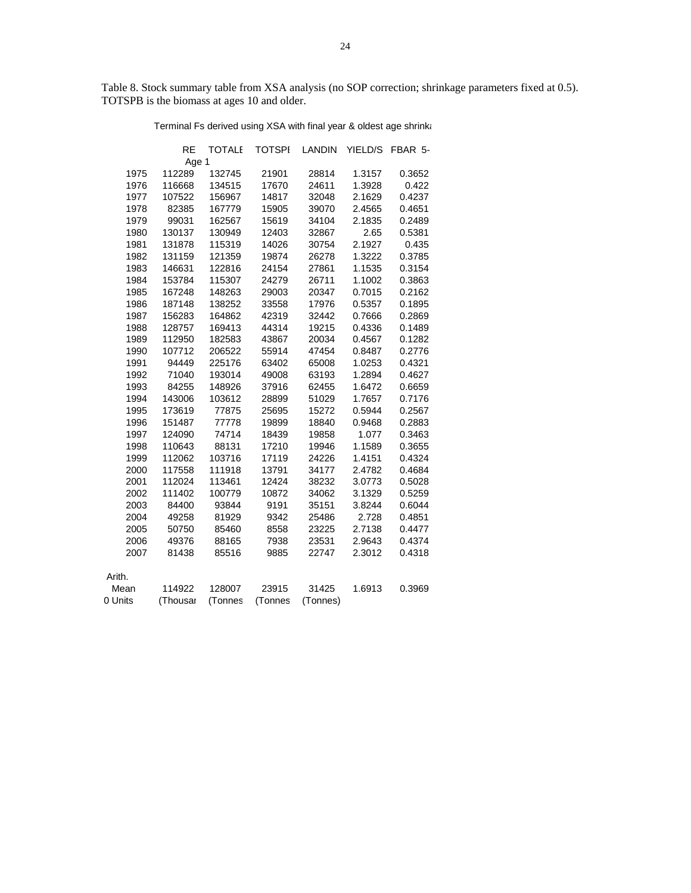Table 8. Stock summary table from XSA analysis (no SOP correction; shrinkage parameters fixed at 0.5). TOTSPB is the biomass at ages 10 and older.

Terminal Fs derived using XSA with final year & oldest age shrinka

| | RE Age 1 | TOTALE | TOTSPI | LANDIN | YIELD/S | FBAR 5- |
|---|---|---|---|---|---|---|
| 1975 | 112289 | 132745 | 21901 | 28814 | 1.3157 | 0.3652 |
| 1976 | 116668 | 134515 | 17670 | 24611 | 1.3928 | 0.422 |
| 1977 | 107522 | 156967 | 14817 | 32048 | 2.1629 | 0.4237 |
| 1978 | 82385 | 167779 | 15905 | 39070 | 2.4565 | 0.4651 |
| 1979 | 99031 | 162567 | 15619 | 34104 | 2.1835 | 0.2489 |
| 1980 | 130137 | 130949 | 12403 | 32867 | 2.65 | 0.5381 |
| 1981 | 131878 | 115319 | 14026 | 30754 | 2.1927 | 0.435 |
| 1982 | 131159 | 121359 | 19874 | 26278 | 1.3222 | 0.3785 |
| 1983 | 146631 | 122816 | 24154 | 27861 | 1.1535 | 0.3154 |
| 1984 | 153784 | 115307 | 24279 | 26711 | 1.1002 | 0.3863 |
| 1985 | 167248 | 148263 | 29003 | 20347 | 0.7015 | 0.2162 |
| 1986 | 187148 | 138252 | 33558 | 17976 | 0.5357 | 0.1895 |
| 1987 | 156283 | 164862 | 42319 | 32442 | 0.7666 | 0.2869 |
| 1988 | 128757 | 169413 | 44314 | 19215 | 0.4336 | 0.1489 |
| 1989 | 112950 | 182583 | 43867 | 20034 | 0.4567 | 0.1282 |
| 1990 | 107712 | 206522 | 55914 | 47454 | 0.8487 | 0.2776 |
| 1991 | 94449 | 225176 | 63402 | 65008 | 1.0253 | 0.4321 |
| 1992 | 71040 | 193014 | 49008 | 63193 | 1.2894 | 0.4627 |
| 1993 | 84255 | 148926 | 37916 | 62455 | 1.6472 | 0.6659 |
| 1994 | 143006 | 103612 | 28899 | 51029 | 1.7657 | 0.7176 |
| 1995 | 173619 | 77875 | 25695 | 15272 | 0.5944 | 0.2567 |
| 1996 | 151487 | 77778 | 19899 | 18840 | 0.9468 | 0.2883 |
| 1997 | 124090 | 74714 | 18439 | 19858 | 1.077 | 0.3463 |
| 1998 | 110643 | 88131 | 17210 | 19946 | 1.1589 | 0.3655 |
| 1999 | 112062 | 103716 | 17119 | 24226 | 1.4151 | 0.4324 |
| 2000 | 117558 | 111918 | 13791 | 34177 | 2.4782 | 0.4684 |
| 2001 | 112024 | 113461 | 12424 | 38232 | 3.0773 | 0.5028 |
| 2002 | 111402 | 100779 | 10872 | 34062 | 3.1329 | 0.5259 |
| 2003 | 84400 | 93844 | 9191 | 35151 | 3.8244 | 0.6044 |
| 2004 | 49258 | 81929 | 9342 | 25486 | 2.728 | 0.4851 |
| 2005 | 50750 | 85460 | 8558 | 23225 | 2.7138 | 0.4477 |
| 2006 | 49376 | 88165 | 7938 | 23531 | 2.9643 | 0.4374 |
| 2007 | 81438 | 85516 | 9885 | 22747 | 2.3012 | 0.4318 |
| Arith. Mean | 114922 | 128007 | 23915 | 31425 | 1.6913 | 0.3969 |
| 0 Units | (Thousar | (Tonnes | (Tonnes | (Tonnes) | | |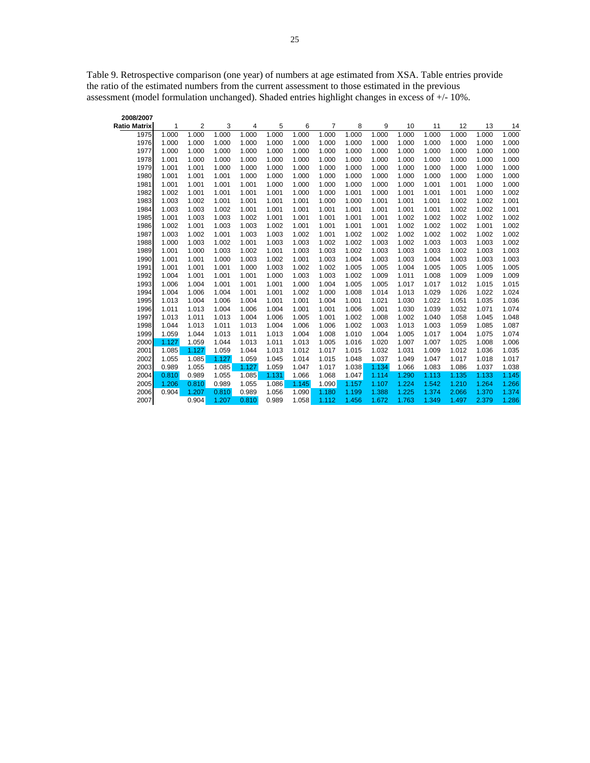Table 9. Retrospective comparison (one year) of numbers at age estimated from XSA. Table entries provide the ratio of the estimated numbers from the current assessment to those estimated in the previous assessment (model formulation unchanged). Shaded entries highlight changes in excess of +/- 10%.

| 2008/2007 Ratio Matrix | 1 | 2 | 3 | 4 | 5 | 6 | 7 | 8 | 9 | 10 | 11 | 12 | 13 | 14 |
|---|---|---|---|---|---|---|---|---|---|---|---|---|---|---|
| 1975 | 1.000 | 1.000 | 1.000 | 1.000 | 1.000 | 1.000 | 1.000 | 1.000 | 1.000 | 1.000 | 1.000 | 1.000 | 1.000 | 1.000 |
| 1976 | 1.000 | 1.000 | 1.000 | 1.000 | 1.000 | 1.000 | 1.000 | 1.000 | 1.000 | 1.000 | 1.000 | 1.000 | 1.000 | 1.000 |
| 1977 | 1.000 | 1.000 | 1.000 | 1.000 | 1.000 | 1.000 | 1.000 | 1.000 | 1.000 | 1.000 | 1.000 | 1.000 | 1.000 | 1.000 |
| 1978 | 1.001 | 1.000 | 1.000 | 1.000 | 1.000 | 1.000 | 1.000 | 1.000 | 1.000 | 1.000 | 1.000 | 1.000 | 1.000 | 1.000 |
| 1979 | 1.001 | 1.001 | 1.000 | 1.000 | 1.000 | 1.000 | 1.000 | 1.000 | 1.000 | 1.000 | 1.000 | 1.000 | 1.000 | 1.000 |
| 1980 | 1.001 | 1.001 | 1.001 | 1.000 | 1.000 | 1.000 | 1.000 | 1.000 | 1.000 | 1.000 | 1.000 | 1.000 | 1.000 | 1.000 |
| 1981 | 1.001 | 1.001 | 1.001 | 1.001 | 1.000 | 1.000 | 1.000 | 1.000 | 1.000 | 1.000 | 1.001 | 1.001 | 1.000 | 1.000 |
| 1982 | 1.002 | 1.001 | 1.001 | 1.001 | 1.001 | 1.000 | 1.000 | 1.001 | 1.000 | 1.001 | 1.001 | 1.001 | 1.000 | 1.002 |
| 1983 | 1.003 | 1.002 | 1.001 | 1.001 | 1.001 | 1.001 | 1.000 | 1.000 | 1.001 | 1.001 | 1.001 | 1.002 | 1.002 | 1.001 |
| 1984 | 1.003 | 1.003 | 1.002 | 1.001 | 1.001 | 1.001 | 1.001 | 1.001 | 1.001 | 1.001 | 1.001 | 1.002 | 1.002 | 1.001 |
| 1985 | 1.001 | 1.003 | 1.003 | 1.002 | 1.001 | 1.001 | 1.001 | 1.001 | 1.001 | 1.002 | 1.002 | 1.002 | 1.002 | 1.002 |
| 1986 | 1.002 | 1.001 | 1.003 | 1.003 | 1.002 | 1.001 | 1.001 | 1.001 | 1.001 | 1.002 | 1.002 | 1.002 | 1.001 | 1.002 |
| 1987 | 1.003 | 1.002 | 1.001 | 1.003 | 1.003 | 1.002 | 1.001 | 1.002 | 1.002 | 1.002 | 1.002 | 1.002 | 1.002 | 1.002 |
| 1988 | 1.000 | 1.003 | 1.002 | 1.001 | 1.003 | 1.003 | 1.002 | 1.002 | 1.003 | 1.002 | 1.003 | 1.003 | 1.003 | 1.002 |
| 1989 | 1.001 | 1.000 | 1.003 | 1.002 | 1.001 | 1.003 | 1.003 | 1.002 | 1.003 | 1.003 | 1.003 | 1.002 | 1.003 | 1.003 |
| 1990 | 1.001 | 1.001 | 1.000 | 1.003 | 1.002 | 1.001 | 1.003 | 1.004 | 1.003 | 1.003 | 1.004 | 1.003 | 1.003 | 1.003 |
| 1991 | 1.001 | 1.001 | 1.001 | 1.000 | 1.003 | 1.002 | 1.002 | 1.005 | 1.005 | 1.004 | 1.005 | 1.005 | 1.005 | 1.005 |
| 1992 | 1.004 | 1.001 | 1.001 | 1.001 | 1.000 | 1.003 | 1.003 | 1.002 | 1.009 | 1.011 | 1.008 | 1.009 | 1.009 | 1.009 |
| 1993 | 1.006 | 1.004 | 1.001 | 1.001 | 1.001 | 1.000 | 1.004 | 1.005 | 1.005 | 1.017 | 1.017 | 1.012 | 1.015 | 1.015 |
| 1994 | 1.004 | 1.006 | 1.004 | 1.001 | 1.001 | 1.002 | 1.000 | 1.008 | 1.014 | 1.013 | 1.029 | 1.026 | 1.022 | 1.024 |
| 1995 | 1.013 | 1.004 | 1.006 | 1.004 | 1.001 | 1.001 | 1.004 | 1.001 | 1.021 | 1.030 | 1.022 | 1.051 | 1.035 | 1.036 |
| 1996 | 1.011 | 1.013 | 1.004 | 1.006 | 1.004 | 1.001 | 1.001 | 1.006 | 1.001 | 1.030 | 1.039 | 1.032 | 1.071 | 1.074 |
| 1997 | 1.013 | 1.011 | 1.013 | 1.004 | 1.006 | 1.005 | 1.001 | 1.002 | 1.008 | 1.002 | 1.040 | 1.058 | 1.045 | 1.048 |
| 1998 | 1.044 | 1.013 | 1.011 | 1.013 | 1.004 | 1.006 | 1.006 | 1.002 | 1.003 | 1.013 | 1.003 | 1.059 | 1.085 | 1.087 |
| 1999 | 1.059 | 1.044 | 1.013 | 1.011 | 1.013 | 1.004 | 1.008 | 1.010 | 1.004 | 1.005 | 1.017 | 1.004 | 1.075 | 1.074 |
| 2000 | 1.127 | 1.059 | 1.044 | 1.013 | 1.011 | 1.013 | 1.005 | 1.016 | 1.020 | 1.007 | 1.007 | 1.025 | 1.008 | 1.006 |
| 2001 | 1.085 | 1.127 | 1.059 | 1.044 | 1.013 | 1.012 | 1.017 | 1.015 | 1.032 | 1.031 | 1.009 | 1.012 | 1.036 | 1.035 |
| 2002 | 1.055 | 1.085 | 1.127 | 1.059 | 1.045 | 1.014 | 1.015 | 1.048 | 1.037 | 1.049 | 1.047 | 1.017 | 1.018 | 1.017 |
| 2003 | 0.989 | 1.055 | 1.085 | 1.127 | 1.059 | 1.047 | 1.017 | 1.038 | 1.134 | 1.066 | 1.083 | 1.086 | 1.037 | 1.038 |
| 2004 | 0.810 | 0.989 | 1.055 | 1.085 | 1.131 | 1.066 | 1.068 | 1.047 | 1.114 | 1.290 | 1.113 | 1.135 | 1.133 | 1.145 |
| 2005 | 1.206 | 0.810 | 0.989 | 1.055 | 1.086 | 1.145 | 1.090 | 1.157 | 1.107 | 1.224 | 1.542 | 1.210 | 1.264 | 1.266 |
| 2006 | 0.904 | 1.207 | 0.810 | 0.989 | 1.056 | 1.090 | 1.180 | 1.199 | 1.388 | 1.225 | 1.374 | 2.066 | 1.370 | 1.374 |
| 2007 | | 0.904 | 1.207 | 0.810 | 0.989 | 1.058 | 1.112 | 1.456 | 1.672 | 1.763 | 1.349 | 1.497 | 2.379 | 1.286 |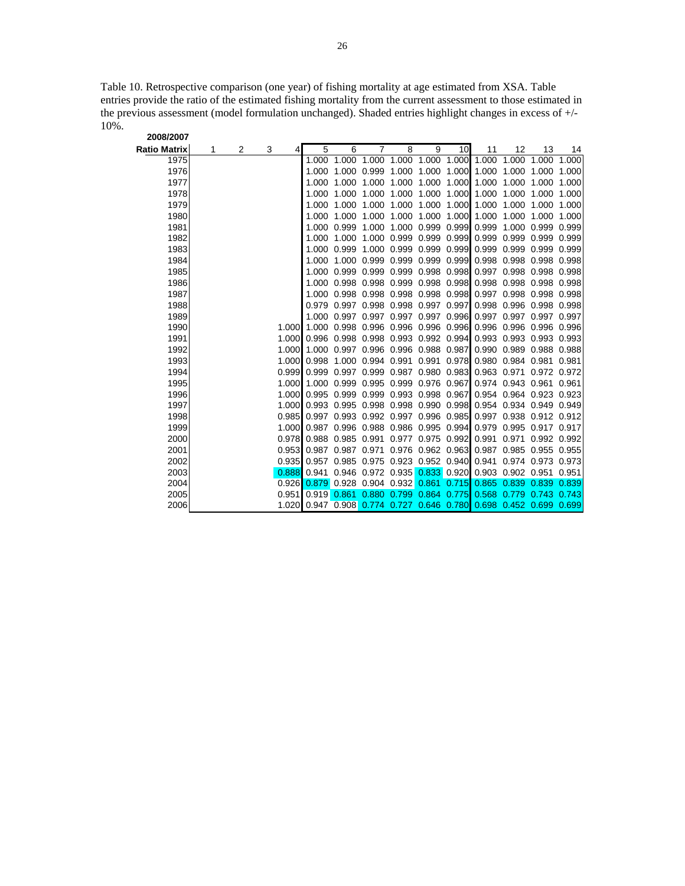Table 10. Retrospective comparison (one year) of fishing mortality at age estimated from XSA. Table entries provide the ratio of the estimated fishing mortality from the current assessment to those estimated in the previous assessment (model formulation unchanged). Shaded entries highlight changes in excess of +/- 10%.

**2008/2007**

| Ratio Matrix | 1 | 2 | 3 | 4 | 5 | 6 | 7 | 8 | 9 | 10 | 11 | 12 | 13 | 14 |
|---|---|---|---|---|---|---|---|---|---|---|---|---|---|---|
| 1975 | | | | | 1.000 | 1.000 | 1.000 | 1.000 | 1.000 | 1.000 | 1.000 | 1.000 | 1.000 | 1.000 |
| 1976 | | | | | 1.000 | 1.000 | 0.999 | 1.000 | 1.000 | 1.000 | 1.000 | 1.000 | 1.000 | 1.000 |
| 1977 | | | | | 1.000 | 1.000 | 1.000 | 1.000 | 1.000 | 1.000 | 1.000 | 1.000 | 1.000 | 1.000 |
| 1978 | | | | | 1.000 | 1.000 | 1.000 | 1.000 | 1.000 | 1.000 | 1.000 | 1.000 | 1.000 | 1.000 |
| 1979 | | | | | 1.000 | 1.000 | 1.000 | 1.000 | 1.000 | 1.000 | 1.000 | 1.000 | 1.000 | 1.000 |
| 1980 | | | | | 1.000 | 1.000 | 1.000 | 1.000 | 1.000 | 1.000 | 1.000 | 1.000 | 1.000 | 1.000 |
| 1981 | | | | | 1.000 | 0.999 | 1.000 | 1.000 | 0.999 | 0.999 | 0.999 | 1.000 | 0.999 | 0.999 |
| 1982 | | | | | 1.000 | 1.000 | 1.000 | 0.999 | 0.999 | 0.999 | 0.999 | 0.999 | 0.999 | 0.999 |
| 1983 | | | | | 1.000 | 0.999 | 1.000 | 0.999 | 0.999 | 0.999 | 0.999 | 0.999 | 0.999 | 0.999 |
| 1984 | | | | | 1.000 | 1.000 | 0.999 | 0.999 | 0.999 | 0.999 | 0.998 | 0.998 | 0.998 | 0.998 |
| 1985 | | | | | 1.000 | 0.999 | 0.999 | 0.999 | 0.998 | 0.998 | 0.997 | 0.998 | 0.998 | 0.998 |
| 1986 | | | | | 1.000 | 0.998 | 0.998 | 0.999 | 0.998 | 0.998 | 0.998 | 0.998 | 0.998 | 0.998 |
| 1987 | | | | | 1.000 | 0.998 | 0.998 | 0.998 | 0.998 | 0.998 | 0.997 | 0.998 | 0.998 | 0.998 |
| 1988 | | | | | 0.979 | 0.997 | 0.998 | 0.998 | 0.997 | 0.997 | 0.998 | 0.996 | 0.998 | 0.998 |
| 1989 | | | | | 1.000 | 0.997 | 0.997 | 0.997 | 0.997 | 0.996 | 0.997 | 0.997 | 0.997 | 0.997 |
| 1990 | | | | 1.000 | 1.000 | 0.998 | 0.996 | 0.996 | 0.996 | 0.996 | 0.996 | 0.996 | 0.996 | 0.996 |
| 1991 | | | | 1.000 | 0.996 | 0.998 | 0.998 | 0.993 | 0.992 | 0.994 | 0.993 | 0.993 | 0.993 | 0.993 |
| 1992 | | | | 1.000 | 1.000 | 0.997 | 0.996 | 0.996 | 0.988 | 0.987 | 0.990 | 0.989 | 0.988 | 0.988 |
| 1993 | | | | 1.000 | 0.998 | 1.000 | 0.994 | 0.991 | 0.991 | 0.978 | 0.980 | 0.984 | 0.981 | 0.981 |
| 1994 | | | | 0.999 | 0.999 | 0.997 | 0.999 | 0.987 | 0.980 | 0.983 | 0.963 | 0.971 | 0.972 | 0.972 |
| 1995 | | | | 1.000 | 1.000 | 0.999 | 0.995 | 0.999 | 0.976 | 0.967 | 0.974 | 0.943 | 0.961 | 0.961 |
| 1996 | | | | 1.000 | 0.995 | 0.999 | 0.999 | 0.993 | 0.998 | 0.967 | 0.954 | 0.964 | 0.923 | 0.923 |
| 1997 | | | | 1.000 | 0.993 | 0.995 | 0.998 | 0.998 | 0.990 | 0.998 | 0.954 | 0.934 | 0.949 | 0.949 |
| 1998 | | | | 0.985 | 0.997 | 0.993 | 0.992 | 0.997 | 0.996 | 0.985 | 0.997 | 0.938 | 0.912 | 0.912 |
| 1999 | | | | 1.000 | 0.987 | 0.996 | 0.988 | 0.986 | 0.995 | 0.994 | 0.979 | 0.995 | 0.917 | 0.917 |
| 2000 | | | | 0.978 | 0.988 | 0.985 | 0.991 | 0.977 | 0.975 | 0.992 | 0.991 | 0.971 | 0.992 | 0.992 |
| 2001 | | | | 0.953 | 0.987 | 0.987 | 0.971 | 0.976 | 0.962 | 0.963 | 0.987 | 0.985 | 0.955 | 0.955 |
| 2002 | | | | 0.935 | 0.957 | 0.985 | 0.975 | 0.923 | 0.952 | 0.940 | 0.941 | 0.974 | 0.973 | 0.973 |
| 2003 | | | | 0.888 | 0.941 | 0.946 | 0.972 | 0.935 | 0.833 | 0.920 | 0.903 | 0.902 | 0.951 | 0.951 |
| 2004 | | | | 0.926 | 0.879 | 0.928 | 0.904 | 0.932 | 0.861 | 0.715 | 0.865 | 0.839 | 0.839 | 0.839 |
| 2005 | | | | 0.951 | 0.919 | 0.861 | 0.880 | 0.799 | 0.864 | 0.775 | 0.568 | 0.779 | 0.743 | 0.743 |
| 2006 | | | | 1.020 | 0.947 | 0.908 | 0.774 | 0.727 | 0.646 | 0.780 | 0.698 | 0.452 | 0.699 | 0.699 |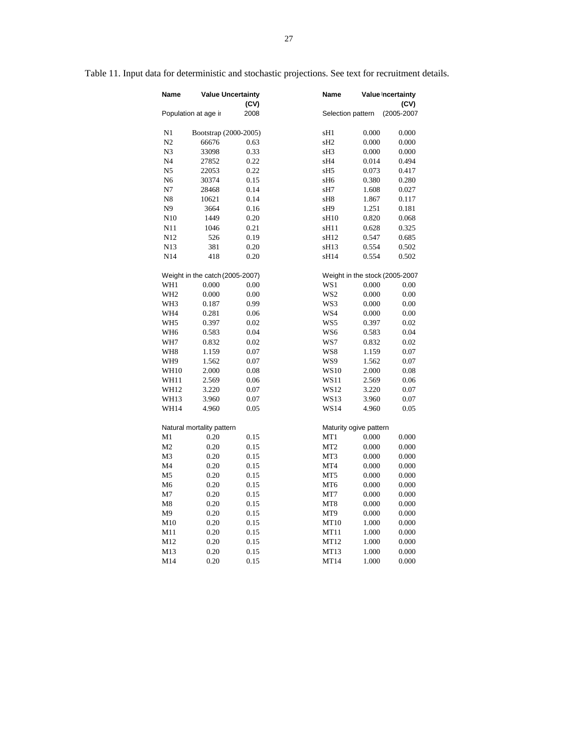Table 11. Input data for deterministic and stochastic projections. See text for recruitment details.

| Name | Value | Uncertainty (CV) | | Name | Value | Uncertainty (CV) |
|---|---|---|---|---|---|---|
| Population at age in | | 2008 | | Selection pattern | | (2005-2007 |
| N1 | Bootstrap (2000-2005) | | | sH1 | 0.000 | 0.000 |
| N2 | 66676 | 0.63 | | sH2 | 0.000 | 0.000 |
| N3 | 33098 | 0.33 | | sH3 | 0.000 | 0.000 |
| N4 | 27852 | 0.22 | | sH4 | 0.014 | 0.494 |
| N5 | 22053 | 0.22 | | sH5 | 0.073 | 0.417 |
| N6 | 30374 | 0.15 | | sH6 | 0.380 | 0.280 |
| N7 | 28468 | 0.14 | | sH7 | 1.608 | 0.027 |
| N8 | 10621 | 0.14 | | sH8 | 1.867 | 0.117 |
| N9 | 3664 | 0.16 | | sH9 | 1.251 | 0.181 |
| N10 | 1449 | 0.20 | | sH10 | 0.820 | 0.068 |
| N11 | 1046 | 0.21 | | sH11 | 0.628 | 0.325 |
| N12 | 526 | 0.19 | | sH12 | 0.547 | 0.685 |
| N13 | 381 | 0.20 | | sH13 | 0.554 | 0.502 |
| N14 | 418 | 0.20 | | sH14 | 0.554 | 0.502 |
| Weight in the catch (2005-2007) | | | | Weight in the stock (2005-2007 | | |
| WH1 | 0.000 | 0.00 | | WS1 | 0.000 | 0.00 |
| WH2 | 0.000 | 0.00 | | WS2 | 0.000 | 0.00 |
| WH3 | 0.187 | 0.99 | | WS3 | 0.000 | 0.00 |
| WH4 | 0.281 | 0.06 | | WS4 | 0.000 | 0.00 |
| WH5 | 0.397 | 0.02 | | WS5 | 0.397 | 0.02 |
| WH6 | 0.583 | 0.04 | | WS6 | 0.583 | 0.04 |
| WH7 | 0.832 | 0.02 | | WS7 | 0.832 | 0.02 |
| WH8 | 1.159 | 0.07 | | WS8 | 1.159 | 0.07 |
| WH9 | 1.562 | 0.07 | | WS9 | 1.562 | 0.07 |
| WH10 | 2.000 | 0.08 | | WS10 | 2.000 | 0.08 |
| WH11 | 2.569 | 0.06 | | WS11 | 2.569 | 0.06 |
| WH12 | 3.220 | 0.07 | | WS12 | 3.220 | 0.07 |
| WH13 | 3.960 | 0.07 | | WS13 | 3.960 | 0.07 |
| WH14 | 4.960 | 0.05 | | WS14 | 4.960 | 0.05 |
| Natural mortality pattern | | | | Maturity ogive pattern | | |
| M1 | 0.20 | 0.15 | | MT1 | 0.000 | 0.000 |
| M2 | 0.20 | 0.15 | | MT2 | 0.000 | 0.000 |
| M3 | 0.20 | 0.15 | | MT3 | 0.000 | 0.000 |
| M4 | 0.20 | 0.15 | | MT4 | 0.000 | 0.000 |
| M5 | 0.20 | 0.15 | | MT5 | 0.000 | 0.000 |
| M6 | 0.20 | 0.15 | | MT6 | 0.000 | 0.000 |
| M7 | 0.20 | 0.15 | | MT7 | 0.000 | 0.000 |
| M8 | 0.20 | 0.15 | | MT8 | 0.000 | 0.000 |
| M9 | 0.20 | 0.15 | | MT9 | 0.000 | 0.000 |
| M10 | 0.20 | 0.15 | | MT10 | 1.000 | 0.000 |
| M11 | 0.20 | 0.15 | | MT11 | 1.000 | 0.000 |
| M12 | 0.20 | 0.15 | | MT12 | 1.000 | 0.000 |
| M13 | 0.20 | 0.15 | | MT13 | 1.000 | 0.000 |
| M14 | 0.20 | 0.15 | | MT14 | 1.000 | 0.000 |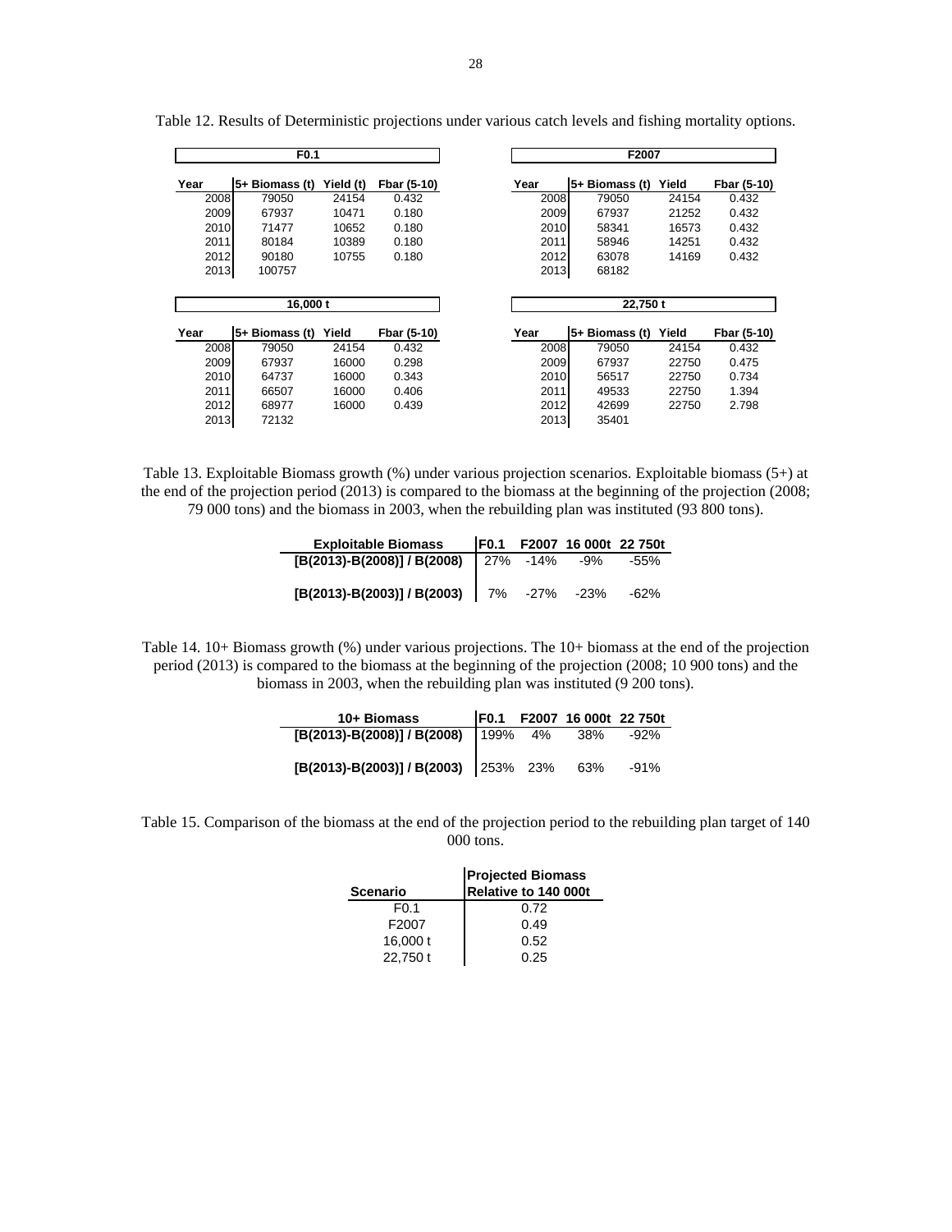Table 12. Results of Deterministic projections under various catch levels and fishing mortality options.

| F0.1 | | | |
|---|---|---|---|
| Year | 5+ Biomass (t) | Yield (t) | Fbar (5-10) |
| 2008 | 79050 | 24154 | 0.432 |
| 2009 | 67937 | 10471 | 0.180 |
| 2010 | 71477 | 10652 | 0.180 |
| 2011 | 80184 | 10389 | 0.180 |
| 2012 | 90180 | 10755 | 0.180 |
| 2013 | 100757 | | |

| F2007 | | | |
|---|---|---|---|
| Year | 5+ Biomass (t) | Yield | Fbar (5-10) |
| 2008 | 79050 | 24154 | 0.432 |
| 2009 | 67937 | 21252 | 0.432 |
| 2010 | 58341 | 16573 | 0.432 |
| 2011 | 58946 | 14251 | 0.432 |
| 2012 | 63078 | 14169 | 0.432 |
| 2013 | 68182 | | |

| 16,000 t | | | |
|---|---|---|---|
| Year | 5+ Biomass (t) | Yield | Fbar (5-10) |
| 2008 | 79050 | 24154 | 0.432 |
| 2009 | 67937 | 16000 | 0.298 |
| 2010 | 64737 | 16000 | 0.343 |
| 2011 | 66507 | 16000 | 0.406 |
| 2012 | 68977 | 16000 | 0.439 |
| 2013 | 72132 | | |

| 22,750 t | | | |
|---|---|---|---|
| Year | 5+ Biomass (t) | Yield | Fbar (5-10) |
| 2008 | 79050 | 24154 | 0.432 |
| 2009 | 67937 | 22750 | 0.475 |
| 2010 | 56517 | 22750 | 0.734 |
| 2011 | 49533 | 22750 | 1.394 |
| 2012 | 42699 | 22750 | 2.798 |
| 2013 | 35401 | | |

Table 13. Exploitable Biomass growth (%) under various projection scenarios. Exploitable biomass (5+) at the end of the projection period (2013) is compared to the biomass at the beginning of the projection (2008; 79 000 tons) and the biomass in 2003, when the rebuilding plan was instituted (93 800 tons).

| Exploitable Biomass | F0.1 | F2007 | 16 000t | 22 750t |
|---|---|---|---|---|
| [B(2013)-B(2008)] / B(2008) | 27% | -14% | -9% | -55% |
| [B(2013)-B(2003)] / B(2003) | 7% | -27% | -23% | -62% |

Table 14. 10+ Biomass growth (%) under various projections. The 10+ biomass at the end of the projection period (2013) is compared to the biomass at the beginning of the projection (2008; 10 900 tons) and the biomass in 2003, when the rebuilding plan was instituted (9 200 tons).

| 10+ Biomass | F0.1 | F2007 | 16 000t | 22 750t |
|---|---|---|---|---|
| [B(2013)-B(2008)] / B(2008) | 199% | 4% | 38% | -92% |
| [B(2013)-B(2003)] / B(2003) | 253% | 23% | 63% | -91% |

Table 15. Comparison of the biomass at the end of the projection period to the rebuilding plan target of 140 000 tons.

| Scenario | Projected Biomass Relative to 140 000t |
|---|---|
| F0.1 | 0.72 |
| F2007 | 0.49 |
| 16,000 t | 0.52 |
| 22,750 t | 0.25 |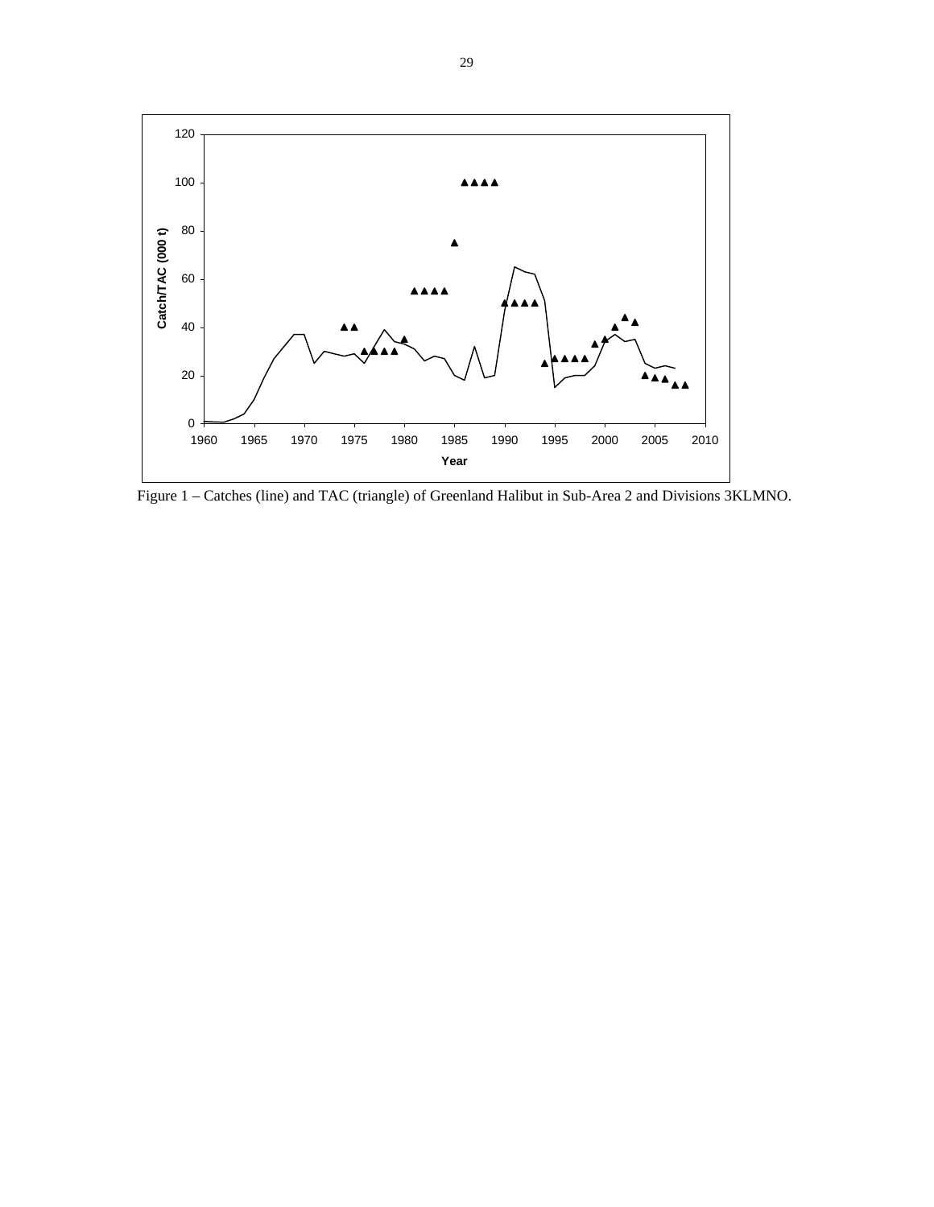Figure 1 – Catches (line) and TAC (triangle) of Greenland Halibut in Sub-Area 2 and Divisions 3KLMNO.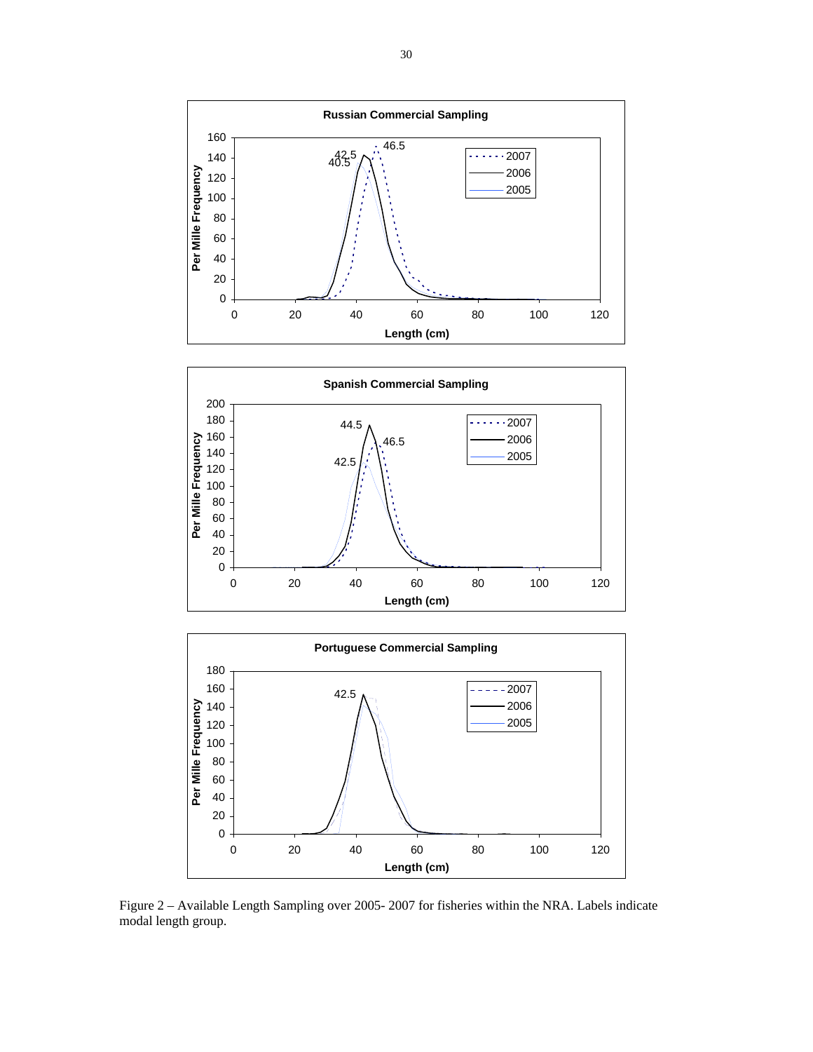Figure 2 – Available Length Sampling over 2005- 2007 for fisheries within the NRA. Labels indicate modal length group.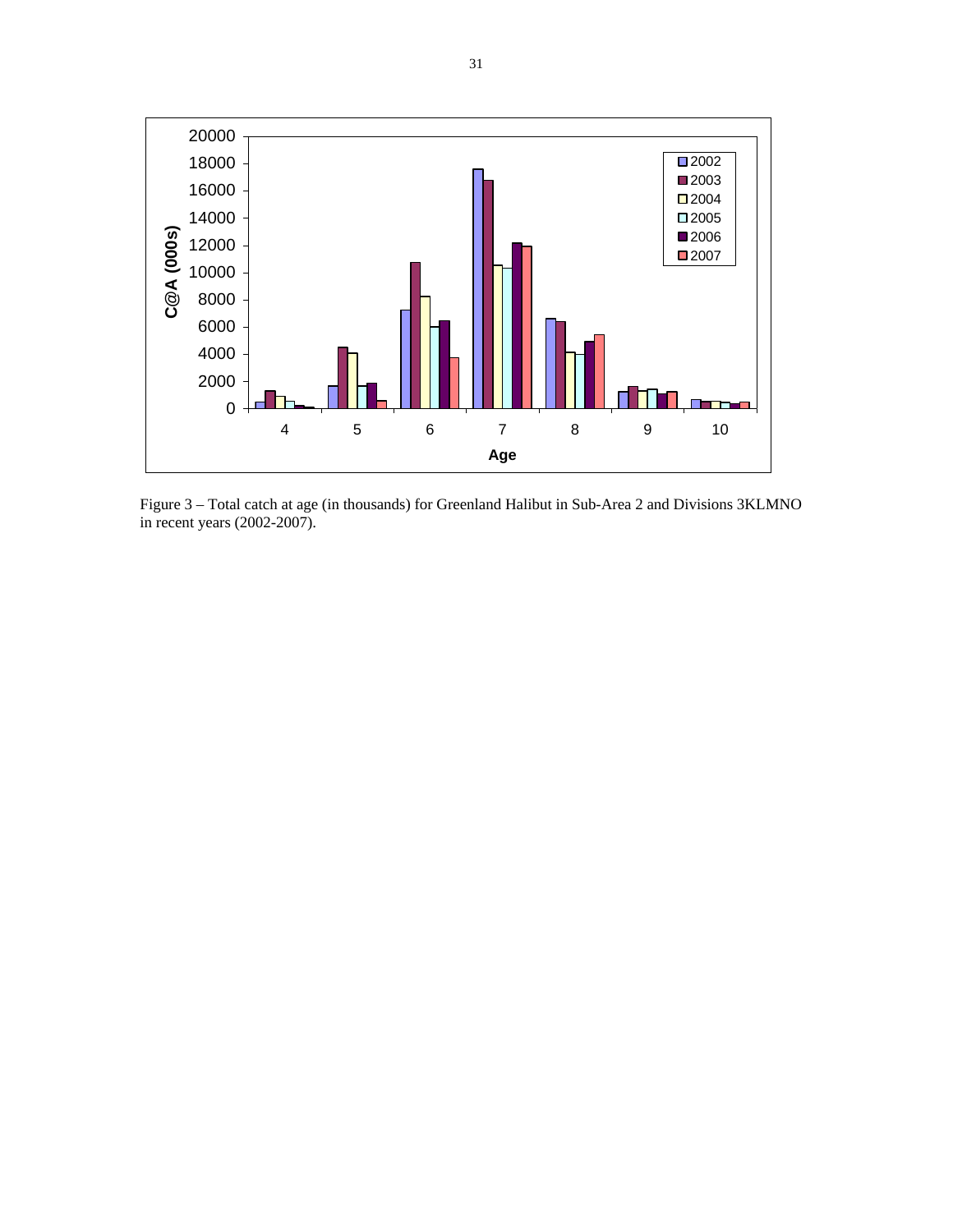Figure 3 – Total catch at age (in thousands) for Greenland Halibut in Sub-Area 2 and Divisions 3KLMNO in recent years (2002-2007).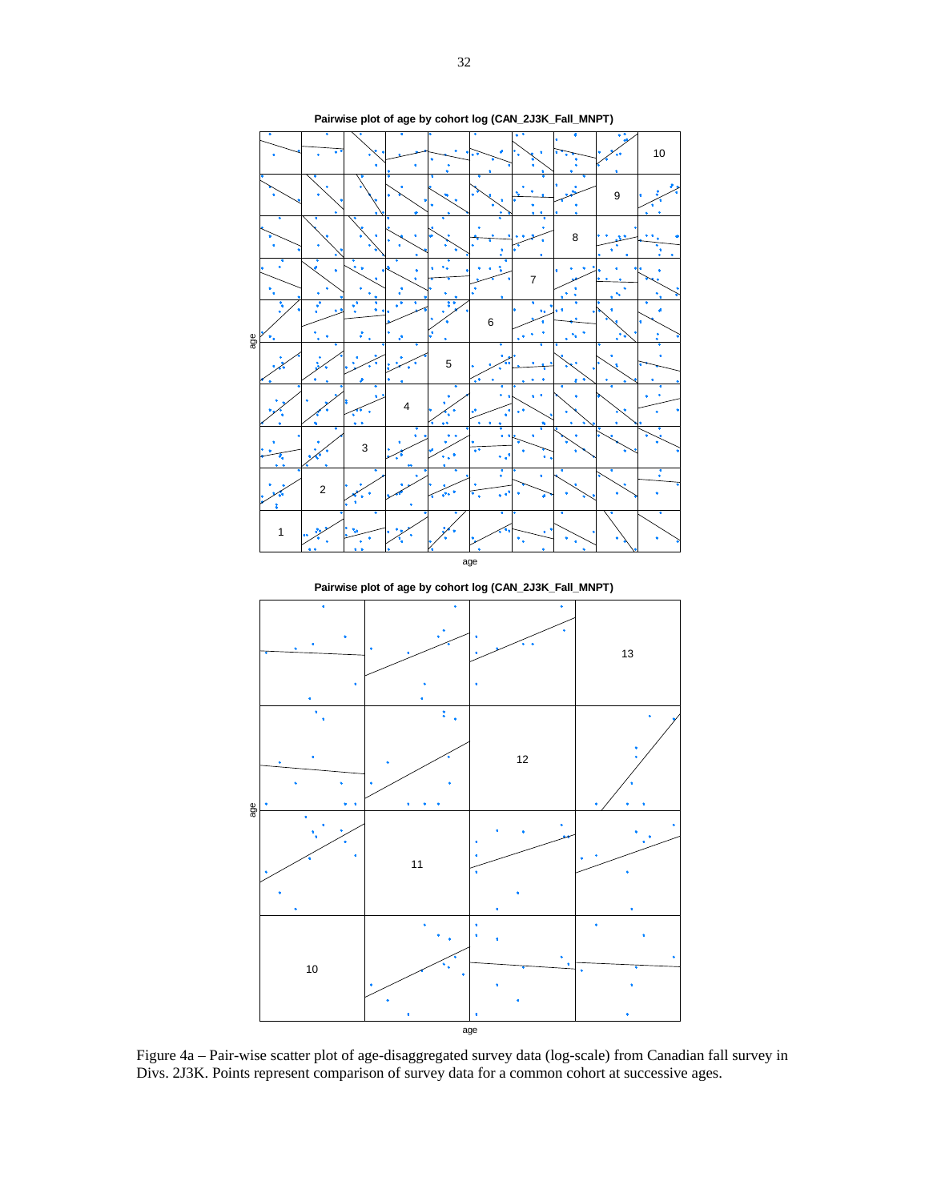**Pairwise plot of age by cohort log (CAN_2J3K_Fall_MNPT)**

**Pairwise plot of age by cohort log (CAN_2J3K_Fall_MNPT)**

Figure 4a – Pair-wise scatter plot of age-disaggregated survey data (log-scale) from Canadian fall survey in Divs. 2J3K. Points represent comparison of survey data for a common cohort at successive ages.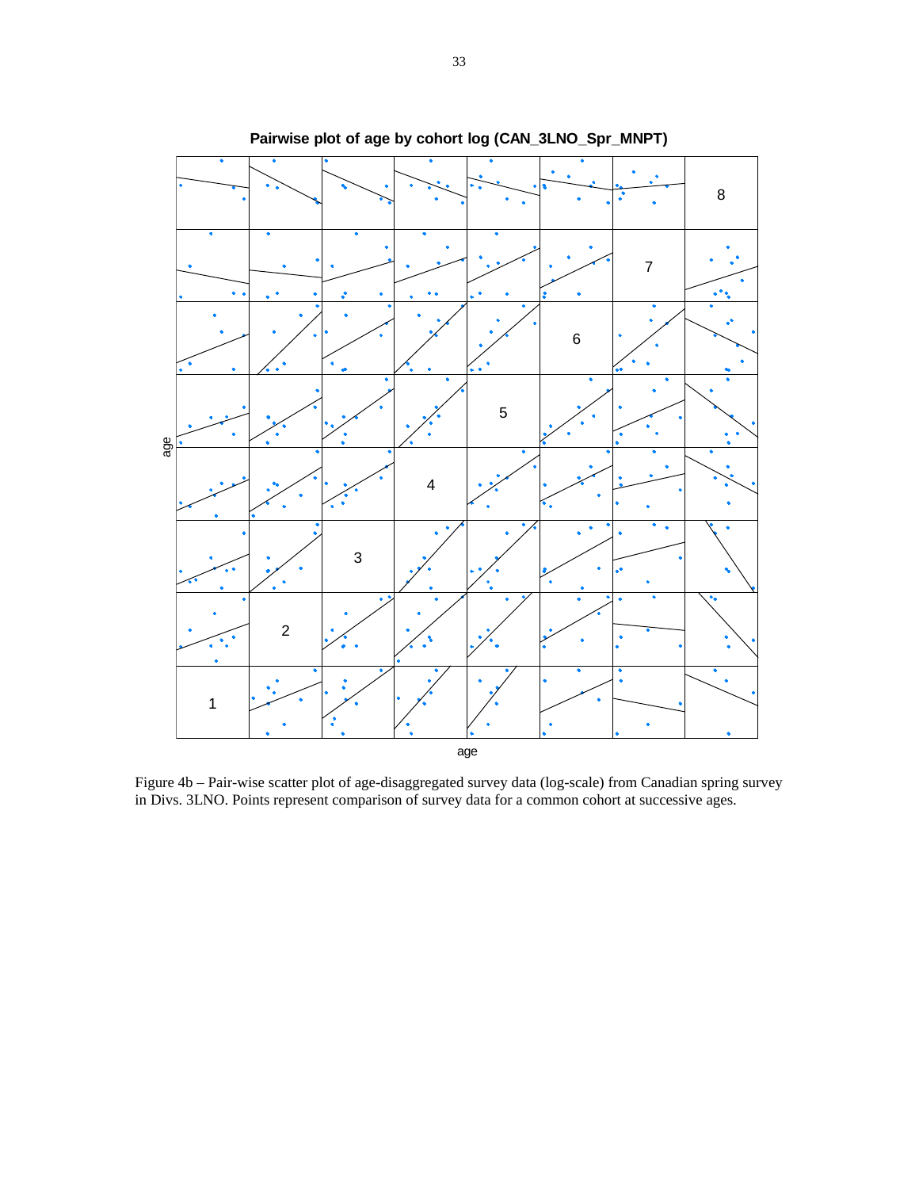Pairwise plot of age by cohort log (CAN_3LNO_Spr_MNPT)

Figure 4b – Pair-wise scatter plot of age-disaggregated survey data (log-scale) from Canadian spring survey in Divs. 3LNO. Points represent comparison of survey data for a common cohort at successive ages.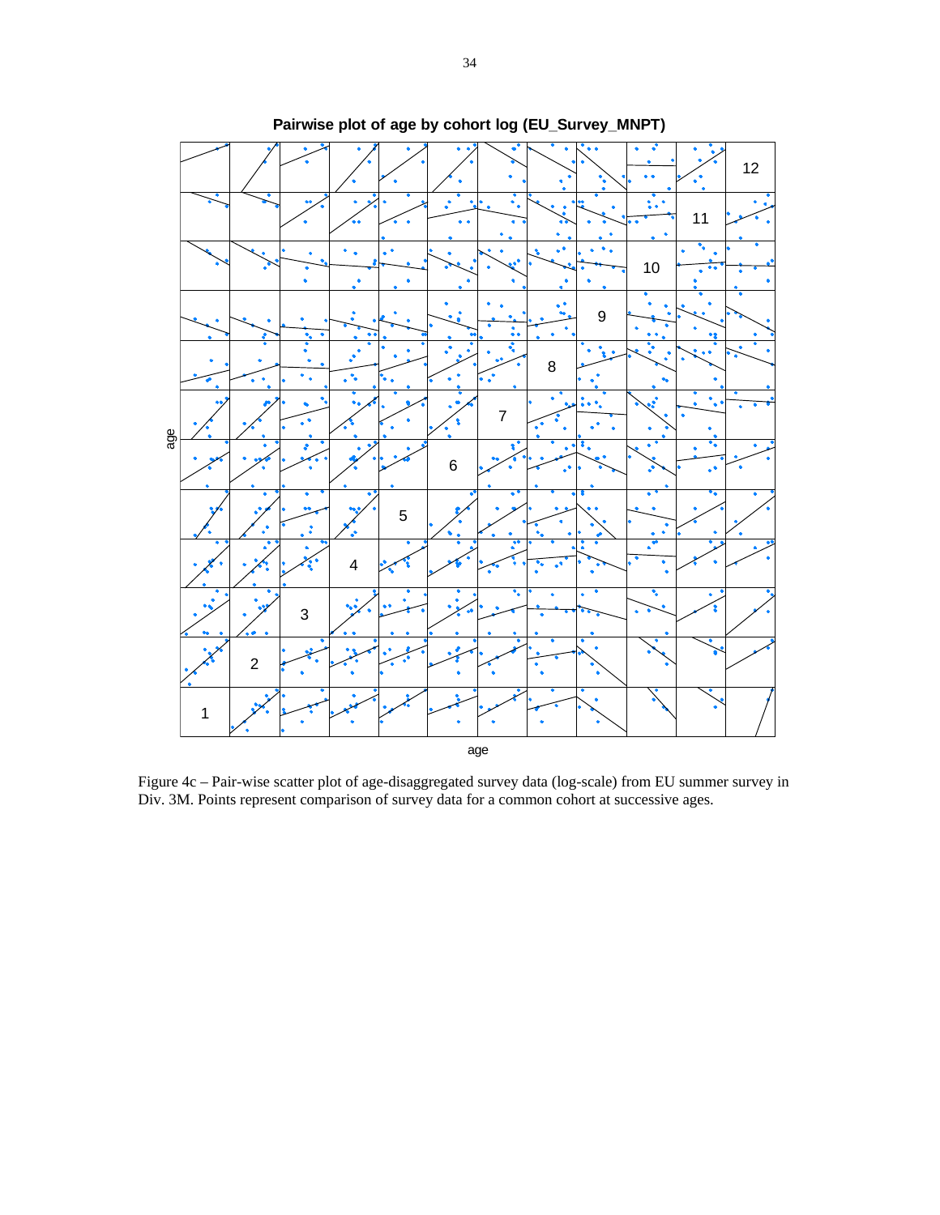Figure 4c – Pair-wise scatter plot of age-disaggregated survey data (log-scale) from EU summer survey in Div. 3M. Points represent comparison of survey data for a common cohort at successive ages.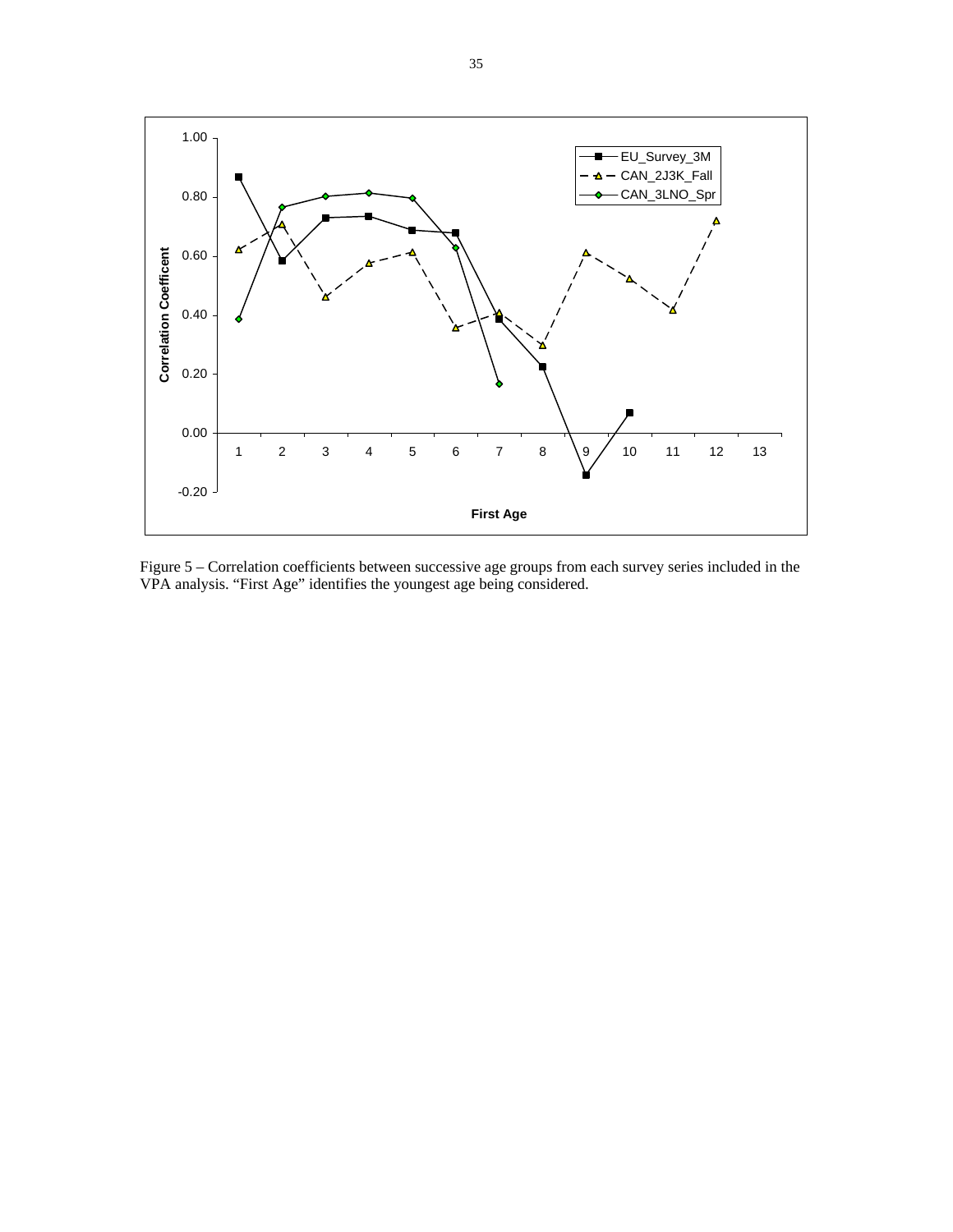Figure 5 – Correlation coefficients between successive age groups from each survey series included in the VPA analysis. “First Age” identifies the youngest age being considered.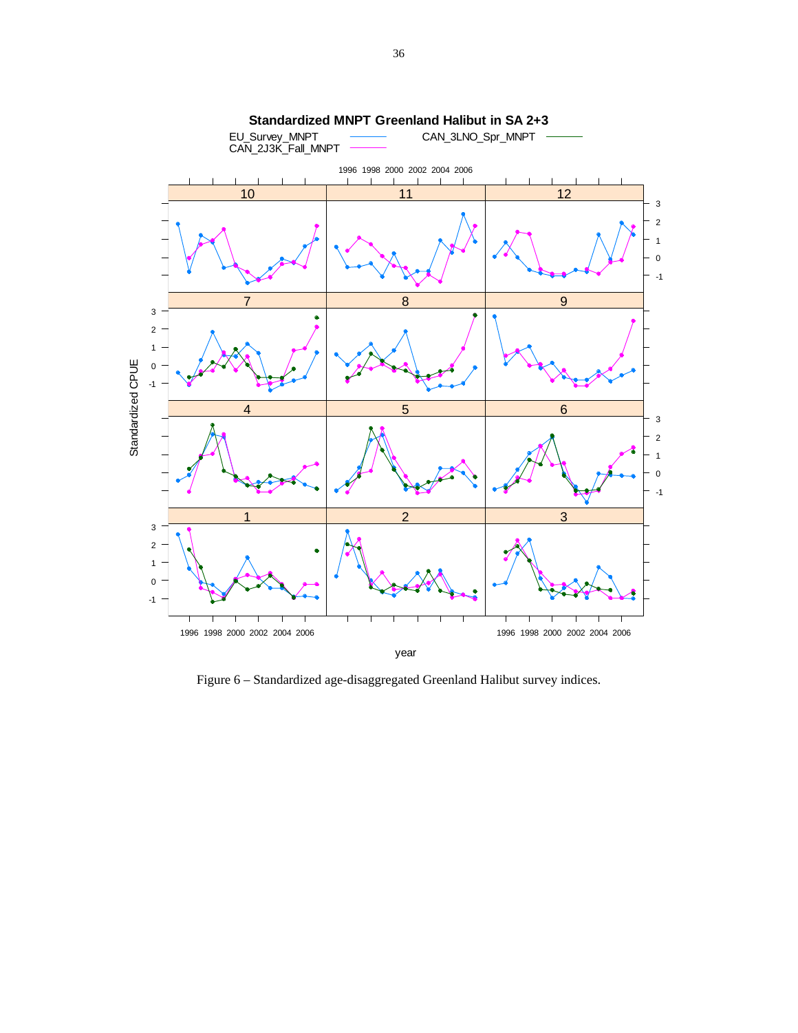Figure 6 – Standardized age-disaggregated Greenland Halibut survey indices.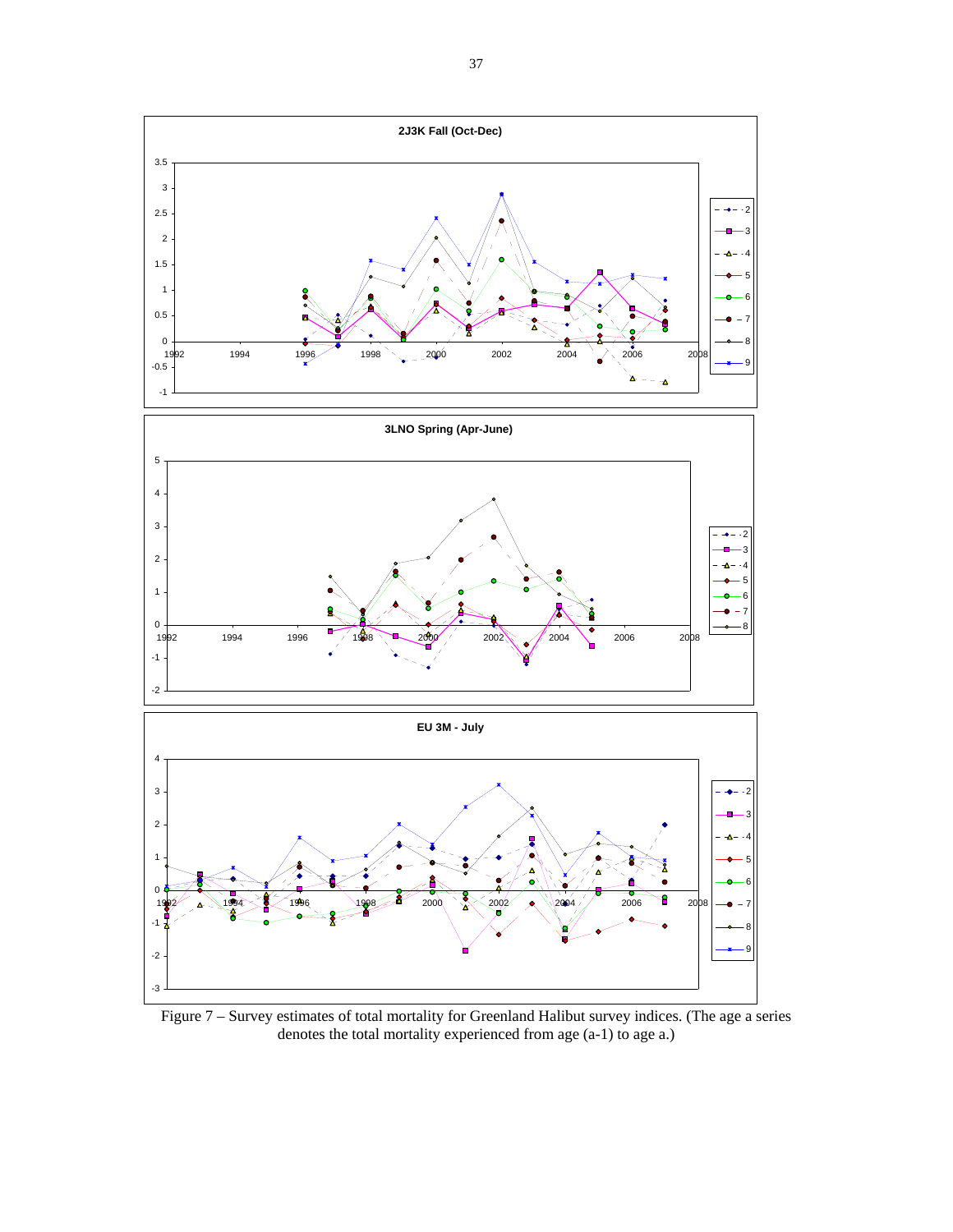**2J3K Fall (Oct-Dec)**

**3LNO Spring (Apr-June)**

**EU 3M - July**

Figure 7 – Survey estimates of total mortality for Greenland Halibut survey indices. (The age a series denotes the total mortality experienced from age (a-1) to age a.)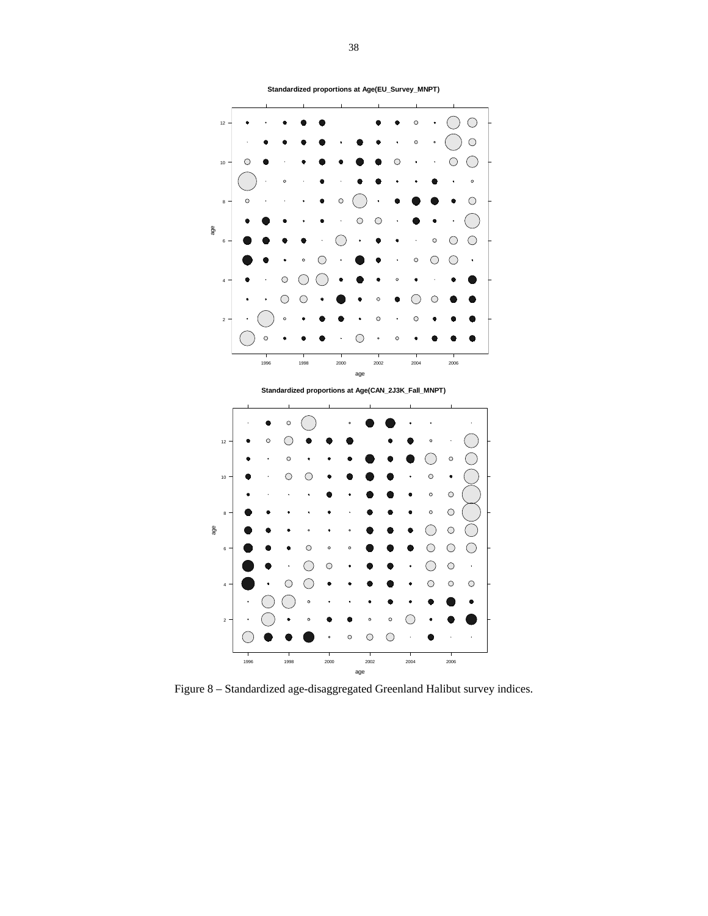Standardized proportions at Age(EU_Survey_MNPT)

Standardized proportions at Age(CAN_2J3K_Fall_MNPT)

Figure 8 – Standardized age-disaggregated Greenland Halibut survey indices.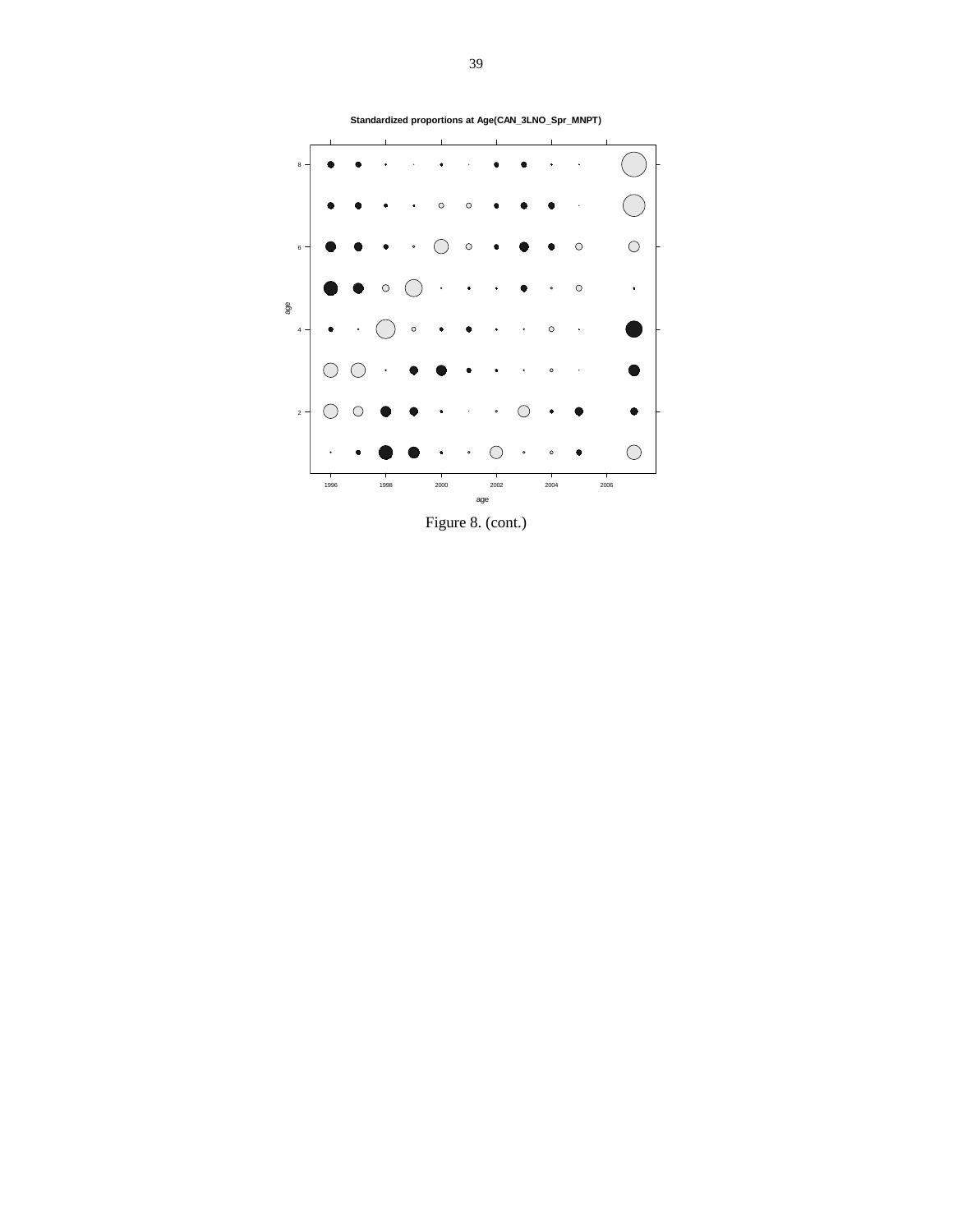**Standardized proportions at Age(CAN_3LNO_Spr_MNPT)**

Figure 8. (cont.)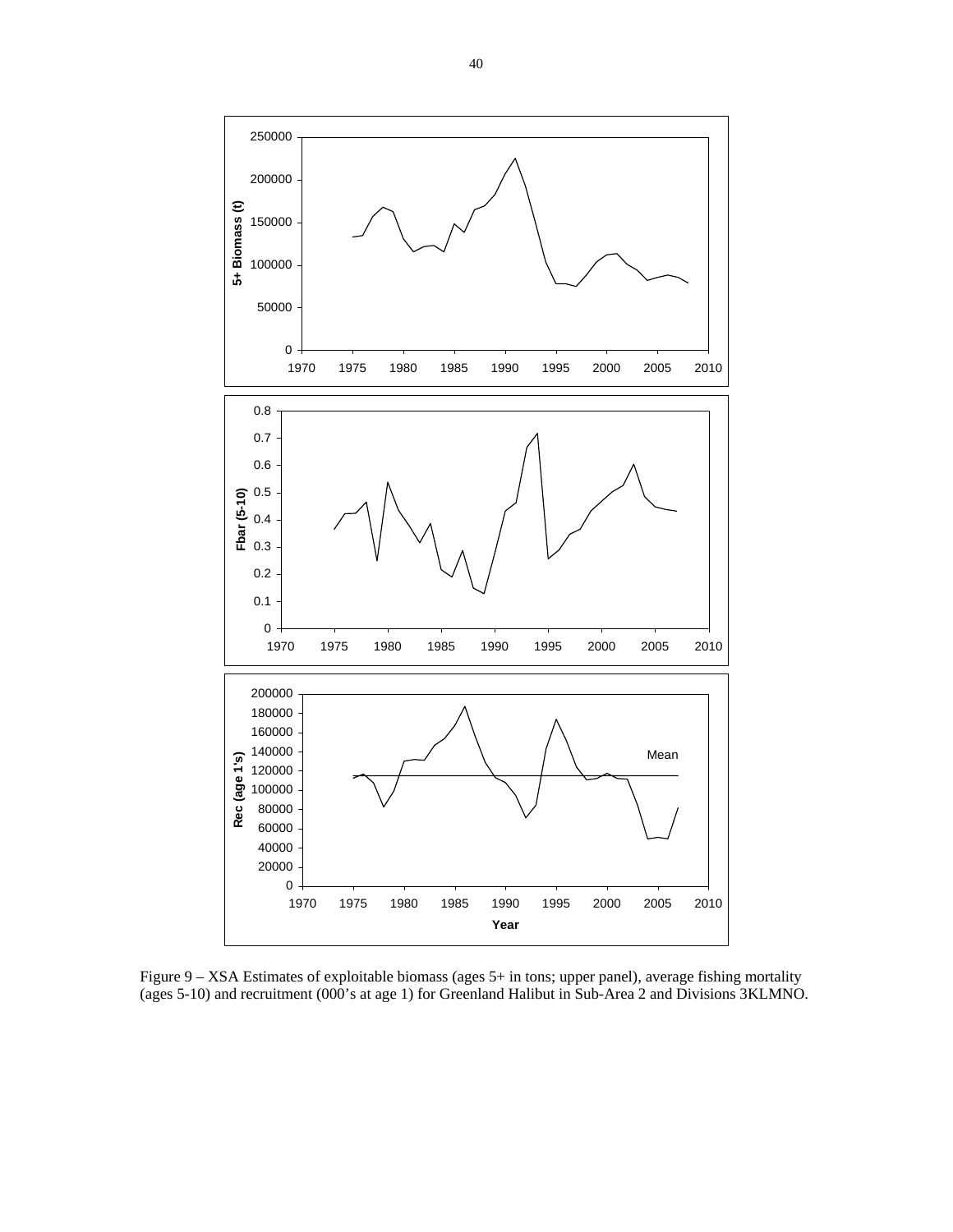Figure 9 – XSA Estimates of exploitable biomass (ages 5+ in tons; upper panel), average fishing mortality (ages 5-10) and recruitment (000's at age 1) for Greenland Halibut in Sub-Area 2 and Divisions 3KLMNO.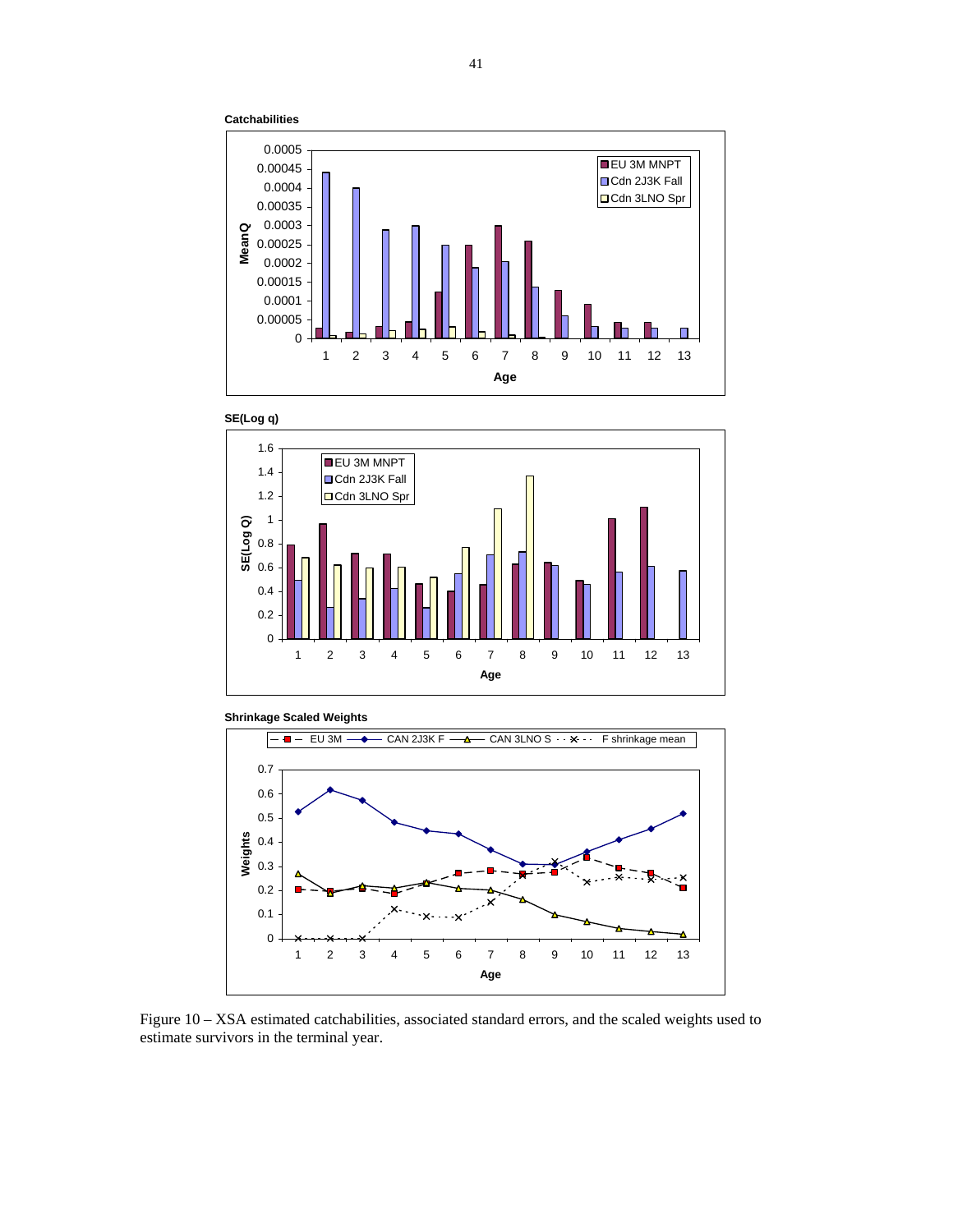**Catchabilities**

**SE(Log q)**

**Shrinkage Scaled Weights**

Figure 10 – XSA estimated catchabilities, associated standard errors, and the scaled weights used to estimate survivors in the terminal year.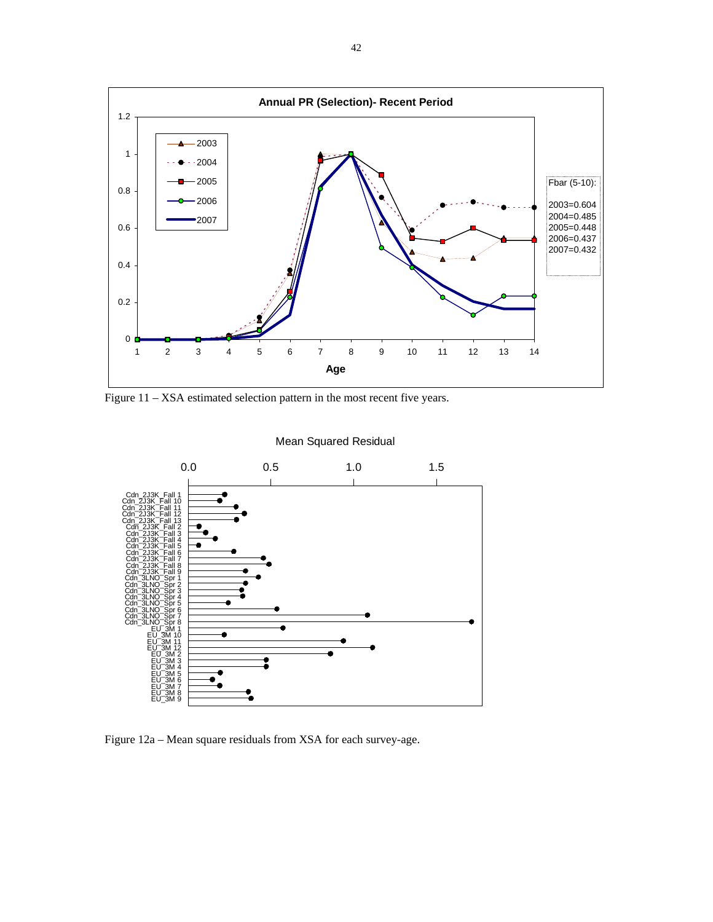Figure 11 – XSA estimated selection pattern in the most recent five years.

Figure 12a – Mean square residuals from XSA for each survey-age.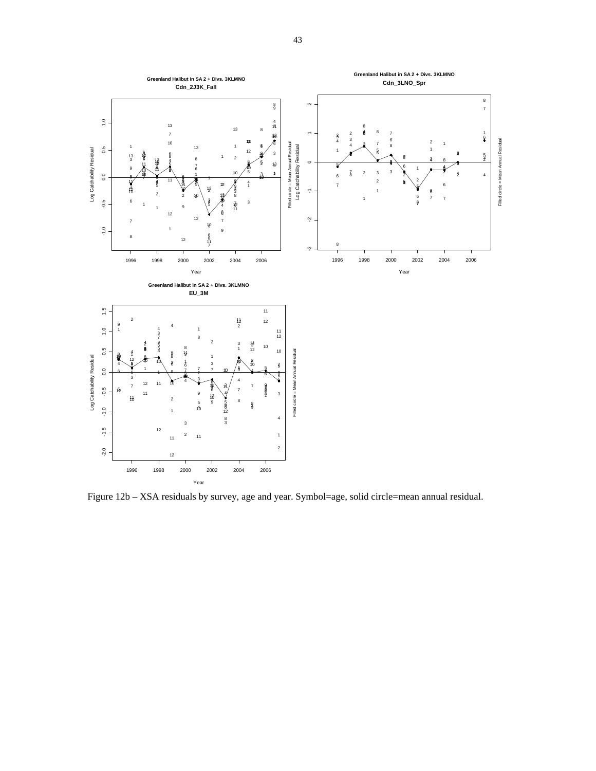Figure 12b – XSA residuals by survey, age and year. Symbol=age, solid circle=mean annual residual.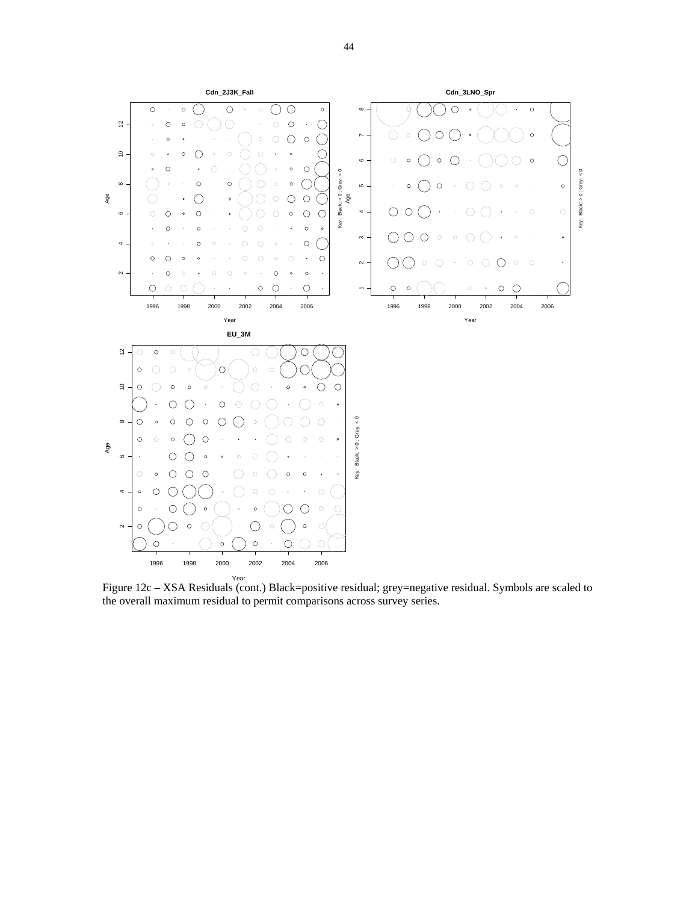Figure 12c – XSA Residuals (cont.) Black=positive residual; grey=negative residual. Symbols are scaled to the overall maximum residual to permit comparisons across survey series.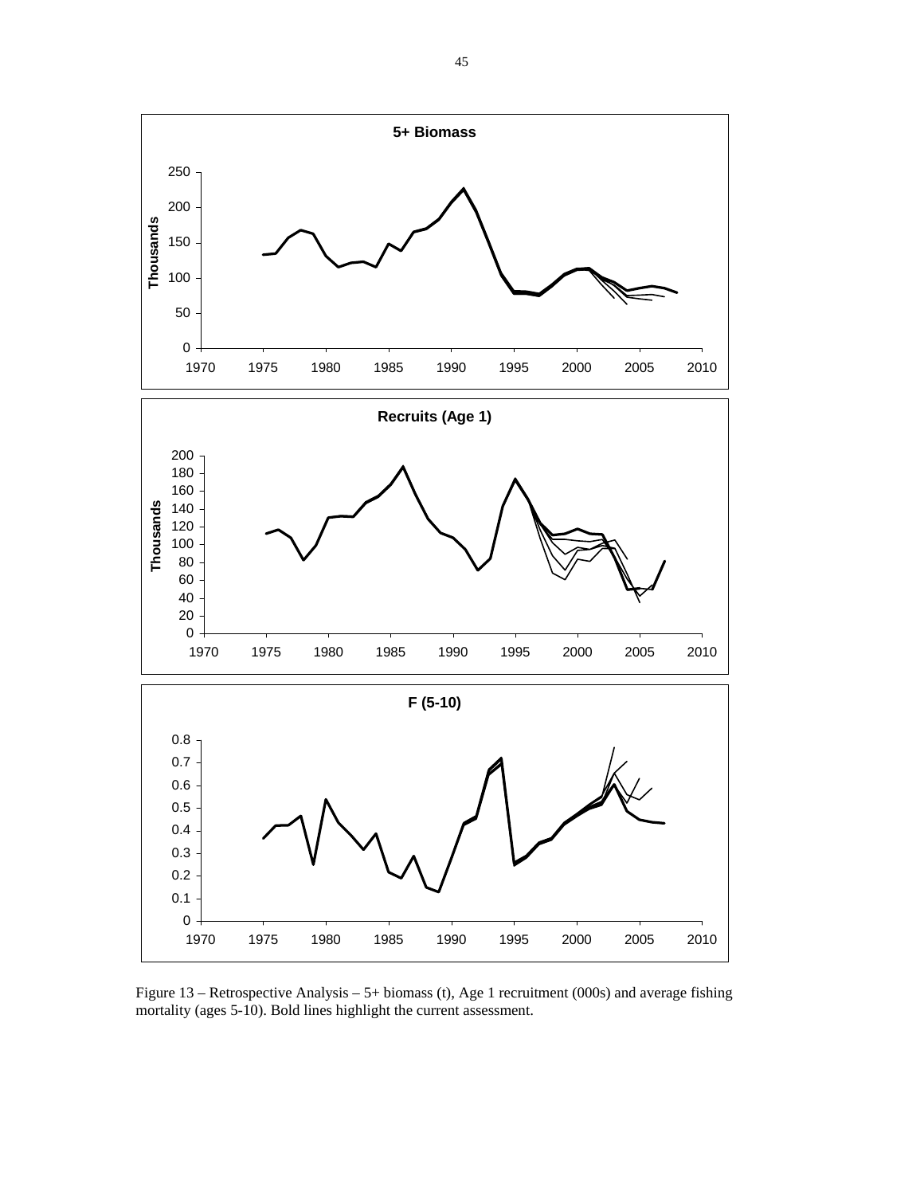Figure 13 – Retrospective Analysis – 5+ biomass (t), Age 1 recruitment (000s) and average fishing mortality (ages 5-10). Bold lines highlight the current assessment.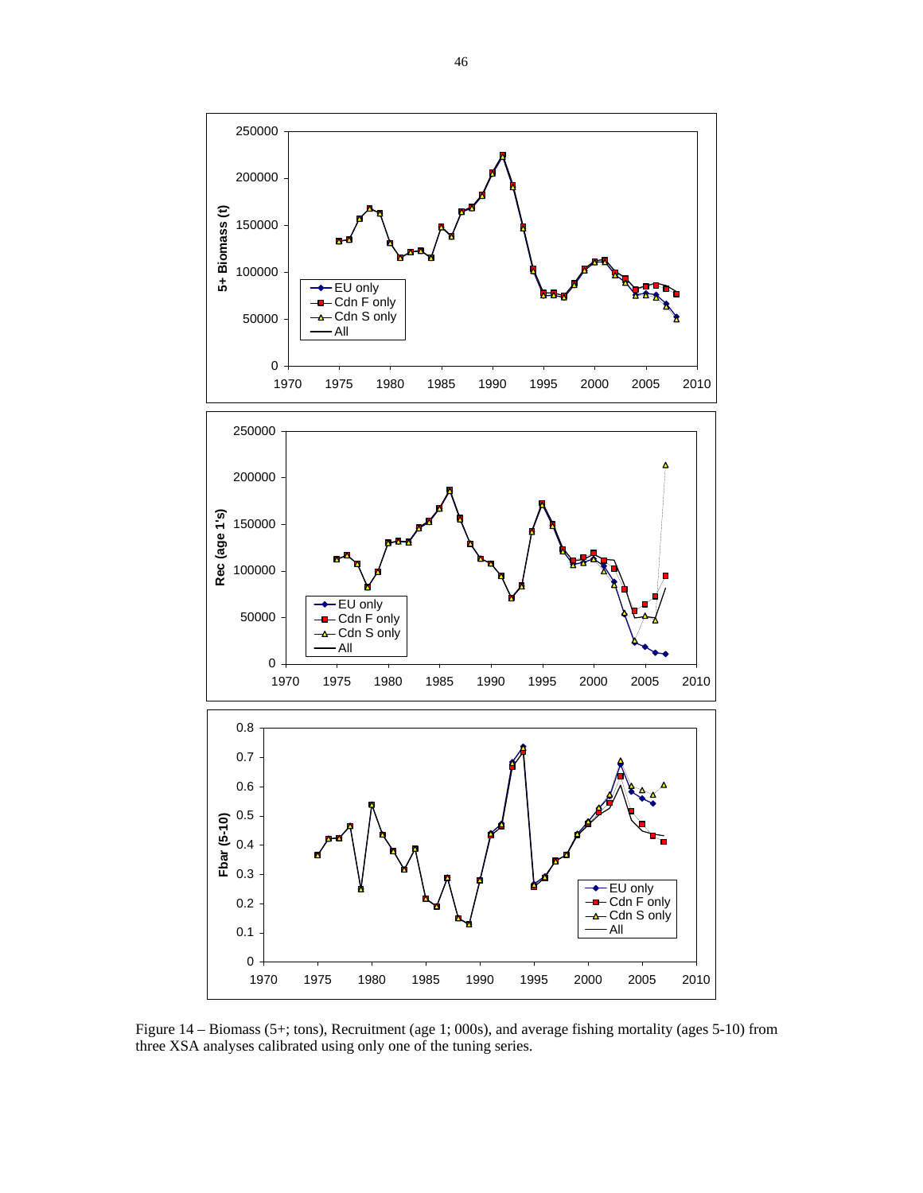Figure 14 – Biomass (5+; tons), Recruitment (age 1; 000s), and average fishing mortality (ages 5-10) from three XSA analyses calibrated using only one of the tuning series.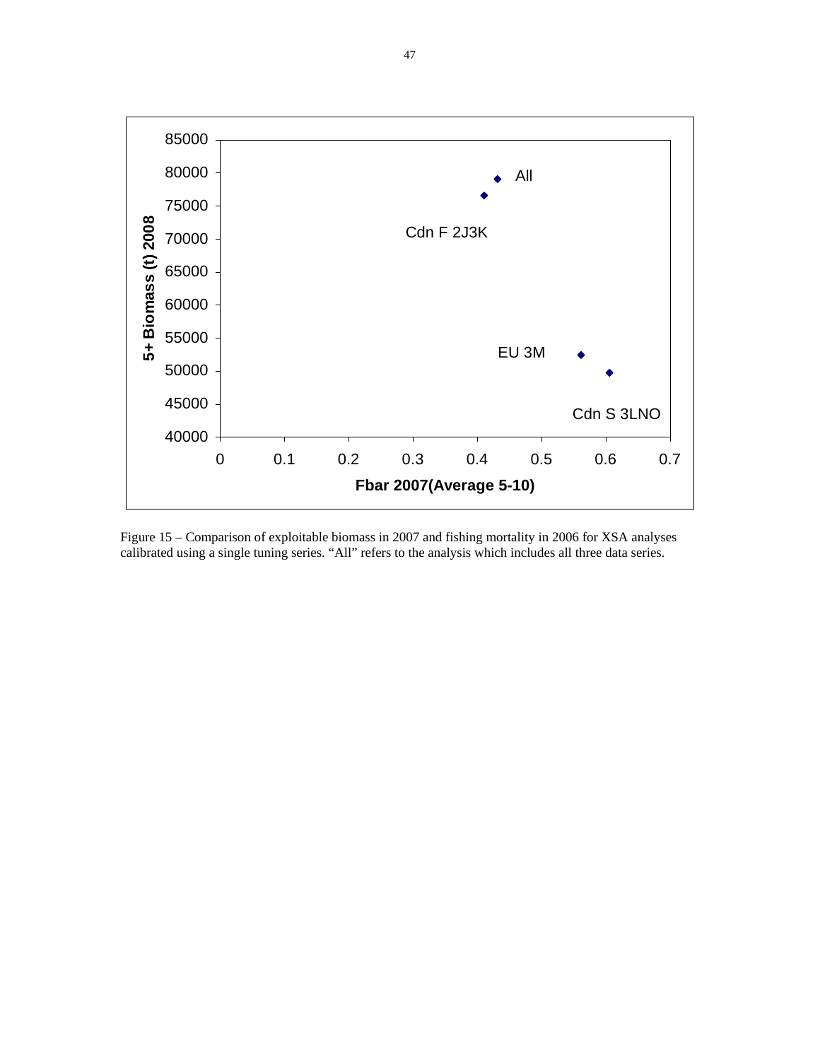Figure 15 – Comparison of exploitable biomass in 2007 and fishing mortality in 2006 for XSA analyses calibrated using a single tuning series. “All” refers to the analysis which includes all three data series.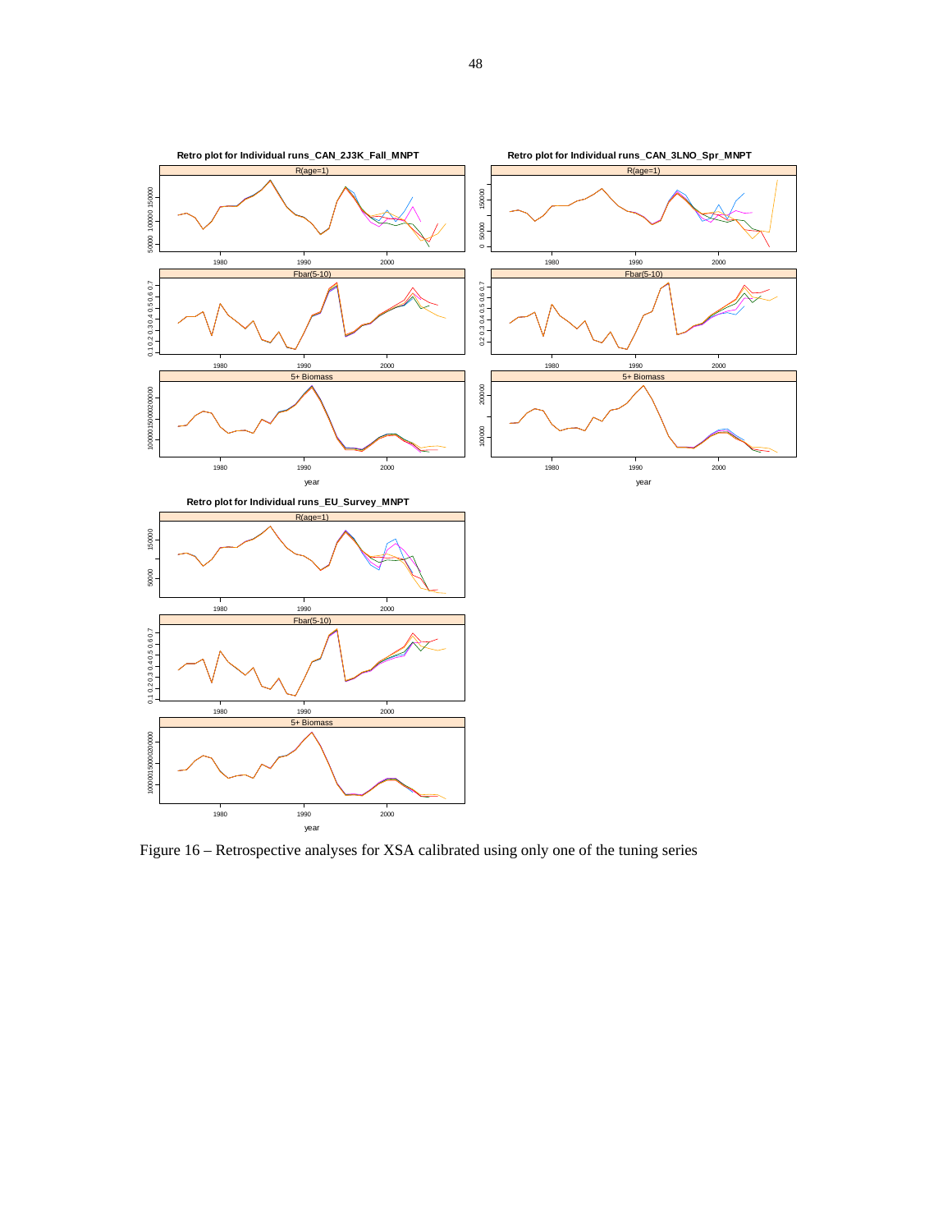Figure 16 – Retrospective analyses for XSA calibrated using only one of the tuning series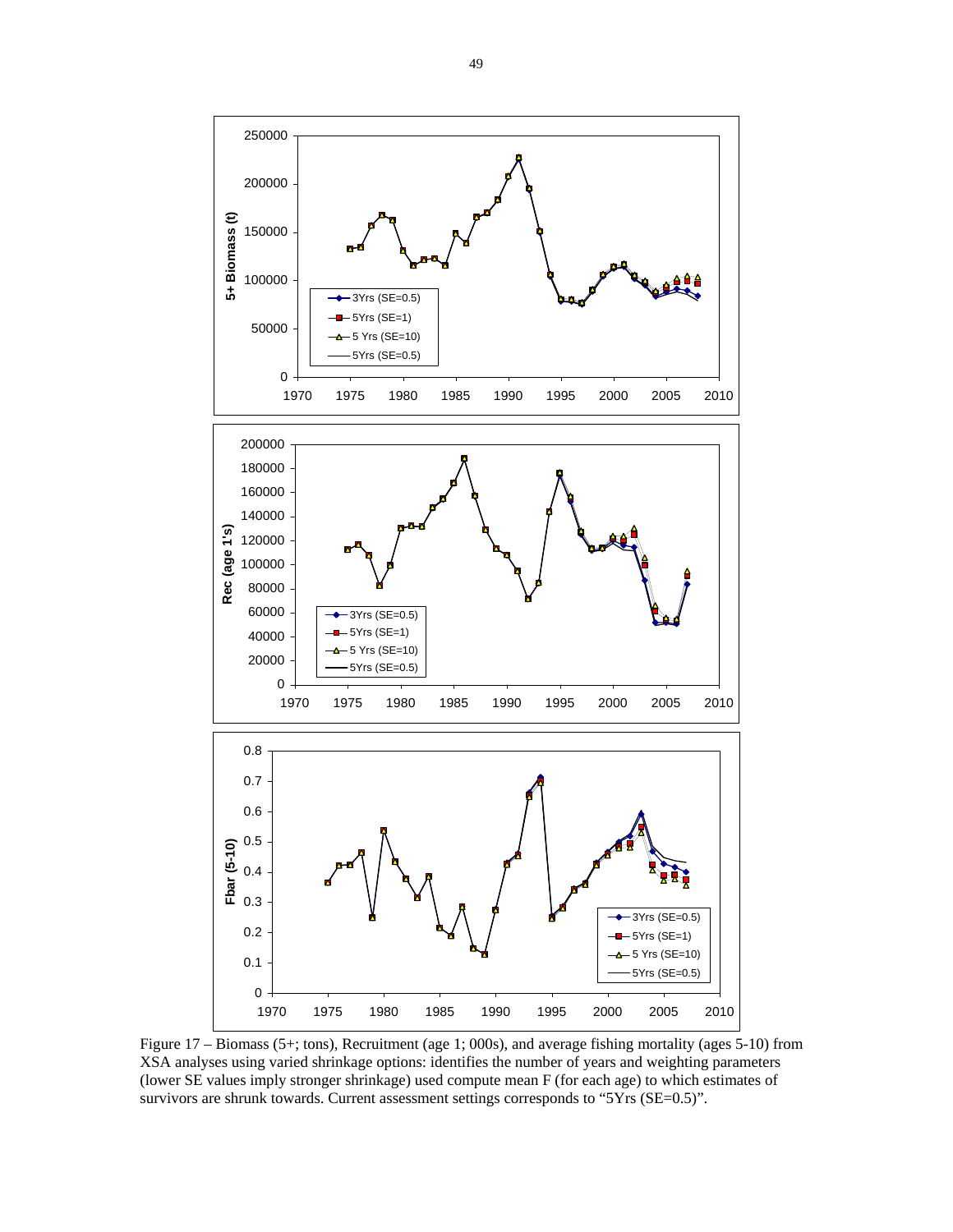Figure 17 – Biomass (5+; tons), Recruitment (age 1; 000s), and average fishing mortality (ages 5-10) from XSA analyses using varied shrinkage options: identifies the number of years and weighting parameters (lower SE values imply stronger shrinkage) used compute mean F (for each age) to which estimates of survivors are shrunk towards. Current assessment settings corresponds to "5Yrs (SE=0.5)".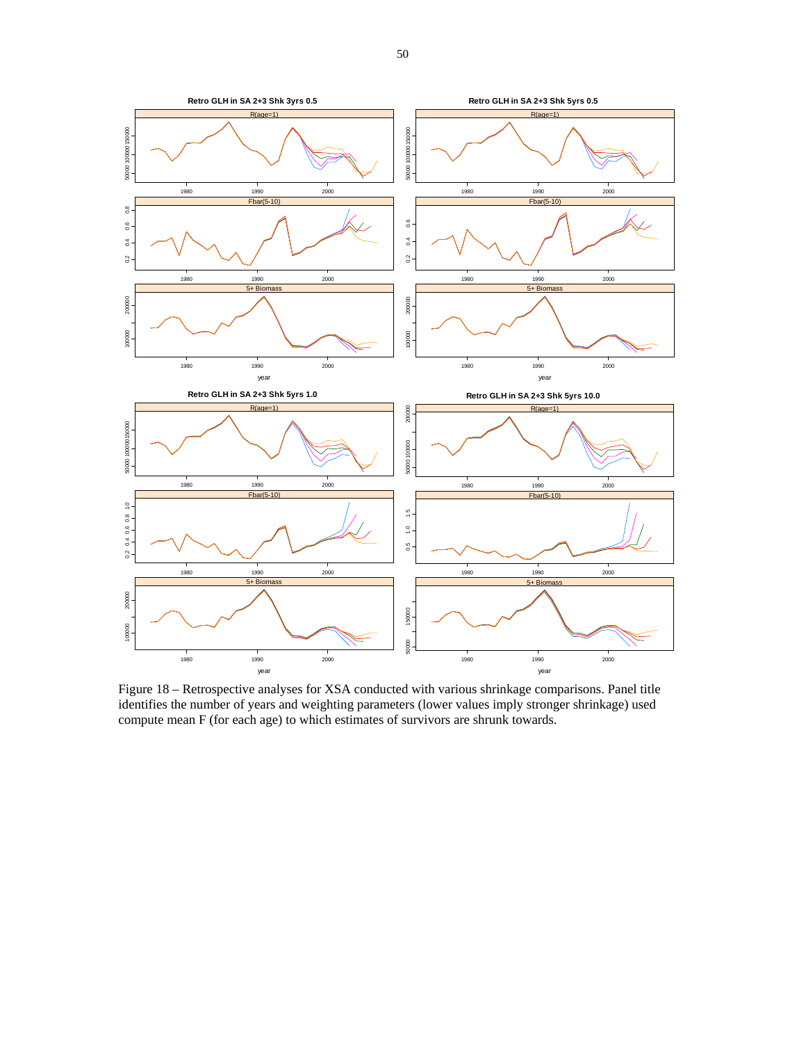Figure 18 – Retrospective analyses for XSA conducted with various shrinkage comparisons. Panel title identifies the number of years and weighting parameters (lower values imply stronger shrinkage) used compute mean F (for each age) to which estimates of survivors are shrunk towards.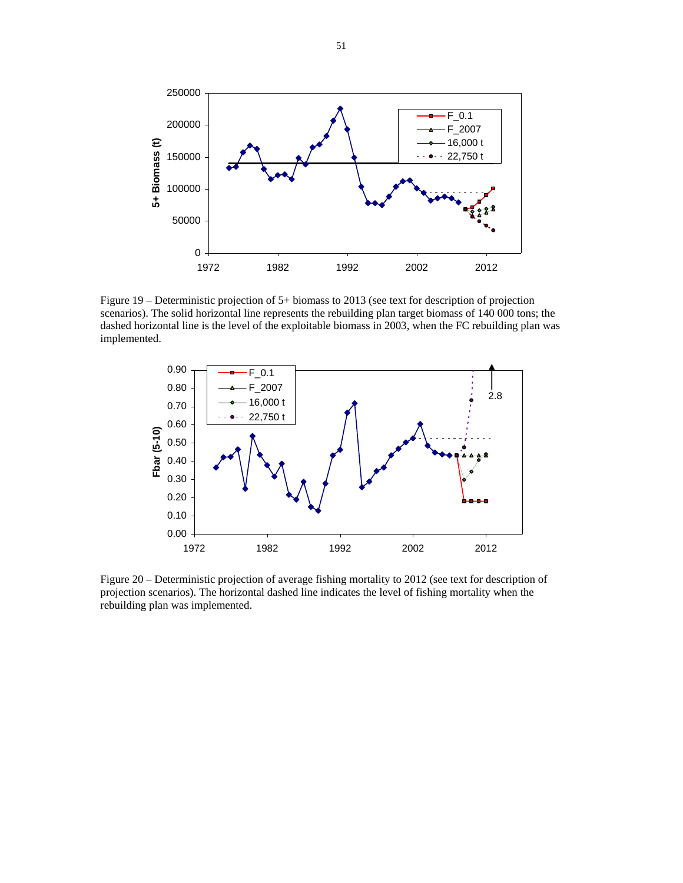Figure 19 – Deterministic projection of 5+ biomass to 2013 (see text for description of projection scenarios). The solid horizontal line represents the rebuilding plan target biomass of 140 000 tons; the dashed horizontal line is the level of the exploitable biomass in 2003, when the FC rebuilding plan was implemented.

Figure 20 – Deterministic projection of average fishing mortality to 2012 (see text for description of projection scenarios). The horizontal dashed line indicates the level of fishing mortality when the rebuilding plan was implemented.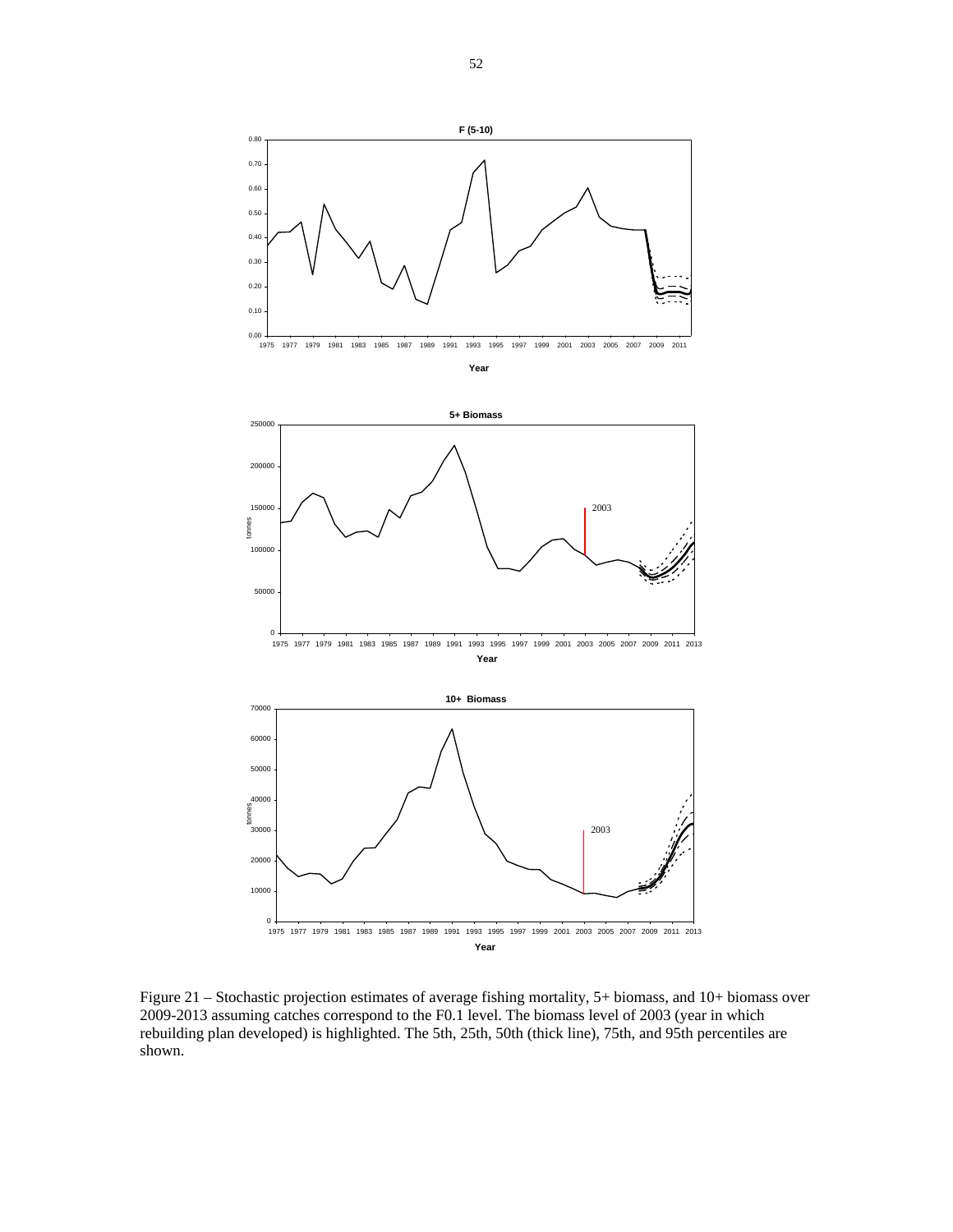Figure 21 – Stochastic projection estimates of average fishing mortality, 5+ biomass, and 10+ biomass over 2009-2013 assuming catches correspond to the F0.1 level. The biomass level of 2003 (year in which rebuilding plan developed) is highlighted. The 5th, 25th, 50th (thick line), 75th, and 95th percentiles are shown.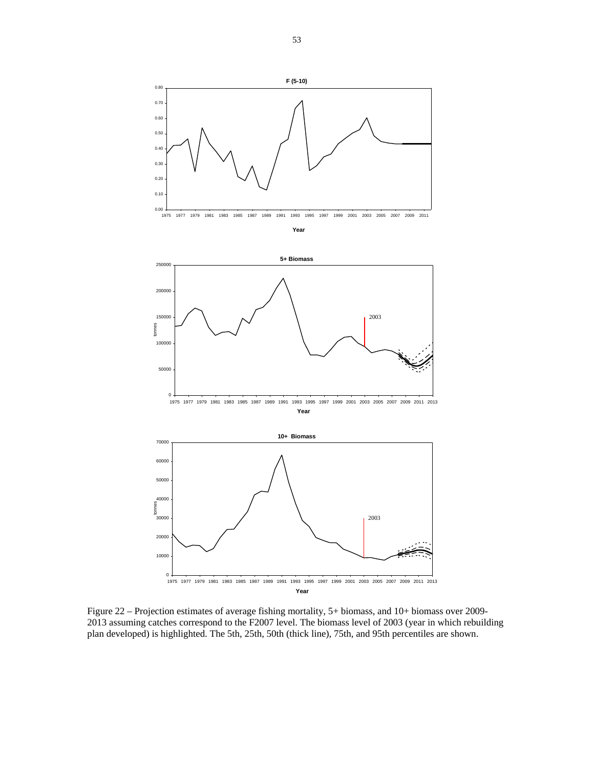Figure 22 – Projection estimates of average fishing mortality, 5+ biomass, and 10+ biomass over 2009-2013 assuming catches correspond to the F2007 level. The biomass level of 2003 (year in which rebuilding plan developed) is highlighted. The 5th, 25th, 50th (thick line), 75th, and 95th percentiles are shown.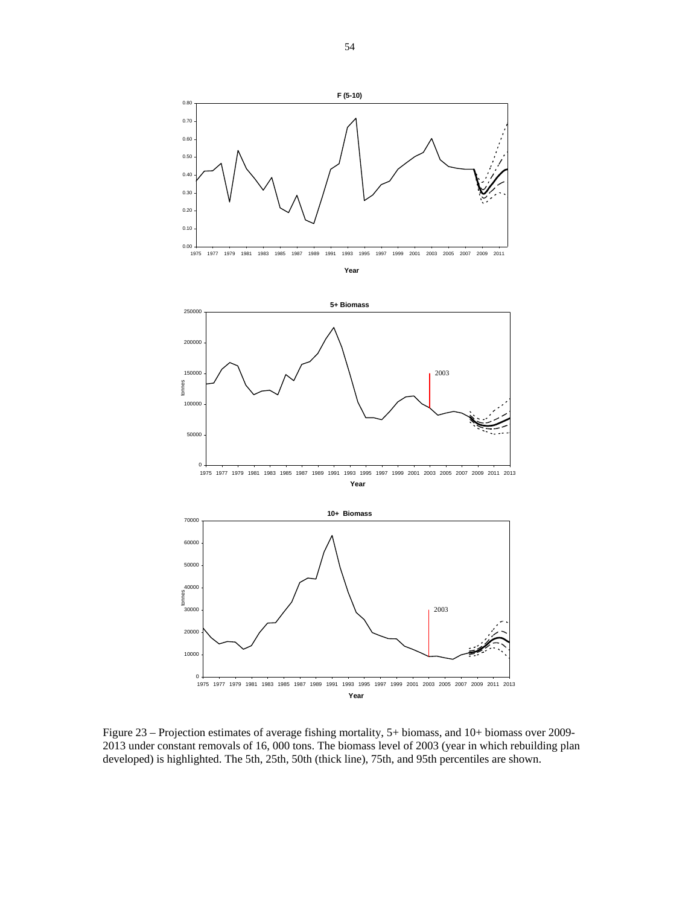Figure 23 – Projection estimates of average fishing mortality, 5+ biomass, and 10+ biomass over 2009-2013 under constant removals of 16, 000 tons. The biomass level of 2003 (year in which rebuilding plan developed) is highlighted. The 5th, 25th, 50th (thick line), 75th, and 95th percentiles are shown.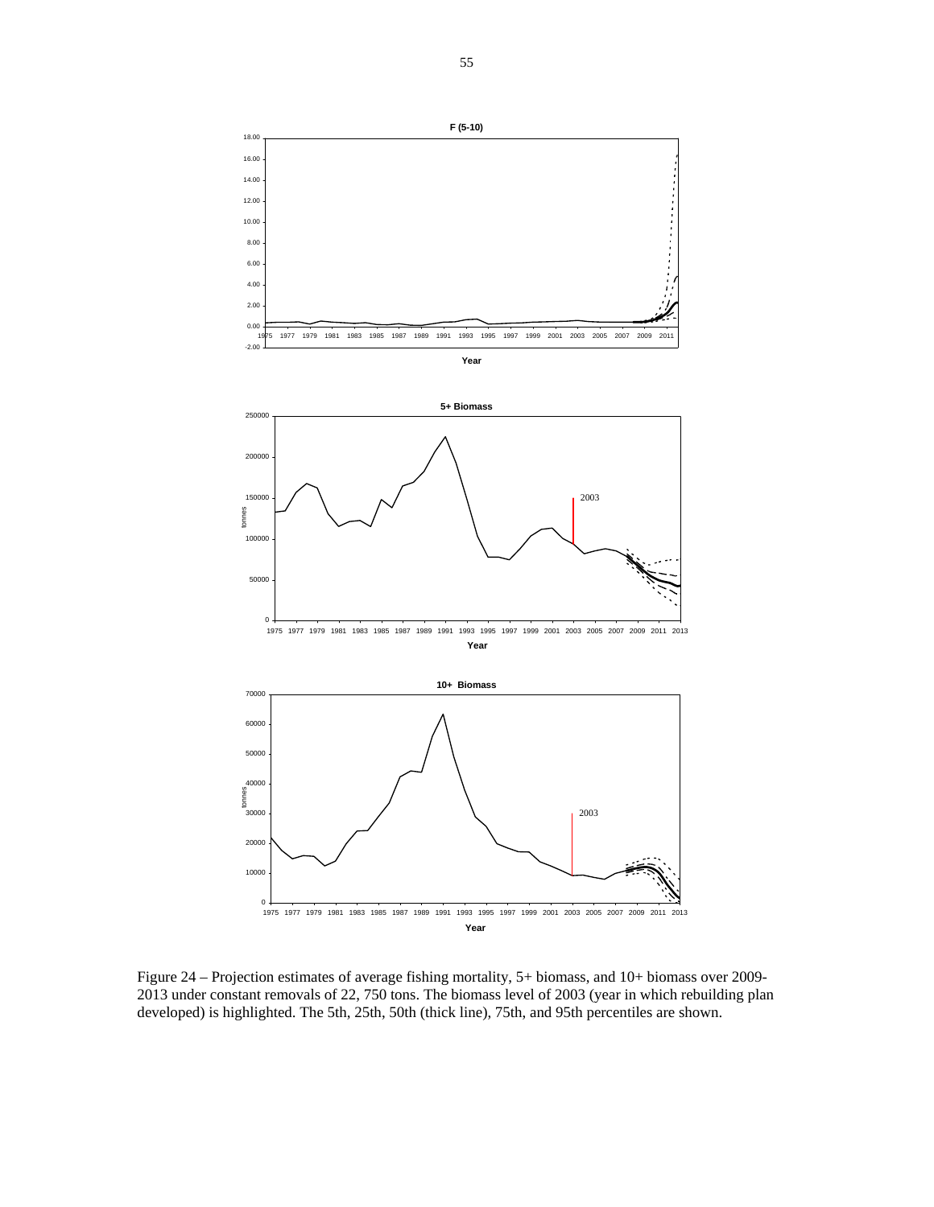Figure 24 – Projection estimates of average fishing mortality, 5+ biomass, and 10+ biomass over 2009-2013 under constant removals of 22, 750 tons. The biomass level of 2003 (year in which rebuilding plan developed) is highlighted. The 5th, 25th, 50th (thick line), 75th, and 95th percentiles are shown.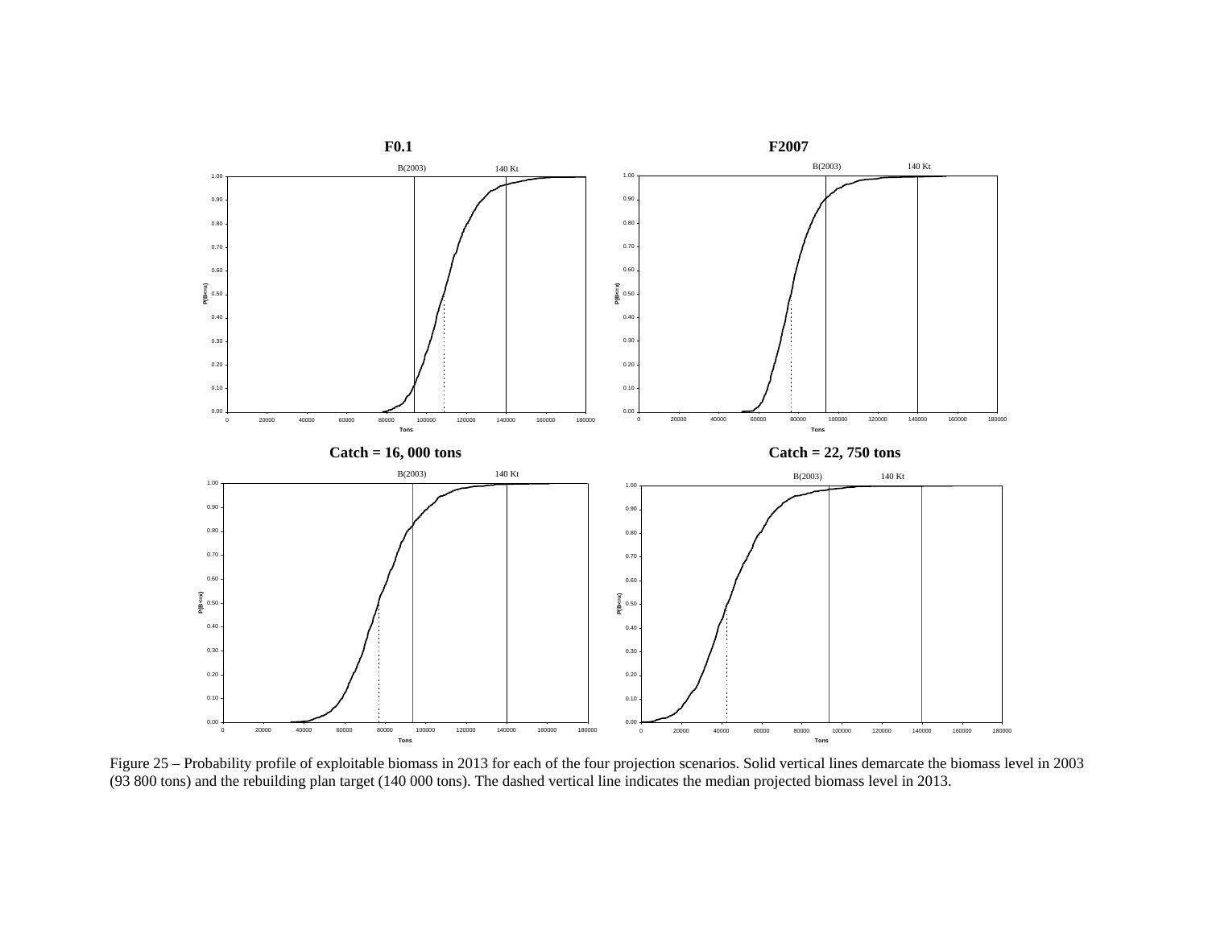**F0.1**

B(2003)

140 Kt

1.00
0.90
0.80
0.70
0.60
0.50
0.40
0.30
0.20
0.10
0.00

P(B<=x)

0 20000 40000 60000 80000 100000 120000 140000 160000 180000

Tons

**F2007**

B(2003)

140 Kt

1.00
0.90
0.80
0.70
0.60
0.50
0.40
0.30
0.20
0.10
0.00

P(B<=x)

0 20000 40000 60000 80000 100000 120000 140000 160000 180000

Tons

**Catch = 16, 000 tons**

B(2003)

140 Kt

1.00
0.90
0.80
0.70
0.60
0.50
0.40
0.30
0.20
0.10
0.00

P(B<=x)

0 20000 40000 60000 80000 100000 120000 140000 160000 180000

Tons

**Catch = 22, 750 tons**

B(2003)

140 Kt

1.00
0.90
0.80
0.70
0.60
0.50
0.40
0.30
0.20
0.10
0.00

P(B<=x)

0 20000 40000 60000 80000 100000 120000 140000 160000 180000

Tons

Figure 25 – Probability profile of exploitable biomass in 2013 for each of the four projection scenarios. Solid vertical lines demarcate the biomass level in 2003 (93 800 tons) and the rebuilding plan target (140 000 tons). The dashed vertical line indicates the median projected biomass level in 2013.